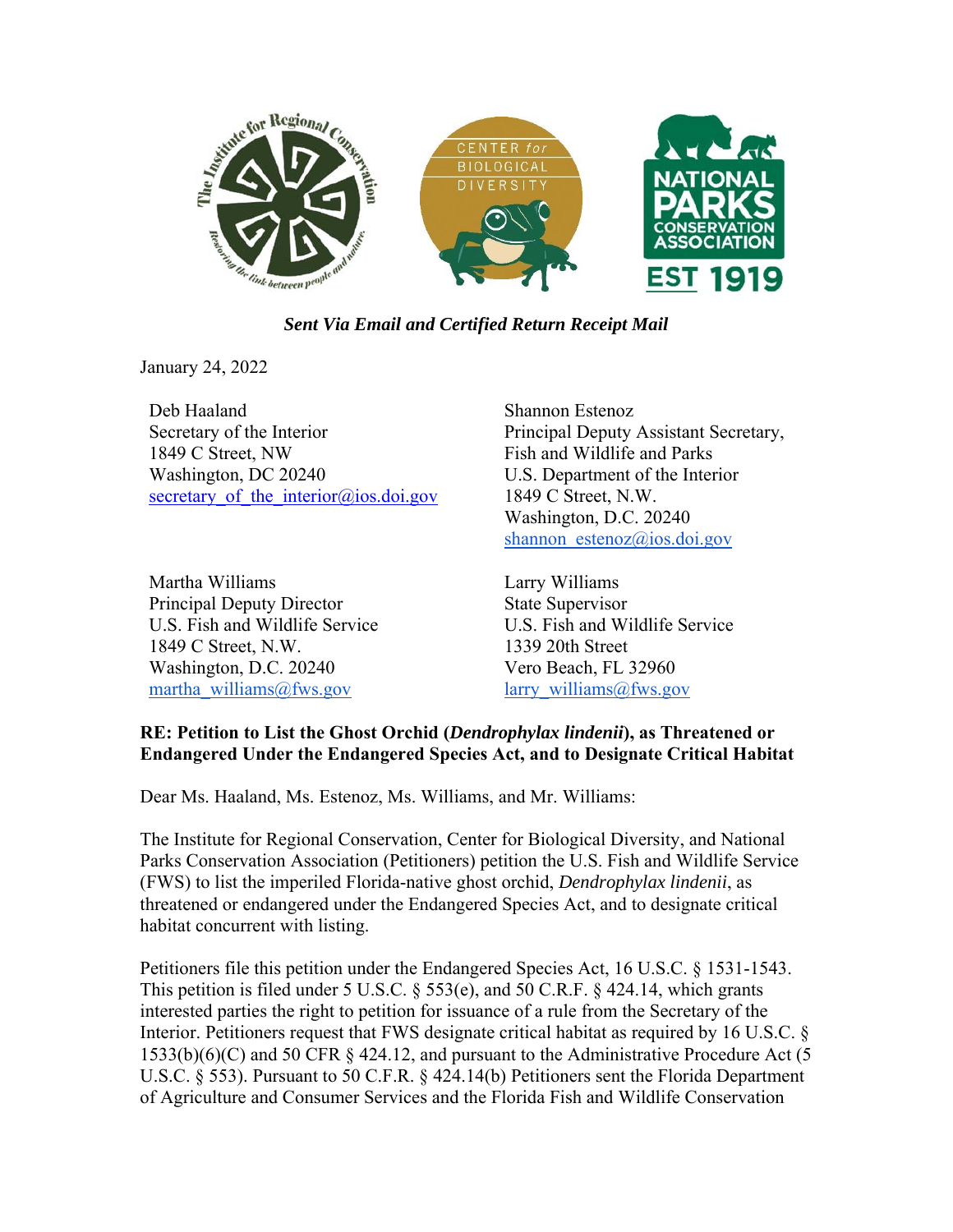*Sent Via Email and Certified Return Receipt Mail*

January 24, 2022

Deb Haaland
Secretary of the Interior
1849 C Street, NW
Washington, DC 20240
secretary_of_the_interior@ios.doi.gov

Shannon Estenoz
Principal Deputy Assistant Secretary,
Fish and Wildlife and Parks
U.S. Department of the Interior
1849 C Street, N.W.
Washington, D.C. 20240
shannon_estenoz@ios.doi.gov

Martha Williams
Principal Deputy Director
U.S. Fish and Wildlife Service
1849 C Street, N.W.
Washington, D.C. 20240
martha_williams@fws.gov

Larry Williams
State Supervisor
U.S. Fish and Wildlife Service
1339 20th Street
Vero Beach, FL 32960
larry_williams@fws.gov

**RE: Petition to List the Ghost Orchid (*Dendrophylax lindenii*), as Threatened or Endangered Under the Endangered Species Act, and to Designate Critical Habitat**

Dear Ms. Haaland, Ms. Estenoz, Ms. Williams, and Mr. Williams:

The Institute for Regional Conservation, Center for Biological Diversity, and National Parks Conservation Association (Petitioners) petition the U.S. Fish and Wildlife Service (FWS) to list the imperiled Florida-native ghost orchid, *Dendrophylax lindenii*, as threatened or endangered under the Endangered Species Act, and to designate critical habitat concurrent with listing.

Petitioners file this petition under the Endangered Species Act, 16 U.S.C. § 1531-1543. This petition is filed under 5 U.S.C. § 553(e), and 50 C.R.F. § 424.14, which grants interested parties the right to petition for issuance of a rule from the Secretary of the Interior. Petitioners request that FWS designate critical habitat as required by 16 U.S.C. § 1533(b)(6)(C) and 50 CFR § 424.12, and pursuant to the Administrative Procedure Act (5 U.S.C. § 553). Pursuant to 50 C.F.R. § 424.14(b) Petitioners sent the Florida Department of Agriculture and Consumer Services and the Florida Fish and Wildlife Conservation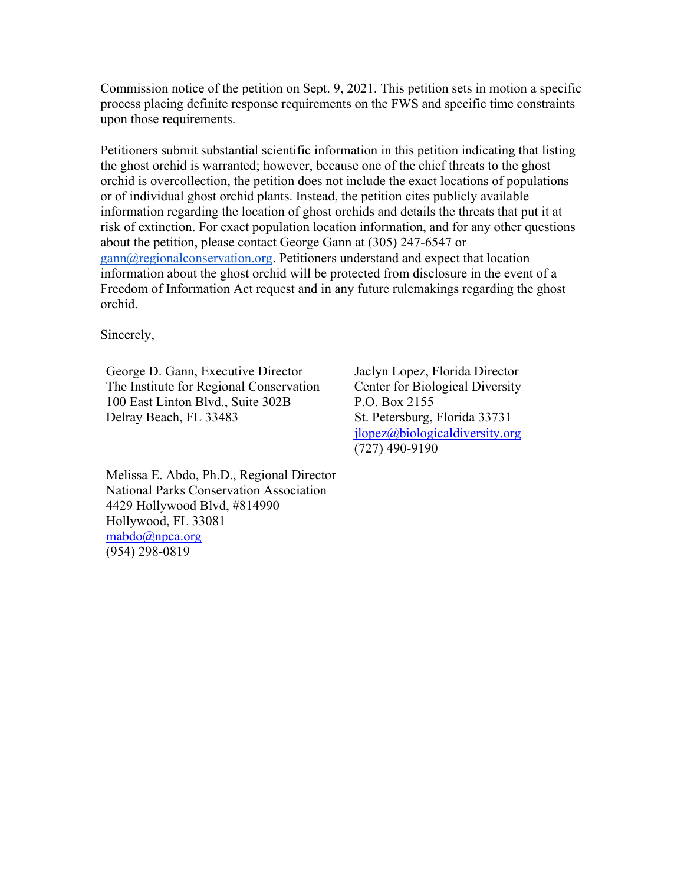Commission notice of the petition on Sept. 9, 2021. This petition sets in motion a specific process placing definite response requirements on the FWS and specific time constraints upon those requirements.

Petitioners submit substantial scientific information in this petition indicating that listing the ghost orchid is warranted; however, because one of the chief threats to the ghost orchid is overcollection, the petition does not include the exact locations of populations or of individual ghost orchid plants. Instead, the petition cites publicly available information regarding the location of ghost orchids and details the threats that put it at risk of extinction. For exact population location information, and for any other questions about the petition, please contact George Gann at (305) 247-6547 or gann@regionalconservation.org. Petitioners understand and expect that location information about the ghost orchid will be protected from disclosure in the event of a Freedom of Information Act request and in any future rulemakings regarding the ghost orchid.

Sincerely,

George D. Gann, Executive Director
The Institute for Regional Conservation
100 East Linton Blvd., Suite 302B
Delray Beach, FL 33483

Jaclyn Lopez, Florida Director
Center for Biological Diversity
P.O. Box 2155
St. Petersburg, Florida 33731
jlopez@biologicaldiversity.org
(727) 490-9190

Melissa E. Abdo, Ph.D., Regional Director
National Parks Conservation Association
4429 Hollywood Blvd, #814990
Hollywood, FL 33081
mabdo@npca.org
(954) 298-0819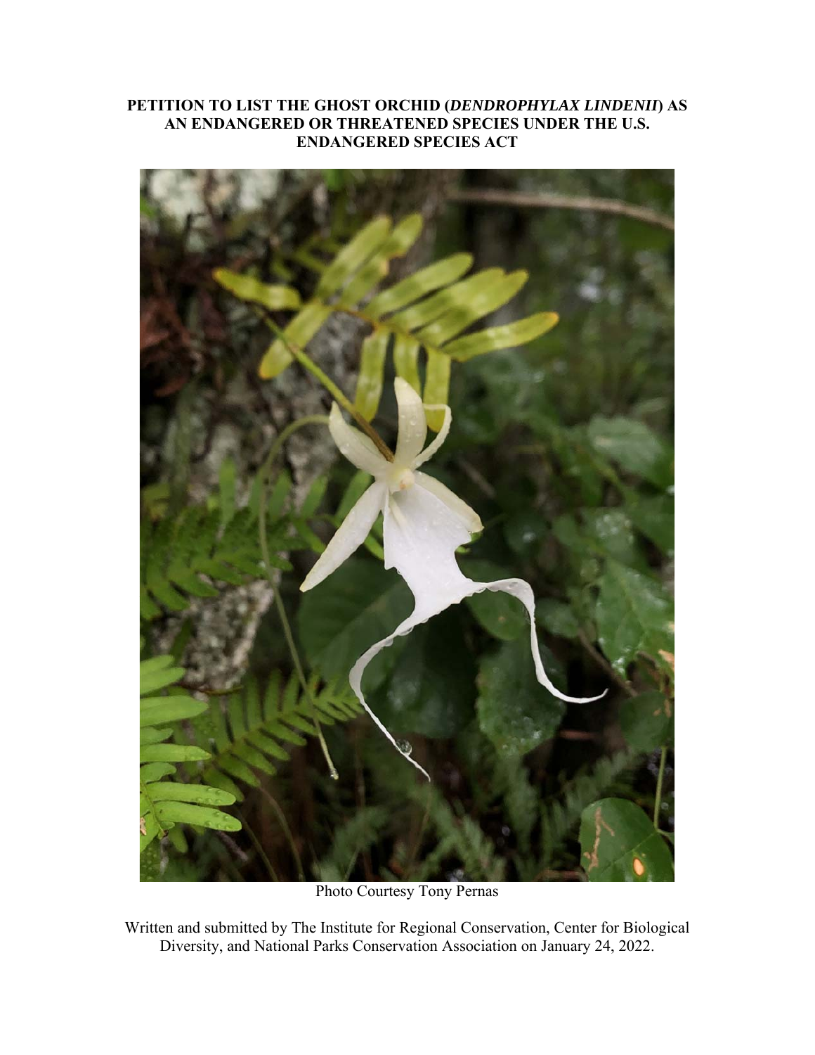# PETITION TO LIST THE GHOST ORCHID (*DENDROPHYLAX LINDENII*) AS AN ENDANGERED OR THREATENED SPECIES UNDER THE U.S. ENDANGERED SPECIES ACT

Photo Courtesy Tony Pernas

Written and submitted by The Institute for Regional Conservation, Center for Biological Diversity, and National Parks Conservation Association on January 24, 2022.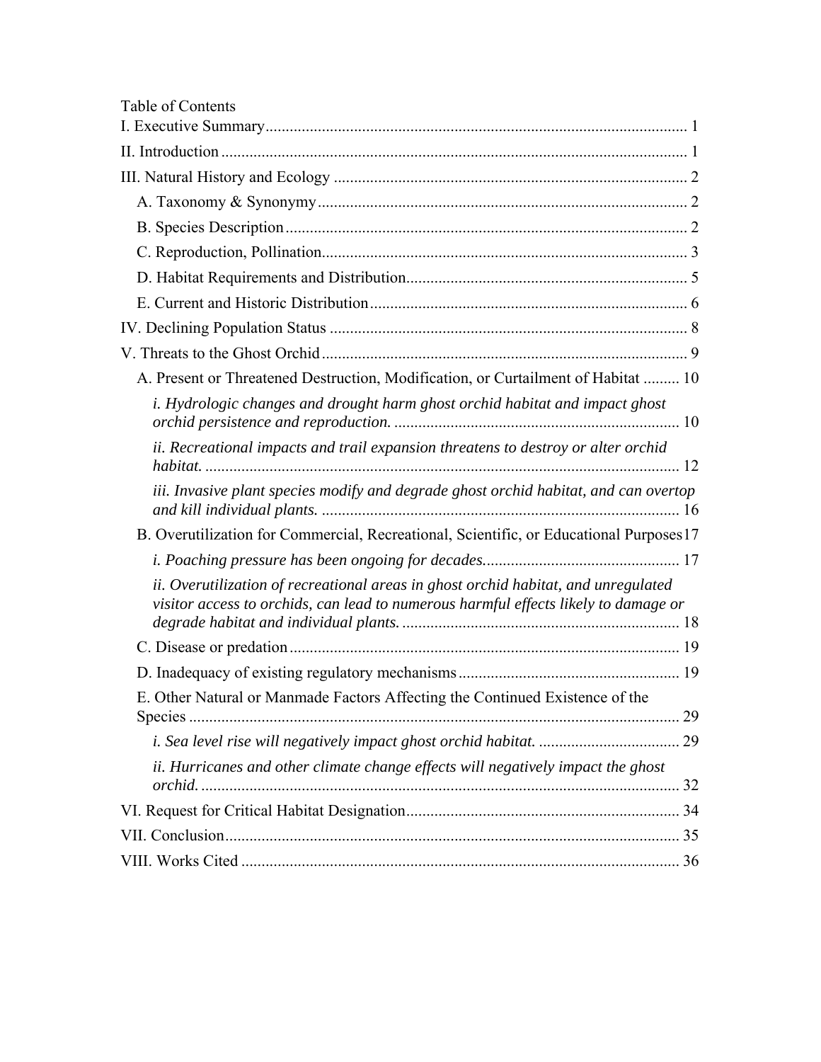Table of Contents

I. Executive Summary ........................................................................................................ 1

II. Introduction .................................................................................................................. 1

III. Natural History and Ecology ....................................................................................... 2

- A. Taxonomy & Synonymy ........................................................................................... 2
- B. Species Description .................................................................................................. 2
- C. Reproduction, Pollination.......................................................................................... 3
- D. Habitat Requirements and Distribution..................................................................... 5
- E. Current and Historic Distribution .............................................................................. 6

IV. Declining Population Status ........................................................................................ 8

V. Threats to the Ghost Orchid .......................................................................................... 9

- A. Present or Threatened Destruction, Modification, or Curtailment of Habitat ......... 10
  - *i. Hydrologic changes and drought harm ghost orchid habitat and impact ghost orchid persistence and reproduction.* ....................................................................... 10
  - *ii. Recreational impacts and trail expansion threatens to destroy or alter orchid habitat.* ..................................................................................................................... 12
  - *iii. Invasive plant species modify and degrade ghost orchid habitat, and can overtop and kill individual plants.* ......................................................................................... 16
- B. Overutilization for Commercial, Recreational, Scientific, or Educational Purposes 17
  - *i. Poaching pressure has been ongoing for decades.*................................................ 17
  - *ii. Overutilization of recreational areas in ghost orchid habitat, and unregulated visitor access to orchids, can lead to numerous harmful effects likely to damage or degrade habitat and individual plants.* .................................................................... 18
- C. Disease or predation ................................................................................................. 19
- D. Inadequacy of existing regulatory mechanisms ....................................................... 19
- E. Other Natural or Manmade Factors Affecting the Continued Existence of the Species .......................................................................................................................... 29
  - *i. Sea level rise will negatively impact ghost orchid habitat.* ................................... 29
  - *ii. Hurricanes and other climate change effects will negatively impact the ghost orchid.* ....................................................................................................................... 32

VI. Request for Critical Habitat Designation.................................................................... 34

VII. Conclusion ................................................................................................................. 35

VIII. Works Cited ............................................................................................................. 36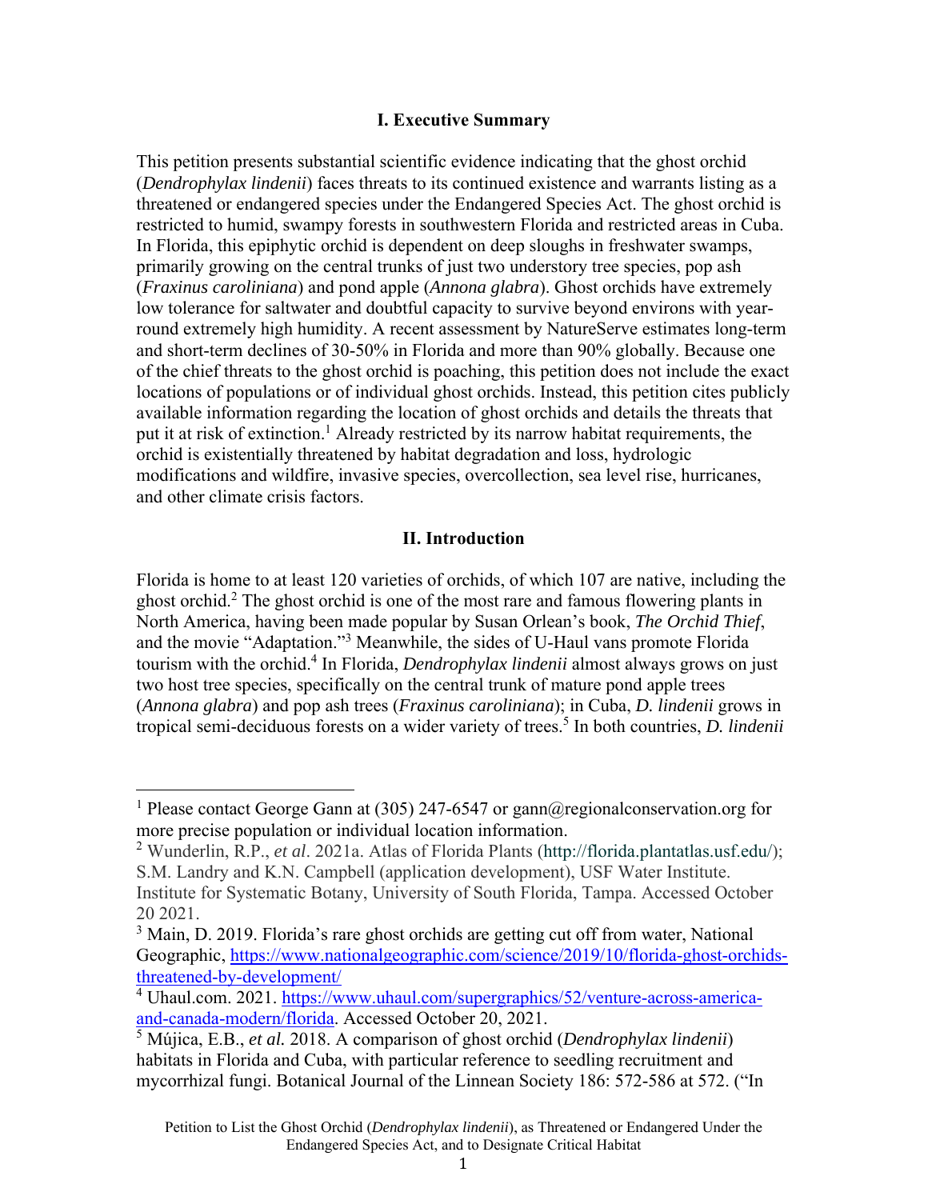## I. Executive Summary

This petition presents substantial scientific evidence indicating that the ghost orchid (*Dendrophylax lindenii*) faces threats to its continued existence and warrants listing as a threatened or endangered species under the Endangered Species Act. The ghost orchid is restricted to humid, swampy forests in southwestern Florida and restricted areas in Cuba. In Florida, this epiphytic orchid is dependent on deep sloughs in freshwater swamps, primarily growing on the central trunks of just two understory tree species, pop ash (*Fraxinus caroliniana*) and pond apple (*Annona glabra*). Ghost orchids have extremely low tolerance for saltwater and doubtful capacity to survive beyond environs with year-round extremely high humidity. A recent assessment by NatureServe estimates long-term and short-term declines of 30-50% in Florida and more than 90% globally. Because one of the chief threats to the ghost orchid is poaching, this petition does not include the exact locations of populations or of individual ghost orchids. Instead, this petition cites publicly available information regarding the location of ghost orchids and details the threats that put it at risk of extinction.[1] Already restricted by its narrow habitat requirements, the orchid is existentially threatened by habitat degradation and loss, hydrologic modifications and wildfire, invasive species, overcollection, sea level rise, hurricanes, and other climate crisis factors.

## II. Introduction

Florida is home to at least 120 varieties of orchids, of which 107 are native, including the ghost orchid.[2] The ghost orchid is one of the most rare and famous flowering plants in North America, having been made popular by Susan Orlean's book, *The Orchid Thief*, and the movie "Adaptation."[3] Meanwhile, the sides of U-Haul vans promote Florida tourism with the orchid.[4] In Florida, *Dendrophylax lindenii* almost always grows on just two host tree species, specifically on the central trunk of mature pond apple trees (*Annona glabra*) and pop ash trees (*Fraxinus caroliniana*); in Cuba, *D. lindenii* grows in tropical semi-deciduous forests on a wider variety of trees.[5] In both countries, ***D. lindenii***

---

[1] Please contact George Gann at (305) 247-6547 or gann@regionalconservation.org for more precise population or individual location information.

[2] Wunderlin, R.P., *et al*. 2021a. Atlas of Florida Plants (http://florida.plantatlas.usf.edu/); S.M. Landry and K.N. Campbell (application development), USF Water Institute. Institute for Systematic Botany, University of South Florida, Tampa. Accessed October 20 2021.

[3] Main, D. 2019. Florida's rare ghost orchids are getting cut off from water, National Geographic, https://www.nationalgeographic.com/science/2019/10/florida-ghost-orchids-threatened-by-development/

[4] Uhaul.com. 2021. https://www.uhaul.com/supergraphics/52/venture-across-america-and-canada-modern/florida. Accessed October 20, 2021.

[5] Mújica, E.B., *et al.* 2018. A comparison of ghost orchid (*Dendrophylax lindenii*) habitats in Florida and Cuba, with particular reference to seedling recruitment and mycorrhizal fungi. Botanical Journal of the Linnean Society 186: 572-586 at 572. ("In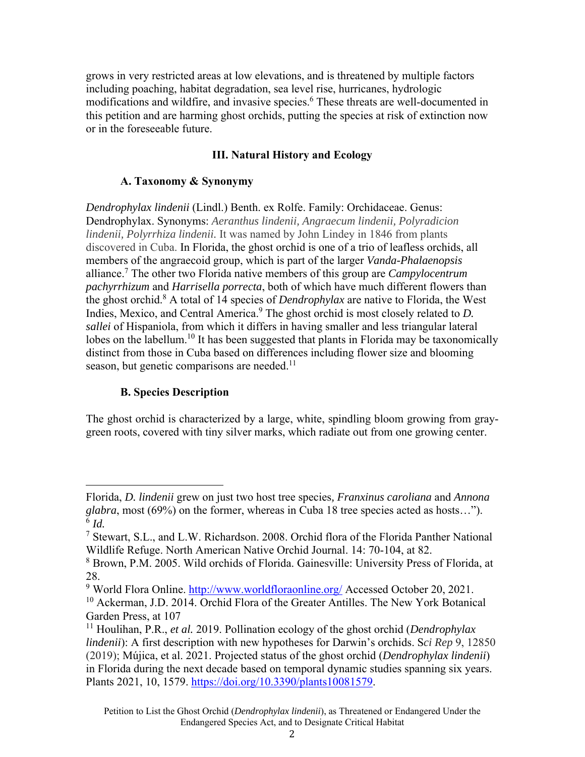grows in very restricted areas at low elevations, and is threatened by multiple factors including poaching, habitat degradation, sea level rise, hurricanes, hydrologic modifications and wildfire, and invasive species.[6] These threats are well-documented in this petition and are harming ghost orchids, putting the species at risk of extinction now or in the foreseeable future.

## III. Natural History and Ecology

### A. Taxonomy & Synonymy

*Dendrophylax lindenii* (Lindl.) Benth. ex Rolfe. Family: Orchidaceae. Genus: Dendrophylax. Synonyms: *Aeranthus lindenii, Angraecum lindenii, Polyradicion lindenii, Polyrrhiza lindenii.* It was named by John Lindey in 1846 from plants discovered in Cuba. In Florida, the ghost orchid is one of a trio of leafless orchids, all members of the angraecoid group, which is part of the larger *Vanda-Phalaenopsis* alliance.[7] The other two Florida native members of this group are *Campylocentrum pachyrrhizum* and *Harrisella porrecta*, both of which have much different flowers than the ghost orchid.[8] A total of 14 species of *Dendrophylax* are native to Florida, the West Indies, Mexico, and Central America.[9] The ghost orchid is most closely related to *D. sallei* of Hispaniola, from which it differs in having smaller and less triangular lateral lobes on the labellum.[10] It has been suggested that plants in Florida may be taxonomically distinct from those in Cuba based on differences including flower size and blooming season, but genetic comparisons are needed.[11]

### B. Species Description

The ghost orchid is characterized by a large, white, spindling bloom growing from gray-green roots, covered with tiny silver marks, which radiate out from one growing center.

---

Florida, *D. lindenii* grew on just two host tree species, *Franxinus caroliana* and *Annona glabra*, most (69%) on the former, whereas in Cuba 18 tree species acted as hosts…").

[6] *Id.*

[7] Stewart, S.L., and L.W. Richardson. 2008. Orchid flora of the Florida Panther National Wildlife Refuge. North American Native Orchid Journal. 14: 70-104, at 82.

[8] Brown, P.M. 2005. Wild orchids of Florida. Gainesville: University Press of Florida, at 28.

[9] World Flora Online. http://www.worldfloraonline.org/ Accessed October 20, 2021.

[10] Ackerman, J.D. 2014. Orchid Flora of the Greater Antilles. The New York Botanical Garden Press, at 107

[11] Houlihan, P.R., *et al.* 2019. Pollination ecology of the ghost orchid (*Dendrophylax lindenii*): A first description with new hypotheses for Darwin's orchids. S*ci Rep* 9, 12850 (2019); Mújica, et al. 2021. Projected status of the ghost orchid (*Dendrophylax lindenii*) in Florida during the next decade based on temporal dynamic studies spanning six years. Plants 2021, 10, 1579. https://doi.org/10.3390/plants10081579.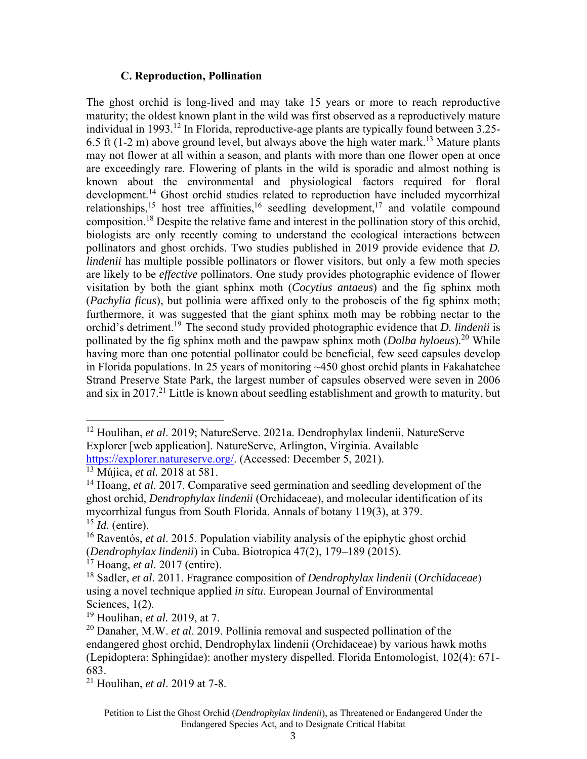### C. Reproduction, Pollination

The ghost orchid is long-lived and may take 15 years or more to reach reproductive maturity; the oldest known plant in the wild was first observed as a reproductively mature individual in 1993.[12] In Florida, reproductive-age plants are typically found between 3.25-6.5 ft (1-2 m) above ground level, but always above the high water mark.[13] Mature plants may not flower at all within a season, and plants with more than one flower open at once are exceedingly rare. Flowering of plants in the wild is sporadic and almost nothing is known about the environmental and physiological factors required for floral development.[14] Ghost orchid studies related to reproduction have included mycorrhizal relationships,[15] host tree affinities,[16] seedling development,[17] and volatile compound composition.[18] Despite the relative fame and interest in the pollination story of this orchid, biologists are only recently coming to understand the ecological interactions between pollinators and ghost orchids. Two studies published in 2019 provide evidence that *D. lindenii* has multiple possible pollinators or flower visitors, but only a few moth species are likely to be *effective* pollinators. One study provides photographic evidence of flower visitation by both the giant sphinx moth (*Cocytius antaeus*) and the fig sphinx moth (*Pachylia ficus*), but pollinia were affixed only to the proboscis of the fig sphinx moth; furthermore, it was suggested that the giant sphinx moth may be robbing nectar to the orchid's detriment.[19] The second study provided photographic evidence that *D. lindenii* is pollinated by the fig sphinx moth and the pawpaw sphinx moth (*Dolba hyloeus*).[20] While having more than one potential pollinator could be beneficial, few seed capsules develop in Florida populations. In 25 years of monitoring ~450 ghost orchid plants in Fakahatchee Strand Preserve State Park, the largest number of capsules observed were seven in 2006 and six in 2017.[21] Little is known about seedling establishment and growth to maturity, but

---

[12] Houlihan, *et al*. 2019; NatureServe. 2021a. Dendrophylax lindenii. NatureServe Explorer [web application]. NatureServe, Arlington, Virginia. Available https://explorer.natureserve.org/. (Accessed: December 5, 2021).

[13] Mújica, *et al.* 2018 at 581.

[14] Hoang, *et al*. 2017. Comparative seed germination and seedling development of the ghost orchid, *Dendrophylax lindenii* (Orchidaceae), and molecular identification of its mycorrhizal fungus from South Florida. Annals of botany 119(3), at 379.

[15] *Id.* (entire).

[16] Raventós, *et al*. 2015. Population viability analysis of the epiphytic ghost orchid (*Dendrophylax lindenii*) in Cuba. Biotropica 47(2), 179–189 (2015).

[17] Hoang, *et al*. 2017 (entire).

[18] Sadler, *et al*. 2011. Fragrance composition of *Dendrophylax lindenii* (*Orchidaceae*) using a novel technique applied *in situ*. European Journal of Environmental Sciences, 1(2).

[19] Houlihan, *et al.* 2019, at 7.

[20] Danaher, M.W. *et al*. 2019. Pollinia removal and suspected pollination of the endangered ghost orchid, Dendrophylax lindenii (Orchidaceae) by various hawk moths (Lepidoptera: Sphingidae): another mystery dispelled. Florida Entomologist, 102(4): 671-683.

[21] Houlihan, *et al*. 2019 at 7-8.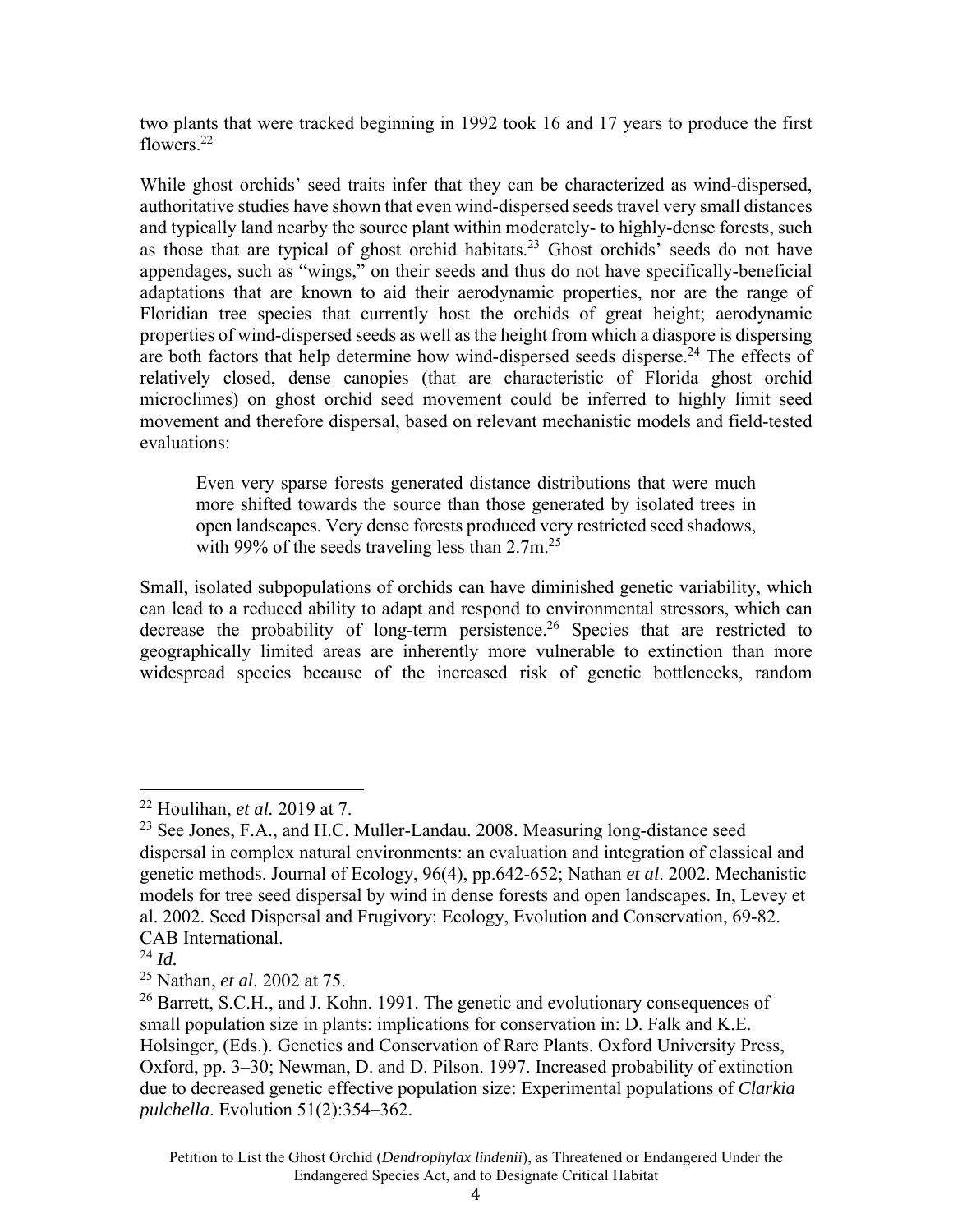two plants that were tracked beginning in 1992 took 16 and 17 years to produce the first flowers.[22]

While ghost orchids' seed traits infer that they can be characterized as wind-dispersed, authoritative studies have shown that even wind-dispersed seeds travel very small distances and typically land nearby the source plant within moderately- to highly-dense forests, such as those that are typical of ghost orchid habitats.[23] Ghost orchids' seeds do not have appendages, such as "wings," on their seeds and thus do not have specifically-beneficial adaptations that are known to aid their aerodynamic properties, nor are the range of Floridian tree species that currently host the orchids of great height; aerodynamic properties of wind-dispersed seeds as well as the height from which a diaspore is dispersing are both factors that help determine how wind-dispersed seeds disperse.[24] The effects of relatively closed, dense canopies (that are characteristic of Florida ghost orchid microclimes) on ghost orchid seed movement could be inferred to highly limit seed movement and therefore dispersal, based on relevant mechanistic models and field-tested evaluations:

> Even very sparse forests generated distance distributions that were much more shifted towards the source than those generated by isolated trees in open landscapes. Very dense forests produced very restricted seed shadows, with 99% of the seeds traveling less than 2.7m.[25]

Small, isolated subpopulations of orchids can have diminished genetic variability, which can lead to a reduced ability to adapt and respond to environmental stressors, which can decrease the probability of long-term persistence.[26] Species that are restricted to geographically limited areas are inherently more vulnerable to extinction than more widespread species because of the increased risk of genetic bottlenecks, random

---

[22] Houlihan, *et al.* 2019 at 7.

[23] See Jones, F.A., and H.C. Muller-Landau. 2008. Measuring long-distance seed dispersal in complex natural environments: an evaluation and integration of classical and genetic methods. Journal of Ecology, 96(4), pp.642-652; Nathan *et al*. 2002. Mechanistic models for tree seed dispersal by wind in dense forests and open landscapes. In, Levey et al. 2002. Seed Dispersal and Frugivory: Ecology, Evolution and Conservation, 69-82. CAB International.

[24] *Id.*

[25] Nathan, *et al*. 2002 at 75.

[26] Barrett, S.C.H., and J. Kohn. 1991. The genetic and evolutionary consequences of small population size in plants: implications for conservation in: D. Falk and K.E. Holsinger, (Eds.). Genetics and Conservation of Rare Plants. Oxford University Press, Oxford, pp. 3–30; Newman, D. and D. Pilson. 1997. Increased probability of extinction due to decreased genetic effective population size: Experimental populations of *Clarkia pulchella*. Evolution 51(2):354–362.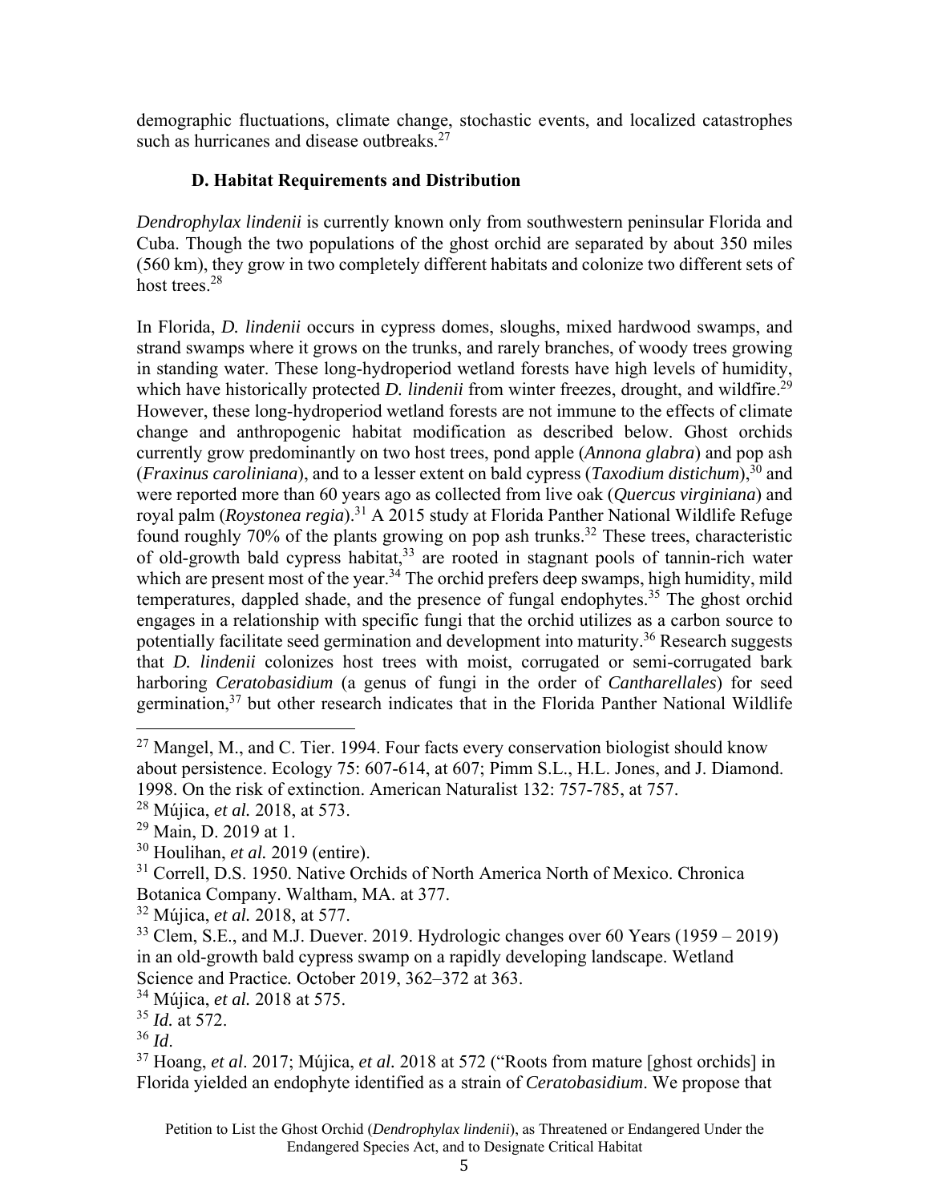demographic fluctuations, climate change, stochastic events, and localized catastrophes such as hurricanes and disease outbreaks.[27]

### D. Habitat Requirements and Distribution

*Dendrophylax lindenii* is currently known only from southwestern peninsular Florida and Cuba. Though the two populations of the ghost orchid are separated by about 350 miles (560 km), they grow in two completely different habitats and colonize two different sets of host trees.[28]

In Florida, *D. lindenii* occurs in cypress domes, sloughs, mixed hardwood swamps, and strand swamps where it grows on the trunks, and rarely branches, of woody trees growing in standing water. These long-hydroperiod wetland forests have high levels of humidity, which have historically protected *D. lindenii* from winter freezes, drought, and wildfire.[29] However, these long-hydroperiod wetland forests are not immune to the effects of climate change and anthropogenic habitat modification as described below. Ghost orchids currently grow predominantly on two host trees, pond apple (*Annona glabra*) and pop ash (*Fraxinus caroliniana*), and to a lesser extent on bald cypress (*Taxodium distichum*),[30] and were reported more than 60 years ago as collected from live oak (*Quercus virginiana*) and royal palm (*Roystonea regia*).[31] A 2015 study at Florida Panther National Wildlife Refuge found roughly 70% of the plants growing on pop ash trunks.[32] These trees, characteristic of old-growth bald cypress habitat,[33] are rooted in stagnant pools of tannin-rich water which are present most of the year.[34] The orchid prefers deep swamps, high humidity, mild temperatures, dappled shade, and the presence of fungal endophytes.[35] The ghost orchid engages in a relationship with specific fungi that the orchid utilizes as a carbon source to potentially facilitate seed germination and development into maturity.[36] Research suggests that *D. lindenii* colonizes host trees with moist, corrugated or semi-corrugated bark harboring *Ceratobasidium* (a genus of fungi in the order of *Cantharellales*) for seed germination,[37] but other research indicates that in the Florida Panther National Wildlife

---

[27] Mangel, M., and C. Tier. 1994. Four facts every conservation biologist should know about persistence. Ecology 75: 607-614, at 607; Pimm S.L., H.L. Jones, and J. Diamond. 1998. On the risk of extinction. American Naturalist 132: 757-785, at 757.

[28] Mújica, *et al.* 2018, at 573.

[29] Main, D. 2019 at 1.

[30] Houlihan, *et al.* 2019 (entire).

[31] Correll, D.S. 1950. Native Orchids of North America North of Mexico. Chronica Botanica Company. Waltham, MA. at 377.

[32] Mújica, *et al.* 2018, at 577.

[33] Clem, S.E., and M.J. Duever. 2019. Hydrologic changes over 60 Years (1959 – 2019) in an old-growth bald cypress swamp on a rapidly developing landscape. Wetland Science and Practice. October 2019, 362–372 at 363.

[34] Mújica, *et al.* 2018 at 575.

[35] *Id.* at 572.

[36] *Id*.

[37] Hoang, *et al*. 2017; Mújica, *et al.* 2018 at 572 ("Roots from mature [ghost orchids] in Florida yielded an endophyte identified as a strain of *Ceratobasidium*. We propose that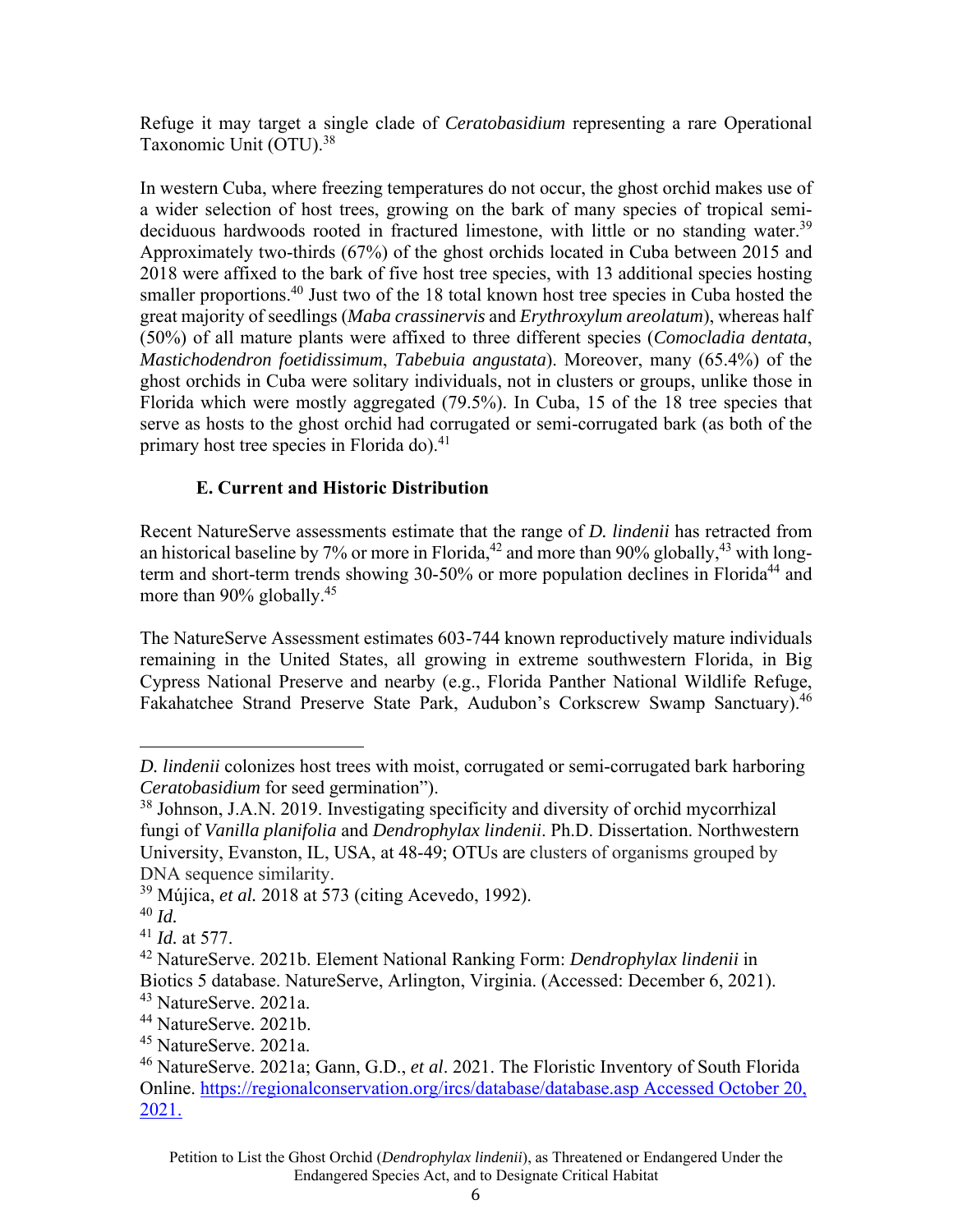Refuge it may target a single clade of *Ceratobasidium* representing a rare Operational Taxonomic Unit (OTU).[38]

In western Cuba, where freezing temperatures do not occur, the ghost orchid makes use of a wider selection of host trees, growing on the bark of many species of tropical semi-deciduous hardwoods rooted in fractured limestone, with little or no standing water.[39] Approximately two-thirds (67%) of the ghost orchids located in Cuba between 2015 and 2018 were affixed to the bark of five host tree species, with 13 additional species hosting smaller proportions.[40] Just two of the 18 total known host tree species in Cuba hosted the great majority of seedlings (*Maba crassinervis* and *Erythroxylum areolatum*), whereas half (50%) of all mature plants were affixed to three different species (*Comocladia dentata*, *Mastichodendron foetidissimum*, *Tabebuia angustata*). Moreover, many (65.4%) of the ghost orchids in Cuba were solitary individuals, not in clusters or groups, unlike those in Florida which were mostly aggregated (79.5%). In Cuba, 15 of the 18 tree species that serve as hosts to the ghost orchid had corrugated or semi-corrugated bark (as both of the primary host tree species in Florida do).[41]

### E. Current and Historic Distribution

Recent NatureServe assessments estimate that the range of *D. lindenii* has retracted from an historical baseline by 7% or more in Florida,[42] and more than 90% globally,[43] with long-term and short-term trends showing 30-50% or more population declines in Florida[44] and more than 90% globally.[45]

The NatureServe Assessment estimates 603-744 known reproductively mature individuals remaining in the United States, all growing in extreme southwestern Florida, in Big Cypress National Preserve and nearby (e.g., Florida Panther National Wildlife Refuge, Fakahatchee Strand Preserve State Park, Audubon's Corkscrew Swamp Sanctuary).[46]

---

*D. lindenii* colonizes host trees with moist, corrugated or semi-corrugated bark harboring *Ceratobasidium* for seed germination").

[38] Johnson, J.A.N. 2019. Investigating specificity and diversity of orchid mycorrhizal fungi of *Vanilla planifolia* and *Dendrophylax lindenii*. Ph.D. Dissertation. Northwestern University, Evanston, IL, USA, at 48-49; OTUs are clusters of organisms grouped by DNA sequence similarity.

[39] Mújica, *et al.* 2018 at 573 (citing Acevedo, 1992).

[40] *Id.*

[41] *Id.* at 577.

[42] NatureServe. 2021b. Element National Ranking Form: *Dendrophylax lindenii* in Biotics 5 database. NatureServe, Arlington, Virginia. (Accessed: December 6, 2021).

[43] NatureServe. 2021a.

[44] NatureServe. 2021b.

[45] NatureServe. 2021a.

[46] NatureServe. 2021a; Gann, G.D., *et al*. 2021. The Floristic Inventory of South Florida Online. https://regionalconservation.org/ircs/database/database.asp Accessed October 20, 2021.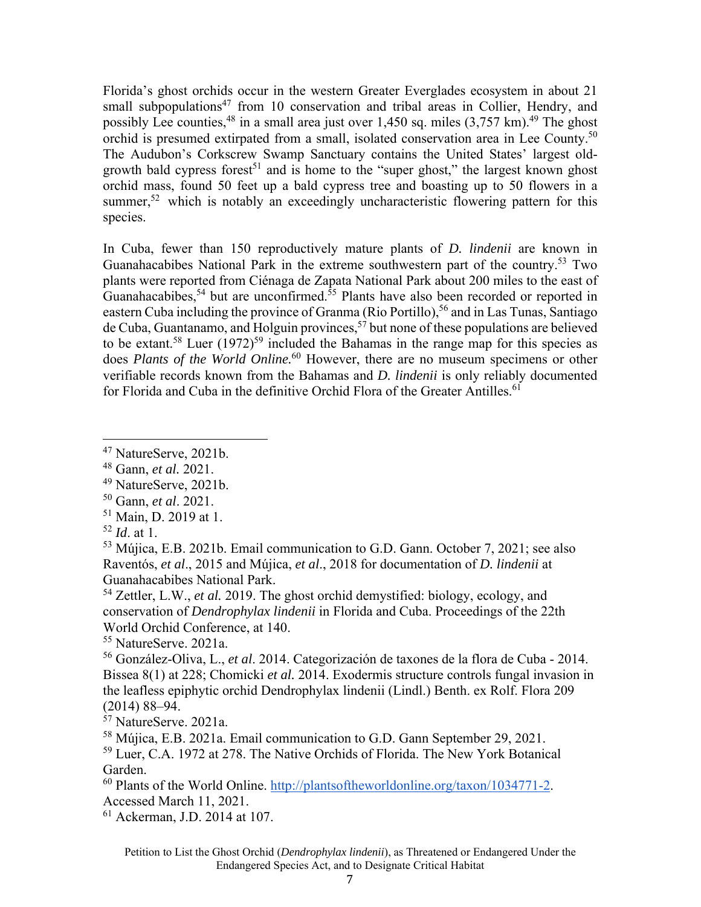Florida's ghost orchids occur in the western Greater Everglades ecosystem in about 21 small subpopulations[47] from 10 conservation and tribal areas in Collier, Hendry, and possibly Lee counties,[48] in a small area just over 1,450 sq. miles (3,757 km).[49] The ghost orchid is presumed extirpated from a small, isolated conservation area in Lee County.[50] The Audubon's Corkscrew Swamp Sanctuary contains the United States' largest old-growth bald cypress forest[51] and is home to the "super ghost," the largest known ghost orchid mass, found 50 feet up a bald cypress tree and boasting up to 50 flowers in a summer,[52] which is notably an exceedingly uncharacteristic flowering pattern for this species.

In Cuba, fewer than 150 reproductively mature plants of *D. lindenii* are known in Guanahacabibes National Park in the extreme southwestern part of the country.[53] Two plants were reported from Ciénaga de Zapata National Park about 200 miles to the east of Guanahacabibes,[54] but are unconfirmed.[55] Plants have also been recorded or reported in eastern Cuba including the province of Granma (Rio Portillo),[56] and in Las Tunas, Santiago de Cuba, Guantanamo, and Holguin provinces,[57] but none of these populations are believed to be extant.[58] Luer (1972)[59] included the Bahamas in the range map for this species as does *Plants of the World Online*.[60] However, there are no museum specimens or other verifiable records known from the Bahamas and *D. lindenii* is only reliably documented for Florida and Cuba in the definitive Orchid Flora of the Greater Antilles.[61]

---

[47] NatureServe, 2021b.

[48] Gann, *et al.* 2021.

[49] NatureServe, 2021b.

[50] Gann, *et al*. 2021.

[51] Main, D. 2019 at 1.

[52] *Id*. at 1.

[53] Mújica, E.B. 2021b. Email communication to G.D. Gann. October 7, 2021; see also Raventós, *et al*., 2015 and Mújica, *et al*., 2018 for documentation of *D. lindenii* at Guanahacabibes National Park.

[54] Zettler, L.W., *et al.* 2019. The ghost orchid demystified: biology, ecology, and conservation of *Dendrophylax lindenii* in Florida and Cuba. Proceedings of the 22th World Orchid Conference, at 140.

[55] NatureServe. 2021a.

[56] González-Oliva, L., *et al*. 2014. Categorización de taxones de la flora de Cuba - 2014. Bissea 8(1) at 228; Chomicki *et al.* 2014. Exodermis structure controls fungal invasion in the leafless epiphytic orchid Dendrophylax lindenii (Lindl.) Benth. ex Rolf. Flora 209 (2014) 88–94.

[57] NatureServe. 2021a.

[58] Mújica, E.B. 2021a. Email communication to G.D. Gann September 29, 2021.

[59] Luer, C.A. 1972 at 278. The Native Orchids of Florida. The New York Botanical Garden.

[60] Plants of the World Online. http://plantsoftheworldonline.org/taxon/1034771-2. Accessed March 11, 2021.

[61] Ackerman, J.D. 2014 at 107.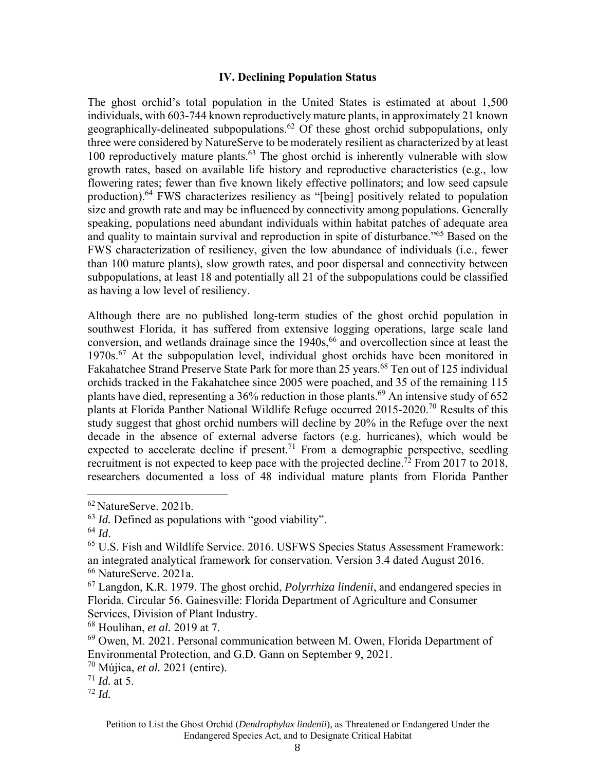### IV. Declining Population Status

The ghost orchid's total population in the United States is estimated at about 1,500 individuals, with 603-744 known reproductively mature plants, in approximately 21 known geographically-delineated subpopulations.[62] Of these ghost orchid subpopulations, only three were considered by NatureServe to be moderately resilient as characterized by at least 100 reproductively mature plants.[63] The ghost orchid is inherently vulnerable with slow growth rates, based on available life history and reproductive characteristics (e.g., low flowering rates; fewer than five known likely effective pollinators; and low seed capsule production).[64] FWS characterizes resiliency as "[being] positively related to population size and growth rate and may be influenced by connectivity among populations. Generally speaking, populations need abundant individuals within habitat patches of adequate area and quality to maintain survival and reproduction in spite of disturbance."[65] Based on the FWS characterization of resiliency, given the low abundance of individuals (i.e., fewer than 100 mature plants), slow growth rates, and poor dispersal and connectivity between subpopulations, at least 18 and potentially all 21 of the subpopulations could be classified as having a low level of resiliency.

Although there are no published long-term studies of the ghost orchid population in southwest Florida, it has suffered from extensive logging operations, large scale land conversion, and wetlands drainage since the 1940s,[66] and overcollection since at least the 1970s.[67] At the subpopulation level, individual ghost orchids have been monitored in Fakahatchee Strand Preserve State Park for more than 25 years.[68] Ten out of 125 individual orchids tracked in the Fakahatchee since 2005 were poached, and 35 of the remaining 115 plants have died, representing a 36% reduction in those plants.[69] An intensive study of 652 plants at Florida Panther National Wildlife Refuge occurred 2015-2020.[70] Results of this study suggest that ghost orchid numbers will decline by 20% in the Refuge over the next decade in the absence of external adverse factors (e.g. hurricanes), which would be expected to accelerate decline if present.[71] From a demographic perspective, seedling recruitment is not expected to keep pace with the projected decline.[72] From 2017 to 2018, researchers documented a loss of 48 individual mature plants from Florida Panther

---

[62] NatureServe. 2021b.

[63] *Id.* Defined as populations with "good viability".

[64] *Id*.

[65] U.S. Fish and Wildlife Service. 2016. USFWS Species Status Assessment Framework: an integrated analytical framework for conservation. Version 3.4 dated August 2016.

[66] NatureServe. 2021a.

[67] Langdon, K.R. 1979. The ghost orchid, *Polyrrhiza lindenii*, and endangered species in Florida. Circular 56. Gainesville: Florida Department of Agriculture and Consumer Services, Division of Plant Industry.

[68] Houlihan, *et al.* 2019 at 7.

[69] Owen, M. 2021. Personal communication between M. Owen, Florida Department of Environmental Protection, and G.D. Gann on September 9, 2021.

[70] Mújica, *et al.* 2021 (entire).

[71] *Id.* at 5.

[72] *Id.*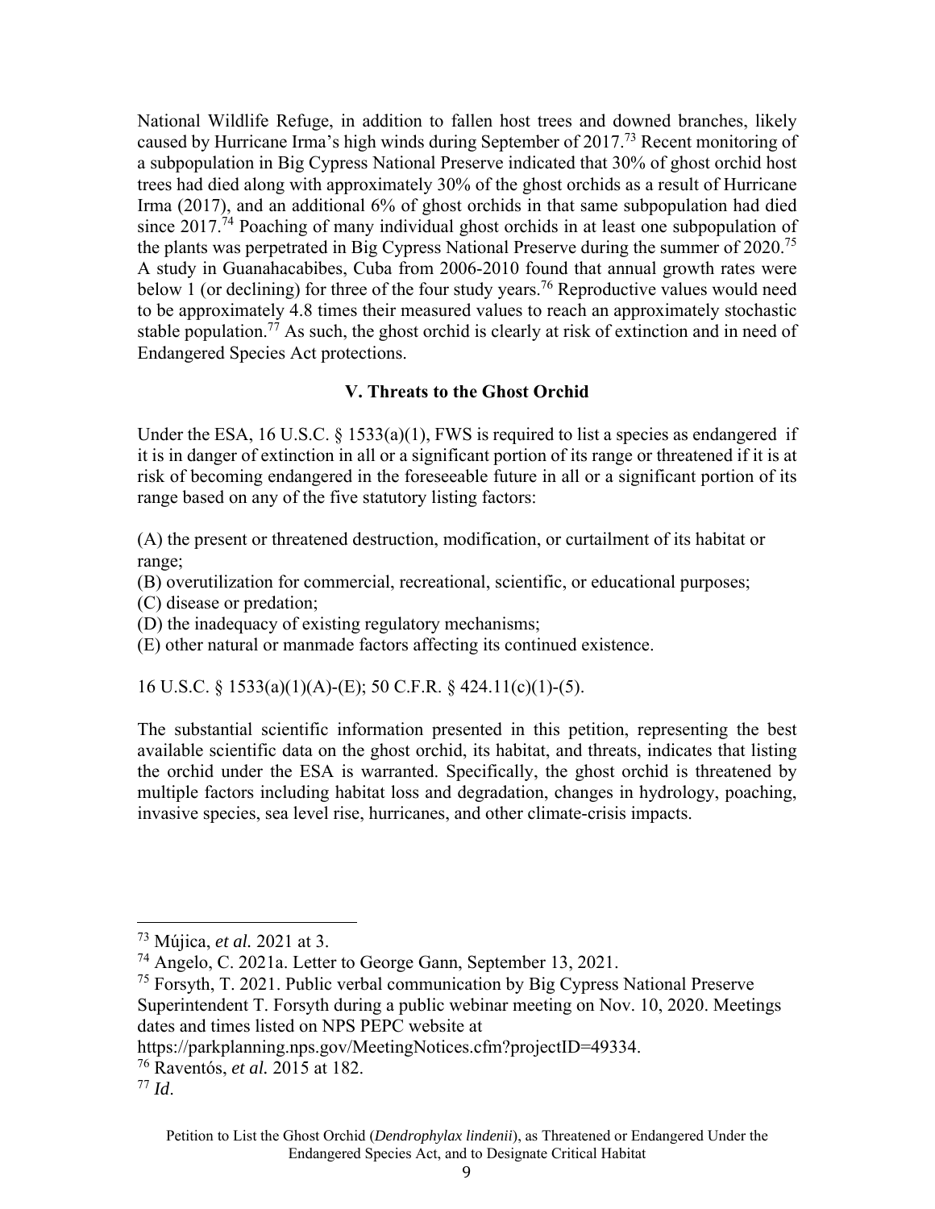National Wildlife Refuge, in addition to fallen host trees and downed branches, likely caused by Hurricane Irma's high winds during September of 2017.[73] Recent monitoring of a subpopulation in Big Cypress National Preserve indicated that 30% of ghost orchid host trees had died along with approximately 30% of the ghost orchids as a result of Hurricane Irma (2017), and an additional 6% of ghost orchids in that same subpopulation had died since 2017.[74] Poaching of many individual ghost orchids in at least one subpopulation of the plants was perpetrated in Big Cypress National Preserve during the summer of 2020.[75] A study in Guanahacabibes, Cuba from 2006-2010 found that annual growth rates were below 1 (or declining) for three of the four study years.[76] Reproductive values would need to be approximately 4.8 times their measured values to reach an approximately stochastic stable population.[77] As such, the ghost orchid is clearly at risk of extinction and in need of Endangered Species Act protections.

## V. Threats to the Ghost Orchid

Under the ESA, 16 U.S.C. § 1533(a)(1), FWS is required to list a species as endangered if it is in danger of extinction in all or a significant portion of its range or threatened if it is at risk of becoming endangered in the foreseeable future in all or a significant portion of its range based on any of the five statutory listing factors:

(A) the present or threatened destruction, modification, or curtailment of its habitat or range;
(B) overutilization for commercial, recreational, scientific, or educational purposes;
(C) disease or predation;
(D) the inadequacy of existing regulatory mechanisms;
(E) other natural or manmade factors affecting its continued existence.

16 U.S.C. § 1533(a)(1)(A)-(E); 50 C.F.R. § 424.11(c)(1)-(5).

The substantial scientific information presented in this petition, representing the best available scientific data on the ghost orchid, its habitat, and threats, indicates that listing the orchid under the ESA is warranted. Specifically, the ghost orchid is threatened by multiple factors including habitat loss and degradation, changes in hydrology, poaching, invasive species, sea level rise, hurricanes, and other climate-crisis impacts.

---

[73] Mújica, *et al.* 2021 at 3.

[74] Angelo, C. 2021a. Letter to George Gann, September 13, 2021.

[75] Forsyth, T. 2021. Public verbal communication by Big Cypress National Preserve Superintendent T. Forsyth during a public webinar meeting on Nov. 10, 2020. Meetings dates and times listed on NPS PEPC website at https://parkplanning.nps.gov/MeetingNotices.cfm?projectID=49334.

[76] Raventós, *et al.* 2015 at 182.

[77] *Id*.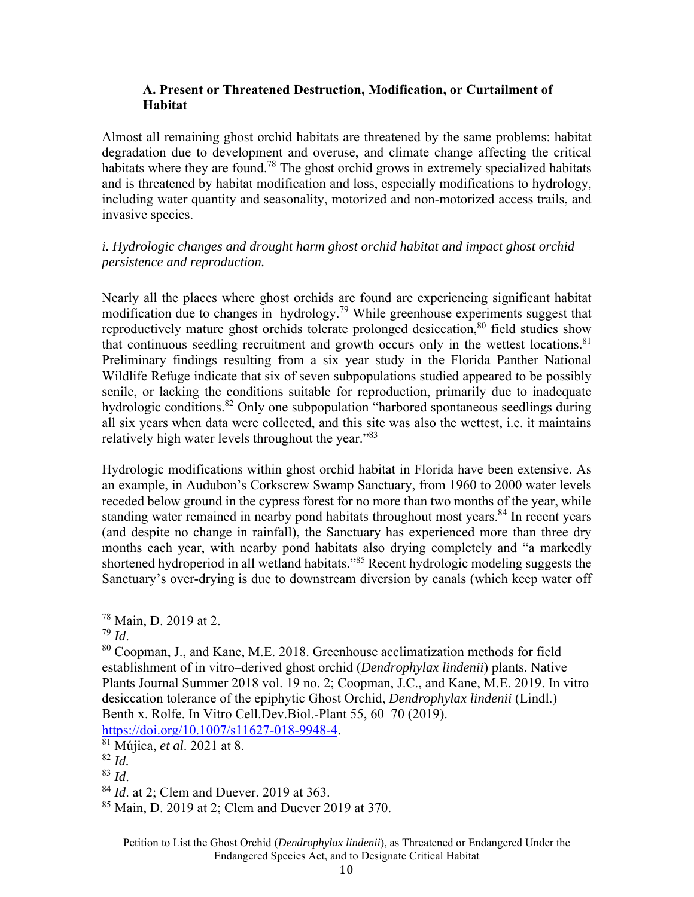### A. Present or Threatened Destruction, Modification, or Curtailment of Habitat

Almost all remaining ghost orchid habitats are threatened by the same problems: habitat degradation due to development and overuse, and climate change affecting the critical habitats where they are found.[78] The ghost orchid grows in extremely specialized habitats and is threatened by habitat modification and loss, especially modifications to hydrology, including water quantity and seasonality, motorized and non-motorized access trails, and invasive species.

*i. Hydrologic changes and drought harm ghost orchid habitat and impact ghost orchid persistence and reproduction.*

Nearly all the places where ghost orchids are found are experiencing significant habitat modification due to changes in hydrology.[79] While greenhouse experiments suggest that reproductively mature ghost orchids tolerate prolonged desiccation,[80] field studies show that continuous seedling recruitment and growth occurs only in the wettest locations.[81] Preliminary findings resulting from a six year study in the Florida Panther National Wildlife Refuge indicate that six of seven subpopulations studied appeared to be possibly senile, or lacking the conditions suitable for reproduction, primarily due to inadequate hydrologic conditions.[82] Only one subpopulation "harbored spontaneous seedlings during all six years when data were collected, and this site was also the wettest, i.e. it maintains relatively high water levels throughout the year."[83]

Hydrologic modifications within ghost orchid habitat in Florida have been extensive. As an example, in Audubon's Corkscrew Swamp Sanctuary, from 1960 to 2000 water levels receded below ground in the cypress forest for no more than two months of the year, while standing water remained in nearby pond habitats throughout most years.[84] In recent years (and despite no change in rainfall), the Sanctuary has experienced more than three dry months each year, with nearby pond habitats also drying completely and "a markedly shortened hydroperiod in all wetland habitats."[85] Recent hydrologic modeling suggests the Sanctuary's over-drying is due to downstream diversion by canals (which keep water off

---

[78] Main, D. 2019 at 2.

[79] *Id*.

[80] Coopman, J., and Kane, M.E. 2018. Greenhouse acclimatization methods for field establishment of in vitro–derived ghost orchid (*Dendrophylax lindenii*) plants. Native Plants Journal Summer 2018 vol. 19 no. 2; Coopman, J.C., and Kane, M.E. 2019. In vitro desiccation tolerance of the epiphytic Ghost Orchid, *Dendrophylax lindenii* (Lindl.) Benth x. Rolfe. In Vitro Cell.Dev.Biol.-Plant 55, 60–70 (2019). https://doi.org/10.1007/s11627-018-9948-4.

[81] Mújica, *et al*. 2021 at 8.

[82] *Id.*

[83] *Id*.

[84] *Id*. at 2; Clem and Duever. 2019 at 363.

[85] Main, D. 2019 at 2; Clem and Duever 2019 at 370.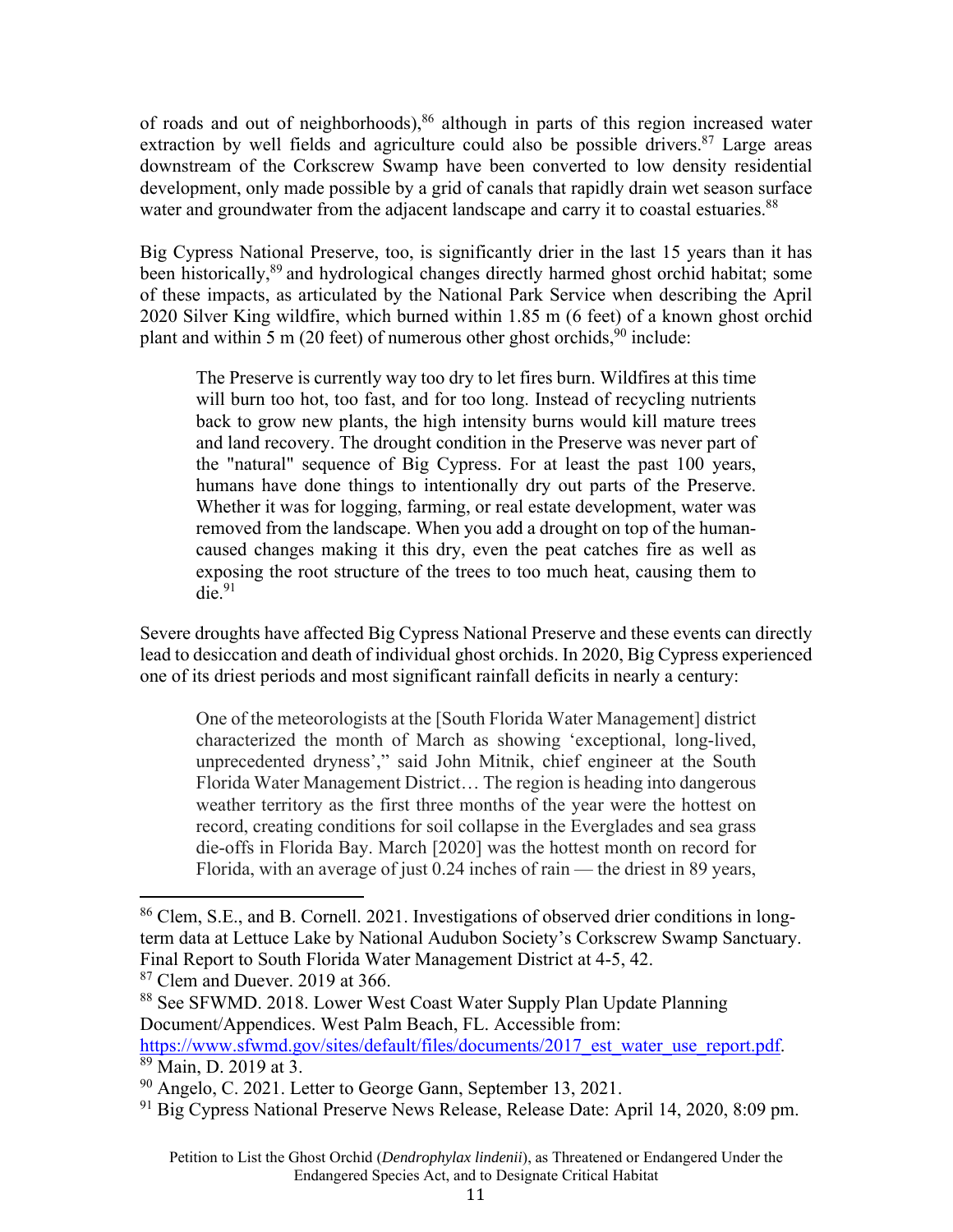of roads and out of neighborhoods),[86] although in parts of this region increased water extraction by well fields and agriculture could also be possible drivers.[87] Large areas downstream of the Corkscrew Swamp have been converted to low density residential development, only made possible by a grid of canals that rapidly drain wet season surface water and groundwater from the adjacent landscape and carry it to coastal estuaries.[88]

Big Cypress National Preserve, too, is significantly drier in the last 15 years than it has been historically,[89] and hydrological changes directly harmed ghost orchid habitat; some of these impacts, as articulated by the National Park Service when describing the April 2020 Silver King wildfire, which burned within 1.85 m (6 feet) of a known ghost orchid plant and within 5 m (20 feet) of numerous other ghost orchids,[90] include:

> The Preserve is currently way too dry to let fires burn. Wildfires at this time will burn too hot, too fast, and for too long. Instead of recycling nutrients back to grow new plants, the high intensity burns would kill mature trees and land recovery. The drought condition in the Preserve was never part of the "natural" sequence of Big Cypress. For at least the past 100 years, humans have done things to intentionally dry out parts of the Preserve. Whether it was for logging, farming, or real estate development, water was removed from the landscape. When you add a drought on top of the human-caused changes making it this dry, even the peat catches fire as well as exposing the root structure of the trees to too much heat, causing them to die.[91]

Severe droughts have affected Big Cypress National Preserve and these events can directly lead to desiccation and death of individual ghost orchids. In 2020, Big Cypress experienced one of its driest periods and most significant rainfall deficits in nearly a century:

> One of the meteorologists at the [South Florida Water Management] district characterized the month of March as showing 'exceptional, long-lived, unprecedented dryness'," said John Mitnik, chief engineer at the South Florida Water Management District… The region is heading into dangerous weather territory as the first three months of the year were the hottest on record, creating conditions for soil collapse in the Everglades and sea grass die-offs in Florida Bay. March [2020] was the hottest month on record for Florida, with an average of just 0.24 inches of rain — the driest in 89 years,

---

[86] Clem, S.E., and B. Cornell. 2021. Investigations of observed drier conditions in long-term data at Lettuce Lake by National Audubon Society's Corkscrew Swamp Sanctuary. Final Report to South Florida Water Management District at 4-5, 42.

[87] Clem and Duever. 2019 at 366.

[88] See SFWMD. 2018. Lower West Coast Water Supply Plan Update Planning Document/Appendices. West Palm Beach, FL. Accessible from: https://www.sfwmd.gov/sites/default/files/documents/2017_est_water_use_report.pdf.

[89] Main, D. 2019 at 3.

[90] Angelo, C. 2021. Letter to George Gann, September 13, 2021.

[91] Big Cypress National Preserve News Release, Release Date: April 14, 2020, 8:09 pm.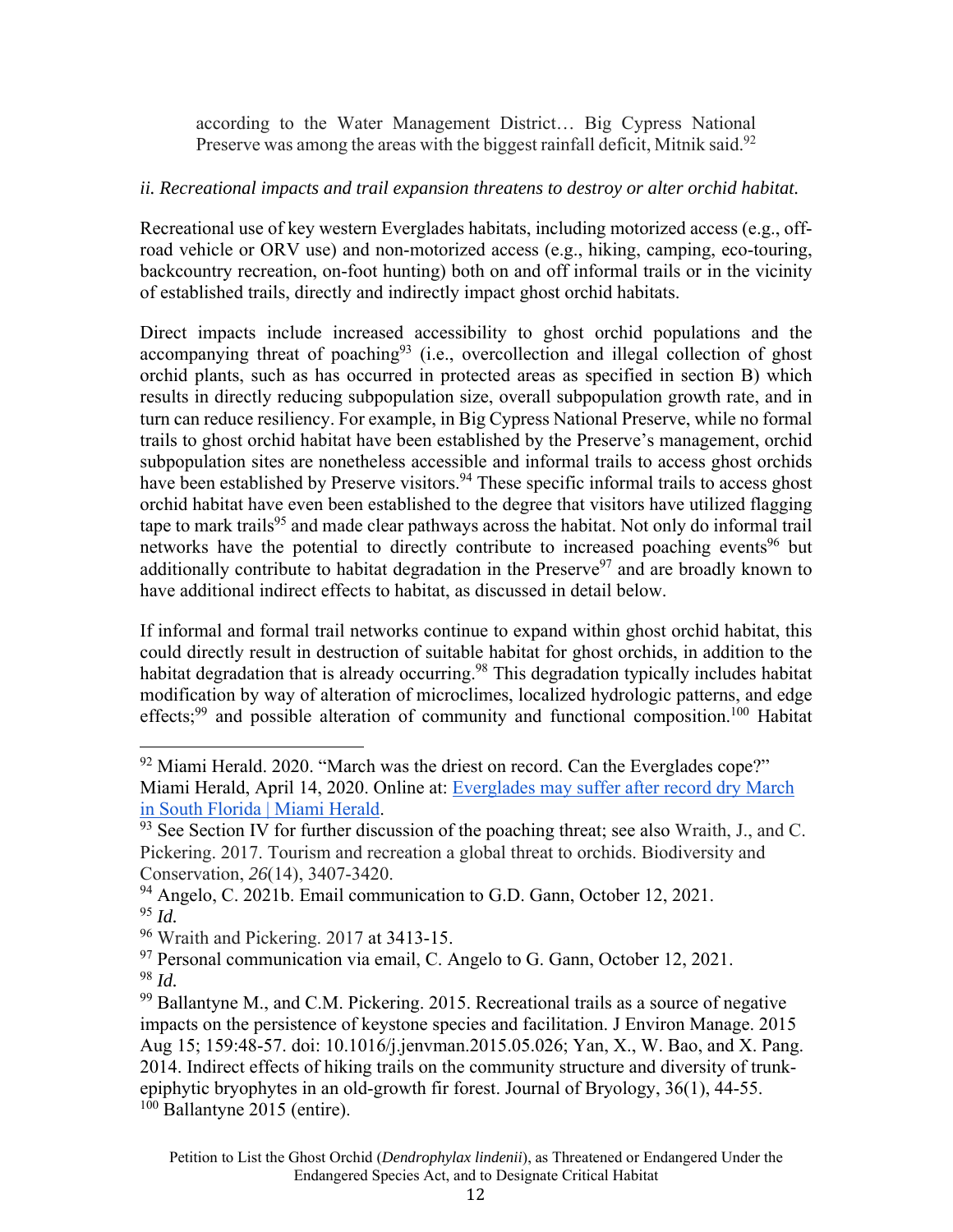> according to the Water Management District… Big Cypress National Preserve was among the areas with the biggest rainfall deficit, Mitnik said.[92]

*ii. Recreational impacts and trail expansion threatens to destroy or alter orchid habitat.*

Recreational use of key western Everglades habitats, including motorized access (e.g., off-road vehicle or ORV use) and non-motorized access (e.g., hiking, camping, eco-touring, backcountry recreation, on-foot hunting) both on and off informal trails or in the vicinity of established trails, directly and indirectly impact ghost orchid habitats.

Direct impacts include increased accessibility to ghost orchid populations and the accompanying threat of poaching[93] (i.e., overcollection and illegal collection of ghost orchid plants, such as has occurred in protected areas as specified in section B) which results in directly reducing subpopulation size, overall subpopulation growth rate, and in turn can reduce resiliency. For example, in Big Cypress National Preserve, while no formal trails to ghost orchid habitat have been established by the Preserve's management, orchid subpopulation sites are nonetheless accessible and informal trails to access ghost orchids have been established by Preserve visitors.[94] These specific informal trails to access ghost orchid habitat have even been established to the degree that visitors have utilized flagging tape to mark trails[95] and made clear pathways across the habitat. Not only do informal trail networks have the potential to directly contribute to increased poaching events[96] but additionally contribute to habitat degradation in the Preserve[97] and are broadly known to have additional indirect effects to habitat, as discussed in detail below.

If informal and formal trail networks continue to expand within ghost orchid habitat, this could directly result in destruction of suitable habitat for ghost orchids, in addition to the habitat degradation that is already occurring.[98] This degradation typically includes habitat modification by way of alteration of microclimes, localized hydrologic patterns, and edge effects;[99] and possible alteration of community and functional composition.[100] Habitat

---

[92] Miami Herald. 2020. "March was the driest on record. Can the Everglades cope?" Miami Herald, April 14, 2020. Online at: [Everglades may suffer after record dry March in South Florida | Miami Herald](#).

[93] See Section IV for further discussion of the poaching threat; see also Wraith, J., and C. Pickering. 2017. Tourism and recreation a global threat to orchids. Biodiversity and Conservation, *26*(14), 3407-3420.

[94] Angelo, C. 2021b. Email communication to G.D. Gann, October 12, 2021.

[95] *Id.*

[96] Wraith and Pickering. 2017 at 3413-15.

[97] Personal communication via email, C. Angelo to G. Gann, October 12, 2021.

[98] *Id.*

[99] Ballantyne M., and C.M. Pickering. 2015. Recreational trails as a source of negative impacts on the persistence of keystone species and facilitation. J Environ Manage. 2015 Aug 15; 159:48-57. doi: 10.1016/j.jenvman.2015.05.026; Yan, X., W. Bao, and X. Pang. 2014. Indirect effects of hiking trails on the community structure and diversity of trunk-epiphytic bryophytes in an old-growth fir forest. Journal of Bryology, 36(1), 44-55.

[100] Ballantyne 2015 (entire).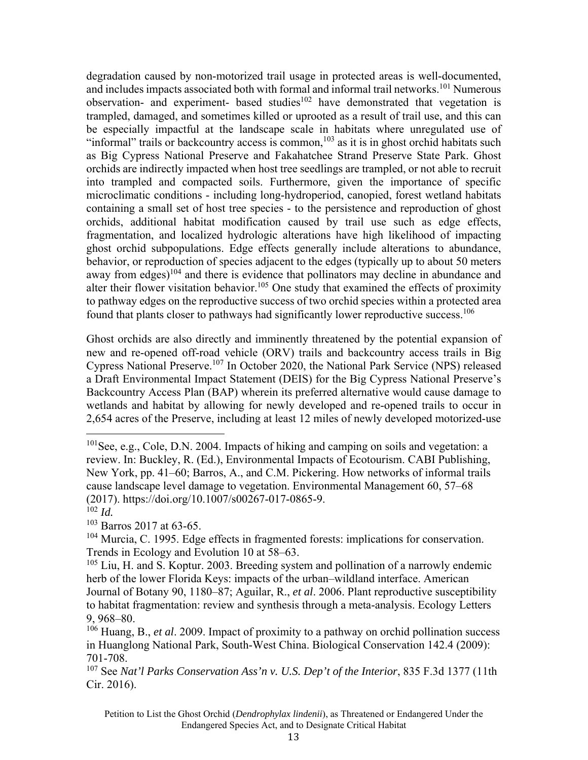degradation caused by non-motorized trail usage in protected areas is well-documented, and includes impacts associated both with formal and informal trail networks.[101] Numerous observation- and experiment- based studies[102] have demonstrated that vegetation is trampled, damaged, and sometimes killed or uprooted as a result of trail use, and this can be especially impactful at the landscape scale in habitats where unregulated use of "informal" trails or backcountry access is common,[103] as it is in ghost orchid habitats such as Big Cypress National Preserve and Fakahatchee Strand Preserve State Park. Ghost orchids are indirectly impacted when host tree seedlings are trampled, or not able to recruit into trampled and compacted soils. Furthermore, given the importance of specific microclimatic conditions - including long-hydroperiod, canopied, forest wetland habitats containing a small set of host tree species - to the persistence and reproduction of ghost orchids, additional habitat modification caused by trail use such as edge effects, fragmentation, and localized hydrologic alterations have high likelihood of impacting ghost orchid subpopulations. Edge effects generally include alterations to abundance, behavior, or reproduction of species adjacent to the edges (typically up to about 50 meters away from edges)[104] and there is evidence that pollinators may decline in abundance and alter their flower visitation behavior.[105] One study that examined the effects of proximity to pathway edges on the reproductive success of two orchid species within a protected area found that plants closer to pathways had significantly lower reproductive success.[106]

Ghost orchids are also directly and imminently threatened by the potential expansion of new and re-opened off-road vehicle (ORV) trails and backcountry access trails in Big Cypress National Preserve.[107] In October 2020, the National Park Service (NPS) released a Draft Environmental Impact Statement (DEIS) for the Big Cypress National Preserve's Backcountry Access Plan (BAP) wherein its preferred alternative would cause damage to wetlands and habitat by allowing for newly developed and re-opened trails to occur in 2,654 acres of the Preserve, including at least 12 miles of newly developed motorized-use

---

[101] See, e.g., Cole, D.N. 2004. Impacts of hiking and camping on soils and vegetation: a review. In: Buckley, R. (Ed.), Environmental Impacts of Ecotourism. CABI Publishing, New York, pp. 41–60; Barros, A., and C.M. Pickering. How networks of informal trails cause landscape level damage to vegetation. Environmental Management 60, 57–68 (2017). https://doi.org/10.1007/s00267-017-0865-9.

[102] *Id.*

[103] Barros 2017 at 63-65.

[104] Murcia, C. 1995. Edge effects in fragmented forests: implications for conservation. Trends in Ecology and Evolution 10 at 58–63.

[105] Liu, H. and S. Koptur. 2003. Breeding system and pollination of a narrowly endemic herb of the lower Florida Keys: impacts of the urban–wildland interface. American Journal of Botany 90, 1180–87; Aguilar, R., *et al*. 2006. Plant reproductive susceptibility to habitat fragmentation: review and synthesis through a meta-analysis. Ecology Letters 9, 968–80.

[106] Huang, B., *et al*. 2009. Impact of proximity to a pathway on orchid pollination success in Huanglong National Park, South-West China. Biological Conservation 142.4 (2009): 701-708.

[107] See *Nat'l Parks Conservation Ass'n v. U.S. Dep't of the Interior*, 835 F.3d 1377 (11th Cir. 2016).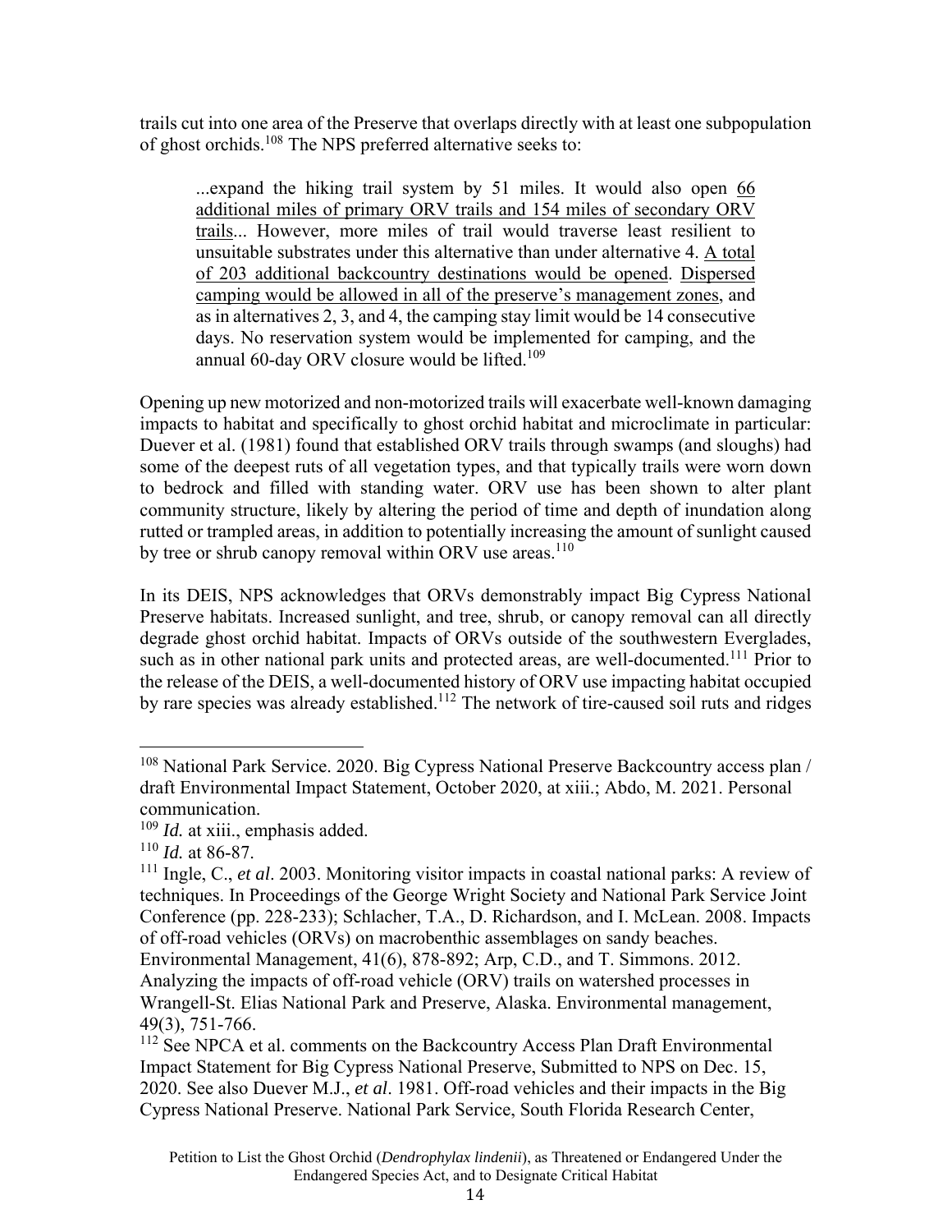trails cut into one area of the Preserve that overlaps directly with at least one subpopulation of ghost orchids.[108] The NPS preferred alternative seeks to:

> ...expand the hiking trail system by 51 miles. It would also open <u>66 additional miles of primary ORV trails and 154 miles of secondary ORV trails</u>... However, more miles of trail would traverse least resilient to unsuitable substrates under this alternative than under alternative 4. <u>A total of 203 additional backcountry destinations would be opened</u>. <u>Dispersed camping would be allowed in all of the preserve's management zones</u>, and as in alternatives 2, 3, and 4, the camping stay limit would be 14 consecutive days. No reservation system would be implemented for camping, and the annual 60-day ORV closure would be lifted.[109]

Opening up new motorized and non-motorized trails will exacerbate well-known damaging impacts to habitat and specifically to ghost orchid habitat and microclimate in particular: Duever et al. (1981) found that established ORV trails through swamps (and sloughs) had some of the deepest ruts of all vegetation types, and that typically trails were worn down to bedrock and filled with standing water. ORV use has been shown to alter plant community structure, likely by altering the period of time and depth of inundation along rutted or trampled areas, in addition to potentially increasing the amount of sunlight caused by tree or shrub canopy removal within ORV use areas.[110]

In its DEIS, NPS acknowledges that ORVs demonstrably impact Big Cypress National Preserve habitats. Increased sunlight, and tree, shrub, or canopy removal can all directly degrade ghost orchid habitat. Impacts of ORVs outside of the southwestern Everglades, such as in other national park units and protected areas, are well-documented.[111] Prior to the release of the DEIS, a well-documented history of ORV use impacting habitat occupied by rare species was already established.[112] The network of tire-caused soil ruts and ridges

---

[108] National Park Service. 2020. Big Cypress National Preserve Backcountry access plan / draft Environmental Impact Statement, October 2020, at xiii.; Abdo, M. 2021. Personal communication.

[109] *Id.* at xiii., emphasis added.

[110] *Id.* at 86-87.

[111] Ingle, C., *et al*. 2003. Monitoring visitor impacts in coastal national parks: A review of techniques. In Proceedings of the George Wright Society and National Park Service Joint Conference (pp. 228-233); Schlacher, T.A., D. Richardson, and I. McLean. 2008. Impacts of off-road vehicles (ORVs) on macrobenthic assemblages on sandy beaches. Environmental Management, 41(6), 878-892; Arp, C.D., and T. Simmons. 2012. Analyzing the impacts of off-road vehicle (ORV) trails on watershed processes in Wrangell-St. Elias National Park and Preserve, Alaska. Environmental management, 49(3), 751-766.

[112] See NPCA et al. comments on the Backcountry Access Plan Draft Environmental Impact Statement for Big Cypress National Preserve, Submitted to NPS on Dec. 15, 2020. See also Duever M.J., *et al*. 1981. Off-road vehicles and their impacts in the Big Cypress National Preserve. National Park Service, South Florida Research Center,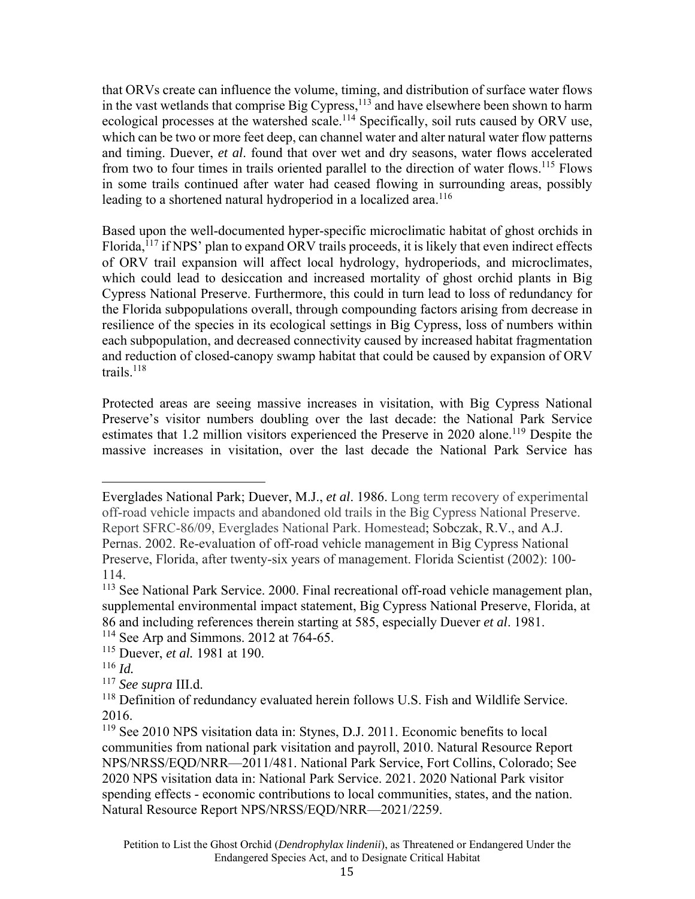that ORVs create can influence the volume, timing, and distribution of surface water flows in the vast wetlands that comprise Big Cypress,[113] and have elsewhere been shown to harm ecological processes at the watershed scale.[114] Specifically, soil ruts caused by ORV use, which can be two or more feet deep, can channel water and alter natural water flow patterns and timing. Duever, *et al*. found that over wet and dry seasons, water flows accelerated from two to four times in trails oriented parallel to the direction of water flows.[115] Flows in some trails continued after water had ceased flowing in surrounding areas, possibly leading to a shortened natural hydroperiod in a localized area.[116]

Based upon the well-documented hyper-specific microclimatic habitat of ghost orchids in Florida,[117] if NPS' plan to expand ORV trails proceeds, it is likely that even indirect effects of ORV trail expansion will affect local hydrology, hydroperiods, and microclimates, which could lead to desiccation and increased mortality of ghost orchid plants in Big Cypress National Preserve. Furthermore, this could in turn lead to loss of redundancy for the Florida subpopulations overall, through compounding factors arising from decrease in resilience of the species in its ecological settings in Big Cypress, loss of numbers within each subpopulation, and decreased connectivity caused by increased habitat fragmentation and reduction of closed-canopy swamp habitat that could be caused by expansion of ORV trails.[118]

Protected areas are seeing massive increases in visitation, with Big Cypress National Preserve's visitor numbers doubling over the last decade: the National Park Service estimates that 1.2 million visitors experienced the Preserve in 2020 alone.[119] Despite the massive increases in visitation, over the last decade the National Park Service has

---

Everglades National Park; Duever, M.J., *et al*. 1986. Long term recovery of experimental off-road vehicle impacts and abandoned old trails in the Big Cypress National Preserve. Report SFRC-86/09, Everglades National Park. Homestead; Sobczak, R.V., and A.J. Pernas. 2002. Re-evaluation of off-road vehicle management in Big Cypress National Preserve, Florida, after twenty-six years of management. Florida Scientist (2002): 100-114.

[113] See National Park Service. 2000. Final recreational off-road vehicle management plan, supplemental environmental impact statement, Big Cypress National Preserve, Florida, at 86 and including references therein starting at 585, especially Duever *et al*. 1981.

[114] See Arp and Simmons. 2012 at 764-65.

[115] Duever, *et al.* 1981 at 190.

[116] *Id.*

[117] *See supra* III.d.

[118] Definition of redundancy evaluated herein follows U.S. Fish and Wildlife Service. 2016.

[119] See 2010 NPS visitation data in: Stynes, D.J. 2011. Economic benefits to local communities from national park visitation and payroll, 2010. Natural Resource Report NPS/NRSS/EQD/NRR—2011/481. National Park Service, Fort Collins, Colorado; See 2020 NPS visitation data in: National Park Service. 2021. 2020 National Park visitor spending effects - economic contributions to local communities, states, and the nation. Natural Resource Report NPS/NRSS/EQD/NRR—2021/2259.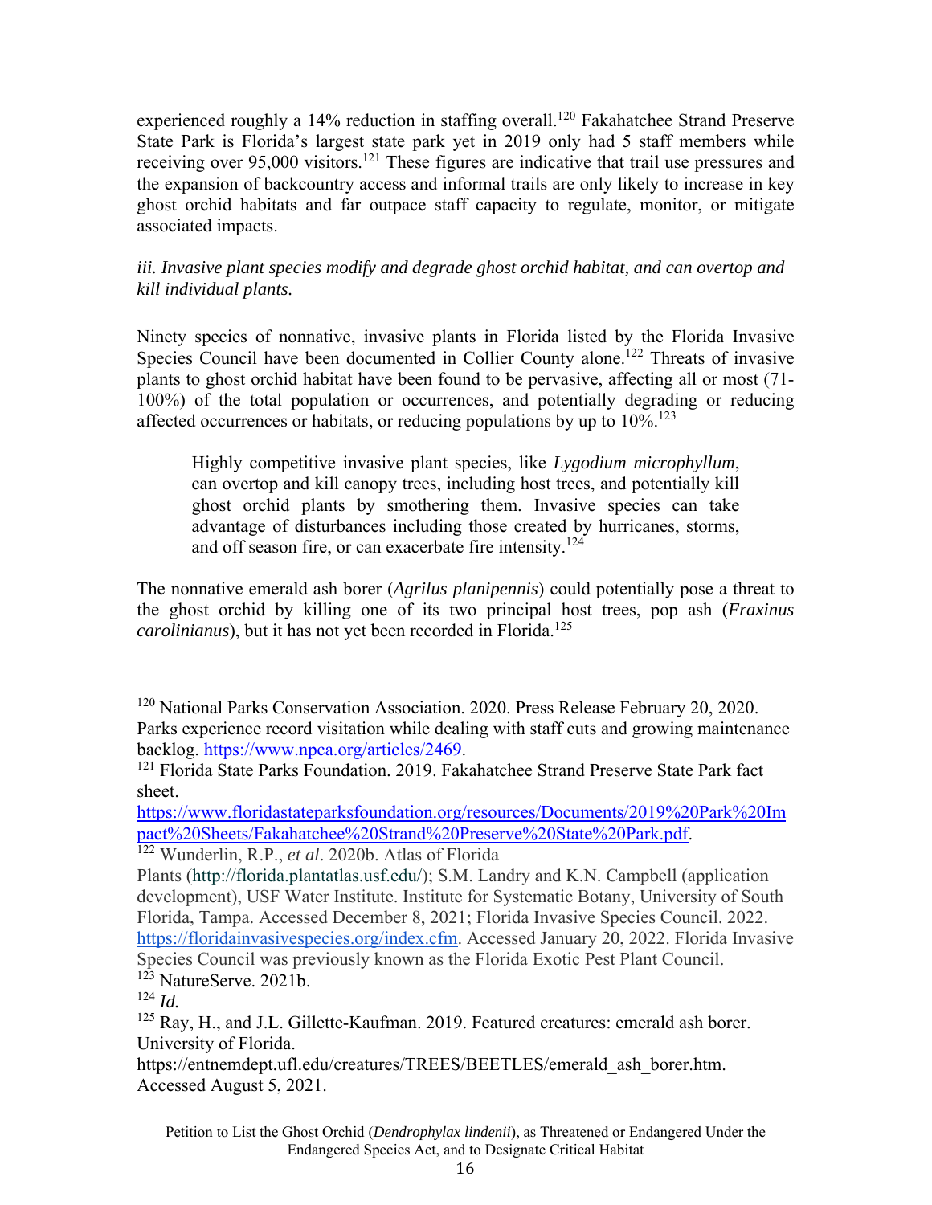experienced roughly a 14% reduction in staffing overall.[120] Fakahatchee Strand Preserve State Park is Florida's largest state park yet in 2019 only had 5 staff members while receiving over 95,000 visitors.[121] These figures are indicative that trail use pressures and the expansion of backcountry access and informal trails are only likely to increase in key ghost orchid habitats and far outpace staff capacity to regulate, monitor, or mitigate associated impacts.

*iii. Invasive plant species modify and degrade ghost orchid habitat, and can overtop and kill individual plants.*

Ninety species of nonnative, invasive plants in Florida listed by the Florida Invasive Species Council have been documented in Collier County alone.[122] Threats of invasive plants to ghost orchid habitat have been found to be pervasive, affecting all or most (71-100%) of the total population or occurrences, and potentially degrading or reducing affected occurrences or habitats, or reducing populations by up to 10%.[123]

> Highly competitive invasive plant species, like *Lygodium microphyllum*, can overtop and kill canopy trees, including host trees, and potentially kill ghost orchid plants by smothering them. Invasive species can take advantage of disturbances including those created by hurricanes, storms, and off season fire, or can exacerbate fire intensity.[124]

The nonnative emerald ash borer (*Agrilus planipennis*) could potentially pose a threat to the ghost orchid by killing one of its two principal host trees, pop ash (*Fraxinus carolinianus*), but it has not yet been recorded in Florida.[125]

---

[120] National Parks Conservation Association. 2020. Press Release February 20, 2020. Parks experience record visitation while dealing with staff cuts and growing maintenance backlog. https://www.npca.org/articles/2469.

[121] Florida State Parks Foundation. 2019. Fakahatchee Strand Preserve State Park fact sheet. https://www.floridastateparksfoundation.org/resources/Documents/2019%20Park%20Impact%20Sheets/Fakahatchee%20Strand%20Preserve%20State%20Park.pdf.

[122] Wunderlin, R.P., *et al*. 2020b. Atlas of Florida Plants (http://florida.plantatlas.usf.edu/); S.M. Landry and K.N. Campbell (application development), USF Water Institute. Institute for Systematic Botany, University of South Florida, Tampa. Accessed December 8, 2021; Florida Invasive Species Council. 2022. https://floridainvasivespecies.org/index.cfm. Accessed January 20, 2022. Florida Invasive Species Council was previously known as the Florida Exotic Pest Plant Council.

[123] NatureServe. 2021b.

[124] *Id.*

[125] Ray, H., and J.L. Gillette-Kaufman. 2019. Featured creatures: emerald ash borer. University of Florida. https://entnemdept.ufl.edu/creatures/TREES/BEETLES/emerald_ash_borer.htm. Accessed August 5, 2021.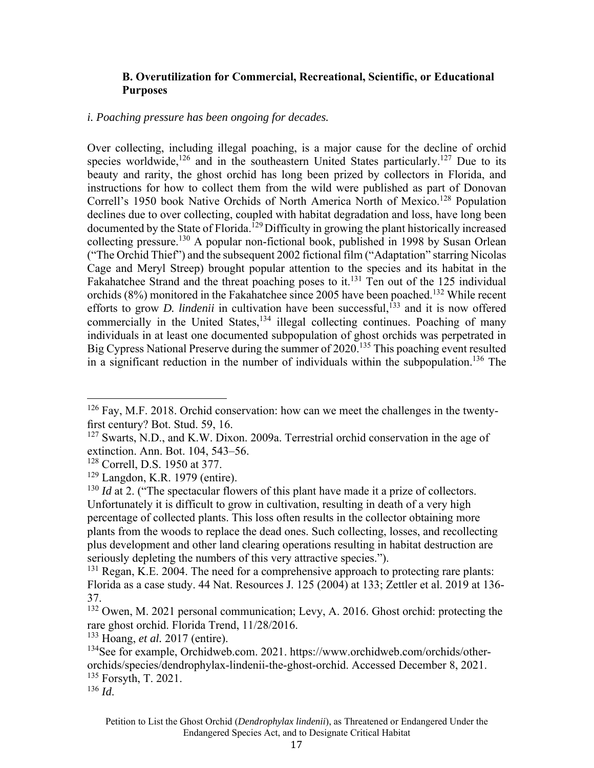### B. Overutilization for Commercial, Recreational, Scientific, or Educational Purposes

*i. Poaching pressure has been ongoing for decades.*

Over collecting, including illegal poaching, is a major cause for the decline of orchid species worldwide,[126] and in the southeastern United States particularly.[127] Due to its beauty and rarity, the ghost orchid has long been prized by collectors in Florida, and instructions for how to collect them from the wild were published as part of Donovan Correll's 1950 book Native Orchids of North America North of Mexico.[128] Population declines due to over collecting, coupled with habitat degradation and loss, have long been documented by the State of Florida.[129] Difficulty in growing the plant historically increased collecting pressure.[130] A popular non-fictional book, published in 1998 by Susan Orlean ("The Orchid Thief") and the subsequent 2002 fictional film ("Adaptation" starring Nicolas Cage and Meryl Streep) brought popular attention to the species and its habitat in the Fakahatchee Strand and the threat poaching poses to it.[131] Ten out of the 125 individual orchids (8%) monitored in the Fakahatchee since 2005 have been poached.[132] While recent efforts to grow *D. lindenii* in cultivation have been successful,[133] and it is now offered commercially in the United States,[134] illegal collecting continues. Poaching of many individuals in at least one documented subpopulation of ghost orchids was perpetrated in Big Cypress National Preserve during the summer of 2020.[135] This poaching event resulted in a significant reduction in the number of individuals within the subpopulation.[136] The

---

[126] Fay, M.F. 2018. Orchid conservation: how can we meet the challenges in the twenty-first century? Bot. Stud. 59, 16.

[127] Swarts, N.D., and K.W. Dixon. 2009a. Terrestrial orchid conservation in the age of extinction. Ann. Bot. 104, 543–56.

[128] Correll, D.S. 1950 at 377.

[129] Langdon, K.R. 1979 (entire).

[130] *Id* at 2. ("The spectacular flowers of this plant have made it a prize of collectors. Unfortunately it is difficult to grow in cultivation, resulting in death of a very high percentage of collected plants. This loss often results in the collector obtaining more plants from the woods to replace the dead ones. Such collecting, losses, and recollecting plus development and other land clearing operations resulting in habitat destruction are seriously depleting the numbers of this very attractive species.").

[131] Regan, K.E. 2004. The need for a comprehensive approach to protecting rare plants: Florida as a case study. 44 Nat. Resources J. 125 (2004) at 133; Zettler et al. 2019 at 136-37.

[132] Owen, M. 2021 personal communication; Levy, A. 2016. Ghost orchid: protecting the rare ghost orchid. Florida Trend, 11/28/2016.

[133] Hoang, *et al.* 2017 (entire).

[134] See for example, Orchidweb.com. 2021. https://www.orchidweb.com/orchids/other-orchids/species/dendrophylax-lindenii-the-ghost-orchid. Accessed December 8, 2021.

[135] Forsyth, T. 2021.

[136] *Id*.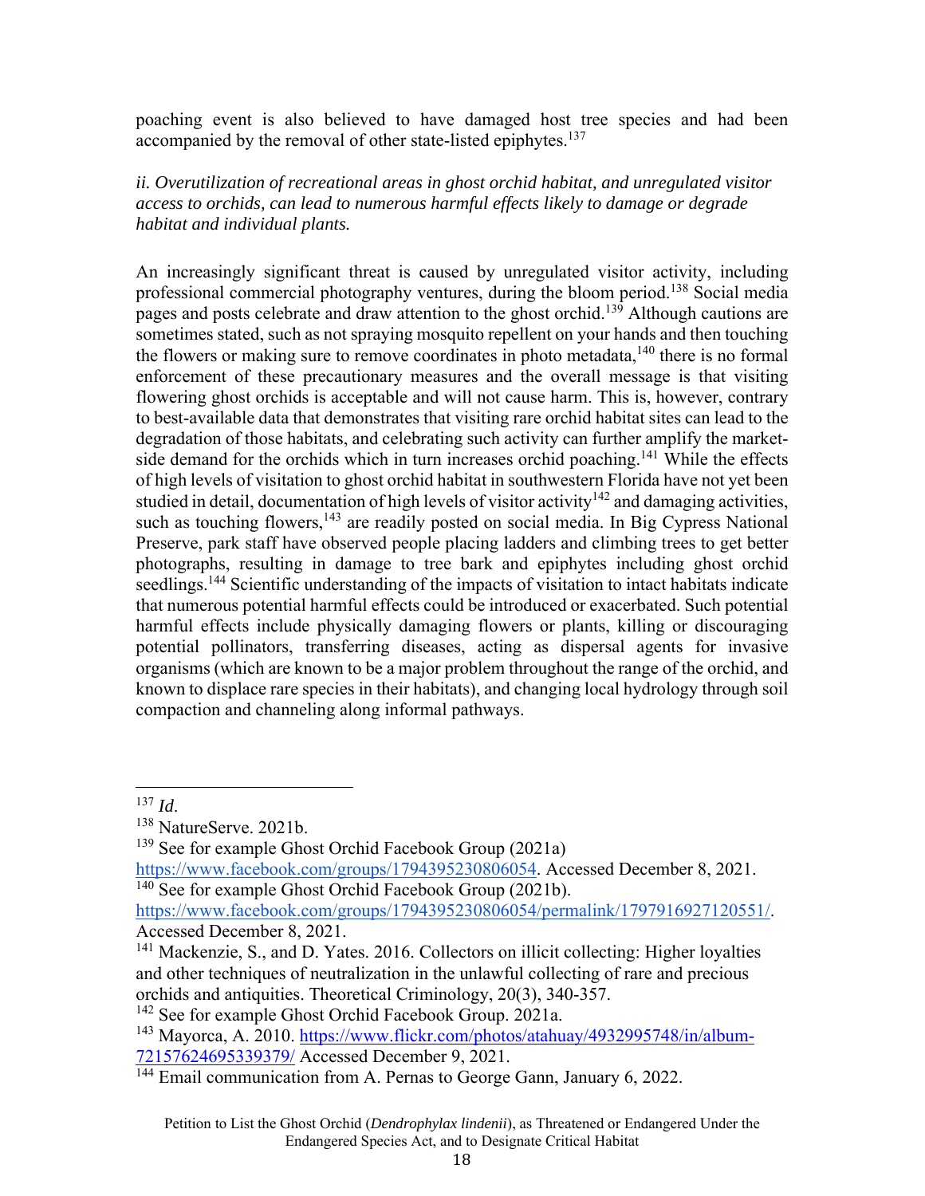poaching event is also believed to have damaged host tree species and had been accompanied by the removal of other state-listed epiphytes.[137]

*ii. Overutilization of recreational areas in ghost orchid habitat, and unregulated visitor access to orchids, can lead to numerous harmful effects likely to damage or degrade habitat and individual plants.*

An increasingly significant threat is caused by unregulated visitor activity, including professional commercial photography ventures, during the bloom period.[138] Social media pages and posts celebrate and draw attention to the ghost orchid.[139] Although cautions are sometimes stated, such as not spraying mosquito repellent on your hands and then touching the flowers or making sure to remove coordinates in photo metadata,[140] there is no formal enforcement of these precautionary measures and the overall message is that visiting flowering ghost orchids is acceptable and will not cause harm. This is, however, contrary to best-available data that demonstrates that visiting rare orchid habitat sites can lead to the degradation of those habitats, and celebrating such activity can further amplify the market-side demand for the orchids which in turn increases orchid poaching.[141] While the effects of high levels of visitation to ghost orchid habitat in southwestern Florida have not yet been studied in detail, documentation of high levels of visitor activity[142] and damaging activities, such as touching flowers,[143] are readily posted on social media. In Big Cypress National Preserve, park staff have observed people placing ladders and climbing trees to get better photographs, resulting in damage to tree bark and epiphytes including ghost orchid seedlings.[144] Scientific understanding of the impacts of visitation to intact habitats indicate that numerous potential harmful effects could be introduced or exacerbated. Such potential harmful effects include physically damaging flowers or plants, killing or discouraging potential pollinators, transferring diseases, acting as dispersal agents for invasive organisms (which are known to be a major problem throughout the range of the orchid, and known to displace rare species in their habitats), and changing local hydrology through soil compaction and channeling along informal pathways.

---

[137] *Id*.

[138] NatureServe. 2021b.

[139] See for example Ghost Orchid Facebook Group (2021a) https://www.facebook.com/groups/1794395230806054. Accessed December 8, 2021.

[140] See for example Ghost Orchid Facebook Group (2021b). https://www.facebook.com/groups/1794395230806054/permalink/1797916927120551/. Accessed December 8, 2021.

[141] Mackenzie, S., and D. Yates. 2016. Collectors on illicit collecting: Higher loyalties and other techniques of neutralization in the unlawful collecting of rare and precious orchids and antiquities. Theoretical Criminology, 20(3), 340-357.

[142] See for example Ghost Orchid Facebook Group. 2021a.

[143] Mayorca, A. 2010. https://www.flickr.com/photos/atahuay/4932995748/in/album-72157624695339379/ Accessed December 9, 2021.

[144] Email communication from A. Pernas to George Gann, January 6, 2022.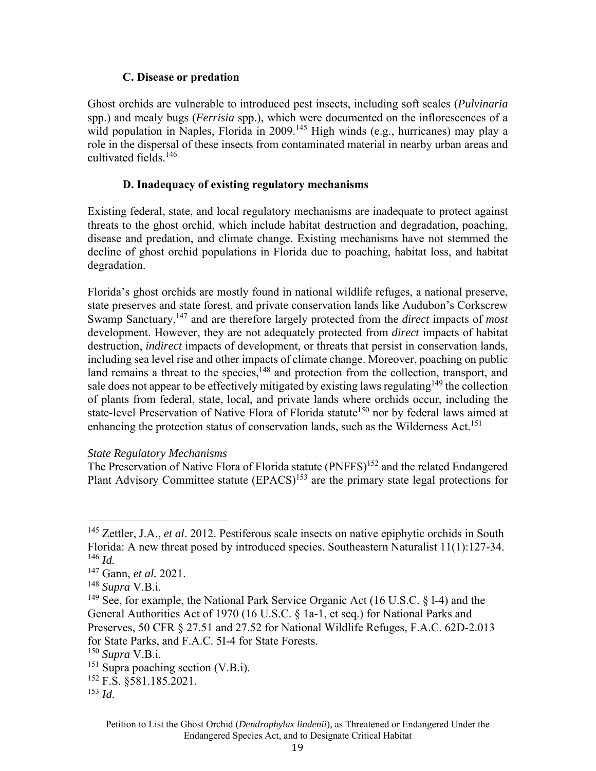### C. Disease or predation

Ghost orchids are vulnerable to introduced pest insects, including soft scales (*Pulvinaria* spp.) and mealy bugs (*Ferrisia* spp.), which were documented on the inflorescences of a wild population in Naples, Florida in 2009.[145] High winds (e.g., hurricanes) may play a role in the dispersal of these insects from contaminated material in nearby urban areas and cultivated fields.[146]

### D. Inadequacy of existing regulatory mechanisms

Existing federal, state, and local regulatory mechanisms are inadequate to protect against threats to the ghost orchid, which include habitat destruction and degradation, poaching, disease and predation, and climate change. Existing mechanisms have not stemmed the decline of ghost orchid populations in Florida due to poaching, habitat loss, and habitat degradation.

Florida's ghost orchids are mostly found in national wildlife refuges, a national preserve, state preserves and state forest, and private conservation lands like Audubon's Corkscrew Swamp Sanctuary,[147] and are therefore largely protected from the *direct* impacts of *most* development. However, they are not adequately protected from *direct* impacts of habitat destruction, *indirect* impacts of development, or threats that persist in conservation lands, including sea level rise and other impacts of climate change. Moreover, poaching on public land remains a threat to the species,[148] and protection from the collection, transport, and sale does not appear to be effectively mitigated by existing laws regulating[149] the collection of plants from federal, state, local, and private lands where orchids occur, including the state-level Preservation of Native Flora of Florida statute[150] nor by federal laws aimed at enhancing the protection status of conservation lands, such as the Wilderness Act.[151]

*State Regulatory Mechanisms*

The Preservation of Native Flora of Florida statute (PNFFS)[152] and the related Endangered Plant Advisory Committee statute (EPACS)[153] are the primary state legal protections for

---

[145] Zettler, J.A., *et al*. 2012. Pestiferous scale insects on native epiphytic orchids in South Florida: A new threat posed by introduced species. Southeastern Naturalist 11(1):127-34.

[146] *Id.*

[147] Gann, *et al.* 2021.

[148] *Supra* V.B.i.

[149] See, for example, the National Park Service Organic Act (16 U.S.C. § l-4) and the General Authorities Act of 1970 (16 U.S.C. § 1a-1, et seq.) for National Parks and Preserves, 50 CFR § 27.51 and 27.52 for National Wildlife Refuges, F.A.C. 62D-2.013 for State Parks, and F.A.C. 5I-4 for State Forests.

[150] *Supra* V.B.i.

[151] Supra poaching section (V.B.i).

[152] F.S. §581.185.2021.

[153] *Id*.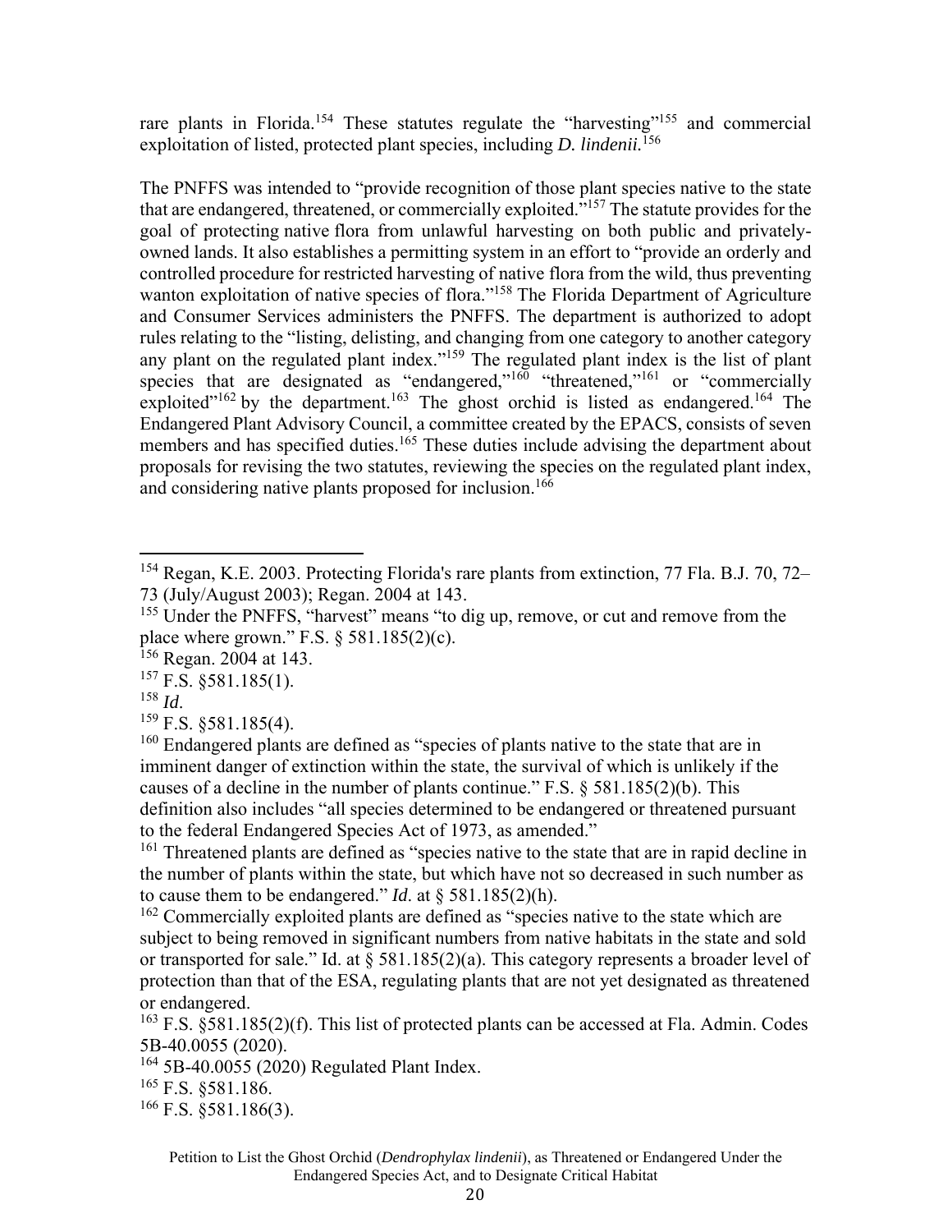rare plants in Florida.[154] These statutes regulate the "harvesting"[155] and commercial exploitation of listed, protected plant species, including *D. lindenii.*[156]

The PNFFS was intended to "provide recognition of those plant species native to the state that are endangered, threatened, or commercially exploited."[157] The statute provides for the goal of protecting native flora from unlawful harvesting on both public and privately-owned lands. It also establishes a permitting system in an effort to "provide an orderly and controlled procedure for restricted harvesting of native flora from the wild, thus preventing wanton exploitation of native species of flora."[158] The Florida Department of Agriculture and Consumer Services administers the PNFFS. The department is authorized to adopt rules relating to the "listing, delisting, and changing from one category to another category any plant on the regulated plant index."[159] The regulated plant index is the list of plant species that are designated as "endangered,"[160] "threatened,"[161] or "commercially exploited"[162] by the department.[163] The ghost orchid is listed as endangered.[164] The Endangered Plant Advisory Council, a committee created by the EPACS, consists of seven members and has specified duties.[165] These duties include advising the department about proposals for revising the two statutes, reviewing the species on the regulated plant index, and considering native plants proposed for inclusion.[166]

---

[154] Regan, K.E. 2003. Protecting Florida's rare plants from extinction, 77 Fla. B.J. 70, 72–73 (July/August 2003); Regan. 2004 at 143.

[155] Under the PNFFS, "harvest" means "to dig up, remove, or cut and remove from the place where grown." F.S. § 581.185(2)(c).

[156] Regan. 2004 at 143.

[157] F.S. §581.185(1).

[158] *Id*.

[159] F.S. §581.185(4).

[160] Endangered plants are defined as "species of plants native to the state that are in imminent danger of extinction within the state, the survival of which is unlikely if the causes of a decline in the number of plants continue." F.S. § 581.185(2)(b). This definition also includes "all species determined to be endangered or threatened pursuant to the federal Endangered Species Act of 1973, as amended."

[161] Threatened plants are defined as "species native to the state that are in rapid decline in the number of plants within the state, but which have not so decreased in such number as to cause them to be endangered." *Id*. at § 581.185(2)(h).

[162] Commercially exploited plants are defined as "species native to the state which are subject to being removed in significant numbers from native habitats in the state and sold or transported for sale." Id. at § 581.185(2)(a). This category represents a broader level of protection than that of the ESA, regulating plants that are not yet designated as threatened or endangered.

[163] F.S. §581.185(2)(f). This list of protected plants can be accessed at Fla. Admin. Codes 5B-40.0055 (2020).

[164] 5B-40.0055 (2020) Regulated Plant Index.

[165] F.S. §581.186.

[166] F.S. §581.186(3).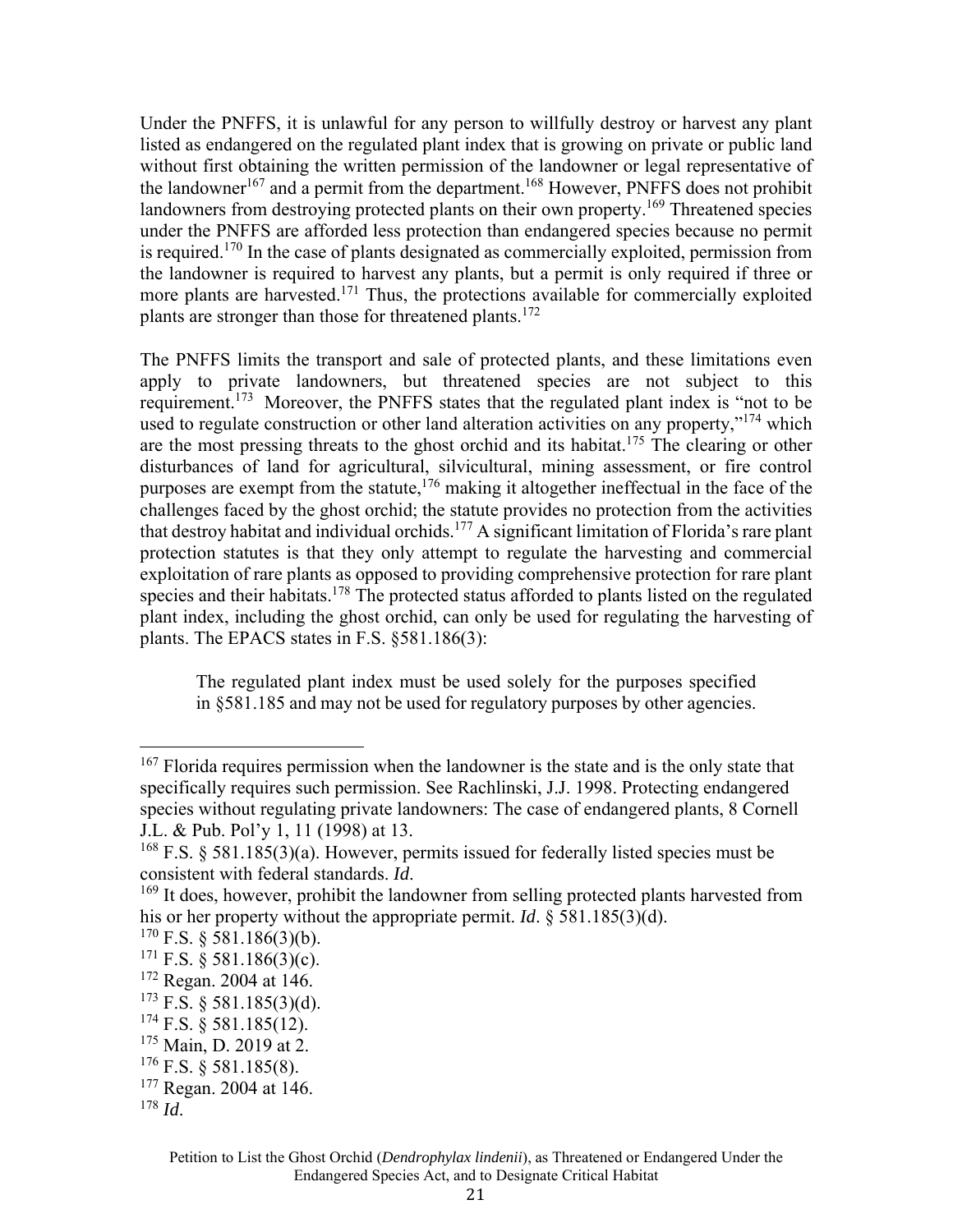Under the PNFFS, it is unlawful for any person to willfully destroy or harvest any plant listed as endangered on the regulated plant index that is growing on private or public land without first obtaining the written permission of the landowner or legal representative of the landowner[167] and a permit from the department.[168] However, PNFFS does not prohibit landowners from destroying protected plants on their own property.[169] Threatened species under the PNFFS are afforded less protection than endangered species because no permit is required.[170] In the case of plants designated as commercially exploited, permission from the landowner is required to harvest any plants, but a permit is only required if three or more plants are harvested.[171] Thus, the protections available for commercially exploited plants are stronger than those for threatened plants.[172]

The PNFFS limits the transport and sale of protected plants, and these limitations even apply to private landowners, but threatened species are not subject to this requirement.[173] Moreover, the PNFFS states that the regulated plant index is "not to be used to regulate construction or other land alteration activities on any property,"[174] which are the most pressing threats to the ghost orchid and its habitat.[175] The clearing or other disturbances of land for agricultural, silvicultural, mining assessment, or fire control purposes are exempt from the statute,[176] making it altogether ineffectual in the face of the challenges faced by the ghost orchid; the statute provides no protection from the activities that destroy habitat and individual orchids.[177] A significant limitation of Florida's rare plant protection statutes is that they only attempt to regulate the harvesting and commercial exploitation of rare plants as opposed to providing comprehensive protection for rare plant species and their habitats.[178] The protected status afforded to plants listed on the regulated plant index, including the ghost orchid, can only be used for regulating the harvesting of plants. The EPACS states in F.S. §581.186(3):

> The regulated plant index must be used solely for the purposes specified in §581.185 and may not be used for regulatory purposes by other agencies.

---

[167] Florida requires permission when the landowner is the state and is the only state that specifically requires such permission. See Rachlinski, J.J. 1998. Protecting endangered species without regulating private landowners: The case of endangered plants, 8 Cornell J.L. & Pub. Pol'y 1, 11 (1998) at 13.

[168] F.S. § 581.185(3)(a). However, permits issued for federally listed species must be consistent with federal standards. *Id*.

[169] It does, however, prohibit the landowner from selling protected plants harvested from his or her property without the appropriate permit. *Id*. § 581.185(3)(d).

[170] F.S. § 581.186(3)(b).

[171] F.S. § 581.186(3)(c).

[172] Regan. 2004 at 146.

[173] F.S. § 581.185(3)(d).

[174] F.S. § 581.185(12).

[175] Main, D. 2019 at 2.

[176] F.S. § 581.185(8).

[177] Regan. 2004 at 146.

[178] *Id*.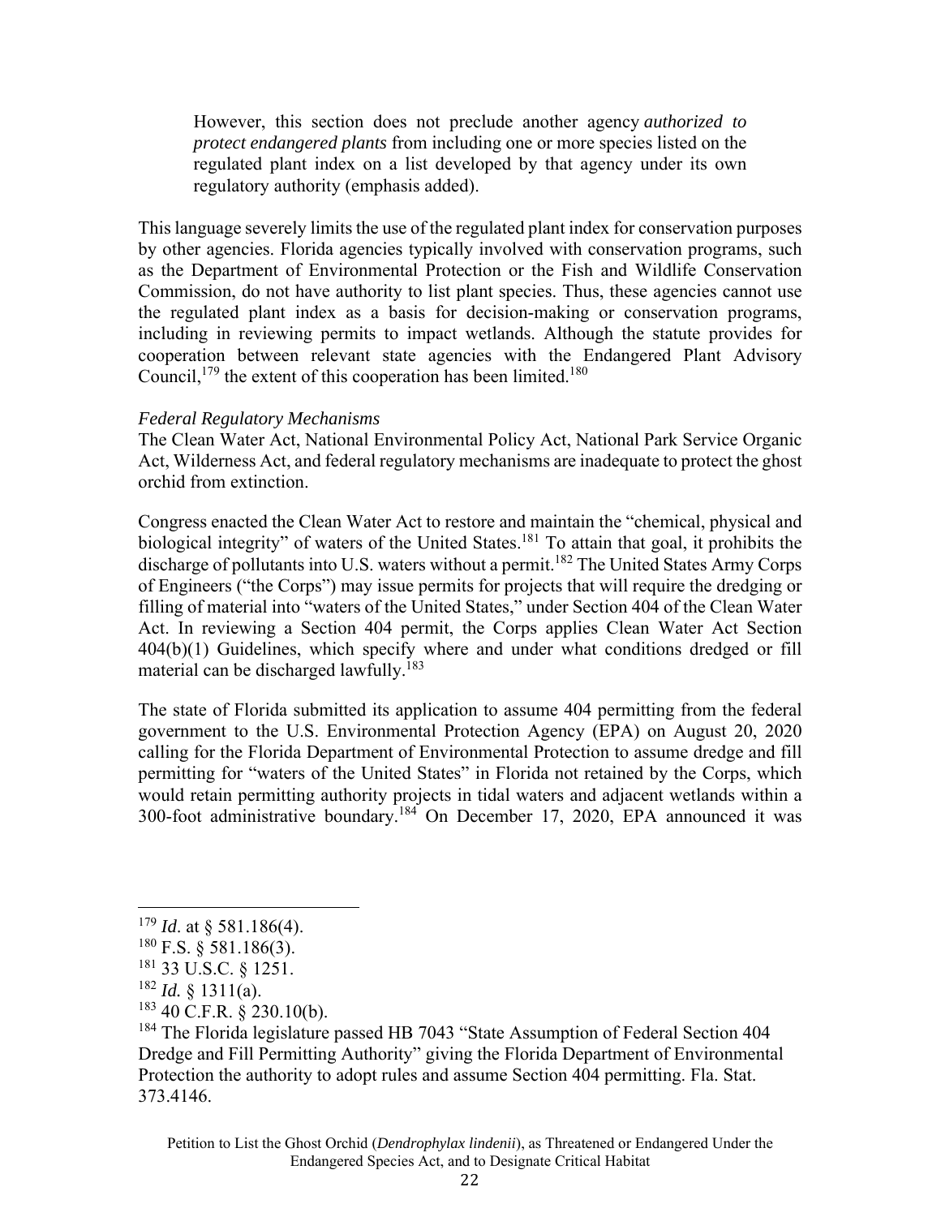> However, this section does not preclude another agency *authorized to protect endangered plants* from including one or more species listed on the regulated plant index on a list developed by that agency under its own regulatory authority (emphasis added).

This language severely limits the use of the regulated plant index for conservation purposes by other agencies. Florida agencies typically involved with conservation programs, such as the Department of Environmental Protection or the Fish and Wildlife Conservation Commission, do not have authority to list plant species. Thus, these agencies cannot use the regulated plant index as a basis for decision-making or conservation programs, including in reviewing permits to impact wetlands. Although the statute provides for cooperation between relevant state agencies with the Endangered Plant Advisory Council,[179] the extent of this cooperation has been limited.[180]

*Federal Regulatory Mechanisms*

The Clean Water Act, National Environmental Policy Act, National Park Service Organic Act, Wilderness Act, and federal regulatory mechanisms are inadequate to protect the ghost orchid from extinction.

Congress enacted the Clean Water Act to restore and maintain the "chemical, physical and biological integrity" of waters of the United States.[181] To attain that goal, it prohibits the discharge of pollutants into U.S. waters without a permit.[182] The United States Army Corps of Engineers ("the Corps") may issue permits for projects that will require the dredging or filling of material into "waters of the United States," under Section 404 of the Clean Water Act. In reviewing a Section 404 permit, the Corps applies Clean Water Act Section 404(b)(1) Guidelines, which specify where and under what conditions dredged or fill material can be discharged lawfully.[183]

The state of Florida submitted its application to assume 404 permitting from the federal government to the U.S. Environmental Protection Agency (EPA) on August 20, 2020 calling for the Florida Department of Environmental Protection to assume dredge and fill permitting for "waters of the United States" in Florida not retained by the Corps, which would retain permitting authority projects in tidal waters and adjacent wetlands within a 300-foot administrative boundary.[184] On December 17, 2020, EPA announced it was

---

[179] *Id*. at § 581.186(4).

[180] F.S. § 581.186(3).

[181] 33 U.S.C. § 1251.

[182] *Id.* § 1311(a).

[183] 40 C.F.R. § 230.10(b).

[184] The Florida legislature passed HB 7043 "State Assumption of Federal Section 404 Dredge and Fill Permitting Authority" giving the Florida Department of Environmental Protection the authority to adopt rules and assume Section 404 permitting. Fla. Stat. 373.4146.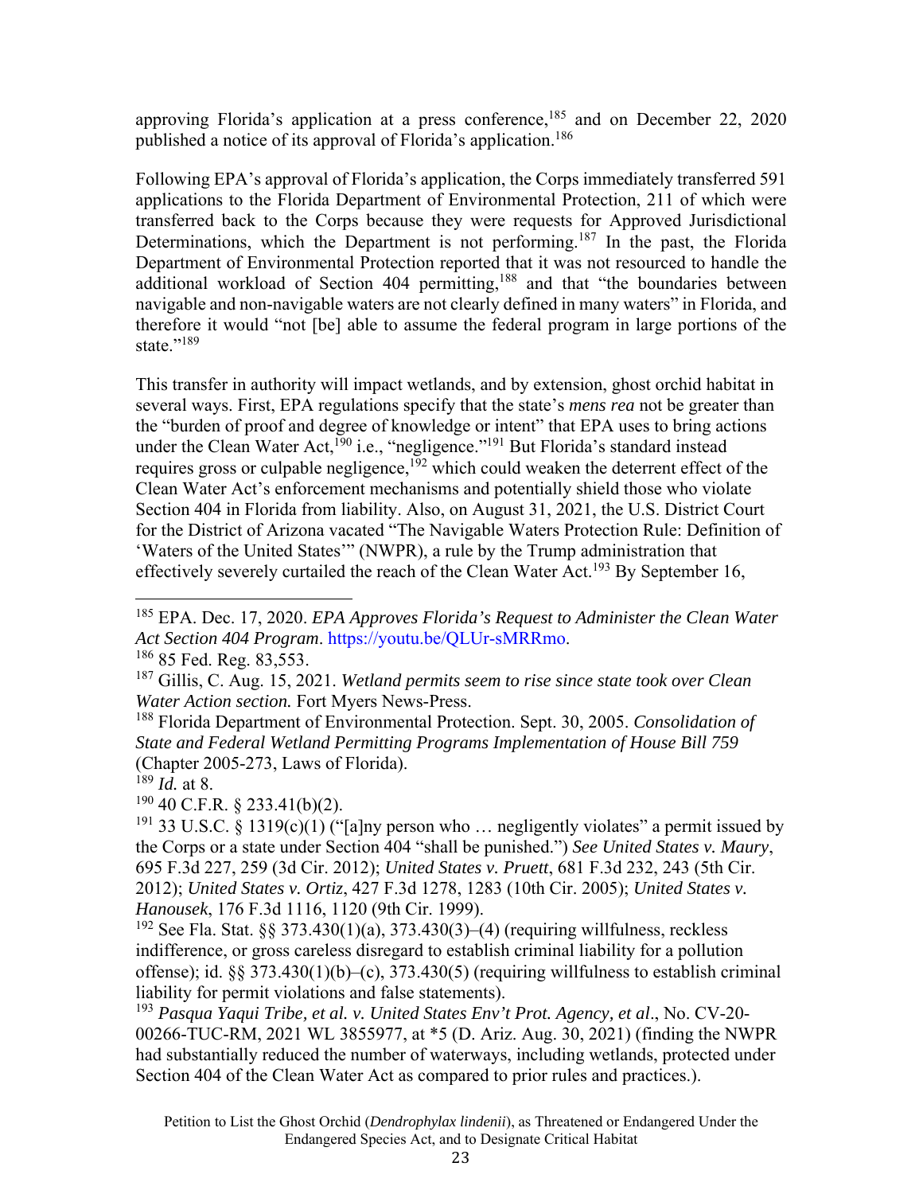approving Florida's application at a press conference,[185] and on December 22, 2020 published a notice of its approval of Florida's application.[186]

Following EPA's approval of Florida's application, the Corps immediately transferred 591 applications to the Florida Department of Environmental Protection, 211 of which were transferred back to the Corps because they were requests for Approved Jurisdictional Determinations, which the Department is not performing.[187] In the past, the Florida Department of Environmental Protection reported that it was not resourced to handle the additional workload of Section 404 permitting,[188] and that "the boundaries between navigable and non-navigable waters are not clearly defined in many waters" in Florida, and therefore it would "not [be] able to assume the federal program in large portions of the state."[189]

This transfer in authority will impact wetlands, and by extension, ghost orchid habitat in several ways. First, EPA regulations specify that the state's *mens rea* not be greater than the "burden of proof and degree of knowledge or intent" that EPA uses to bring actions under the Clean Water Act,[190] i.e., "negligence."[191] But Florida's standard instead requires gross or culpable negligence,[192] which could weaken the deterrent effect of the Clean Water Act's enforcement mechanisms and potentially shield those who violate Section 404 in Florida from liability. Also, on August 31, 2021, the U.S. District Court for the District of Arizona vacated "The Navigable Waters Protection Rule: Definition of 'Waters of the United States'" (NWPR), a rule by the Trump administration that effectively severely curtailed the reach of the Clean Water Act.[193] By September 16,

---

[185] EPA. Dec. 17, 2020. *EPA Approves Florida's Request to Administer the Clean Water Act Section 404 Program*. https://youtu.be/QLUr-sMRRmo.

[186] 85 Fed. Reg. 83,553.

[187] Gillis, C. Aug. 15, 2021. *Wetland permits seem to rise since state took over Clean Water Action section.* Fort Myers News-Press.

[188] Florida Department of Environmental Protection. Sept. 30, 2005. *Consolidation of State and Federal Wetland Permitting Programs Implementation of House Bill 759* (Chapter 2005-273, Laws of Florida).

[189] *Id.* at 8.

[190] 40 C.F.R. § 233.41(b)(2).

[191] 33 U.S.C. § 1319(c)(1) ("[a]ny person who … negligently violates" a permit issued by the Corps or a state under Section 404 "shall be punished.") *See United States v. Maury*, 695 F.3d 227, 259 (3d Cir. 2012); *United States v. Pruett*, 681 F.3d 232, 243 (5th Cir. 2012); *United States v. Ortiz*, 427 F.3d 1278, 1283 (10th Cir. 2005); *United States v. Hanousek*, 176 F.3d 1116, 1120 (9th Cir. 1999).

[192] See Fla. Stat. §§ 373.430(1)(a), 373.430(3)–(4) (requiring willfulness, reckless indifference, or gross careless disregard to establish criminal liability for a pollution offense); id. §§ 373.430(1)(b)–(c), 373.430(5) (requiring willfulness to establish criminal liability for permit violations and false statements).

[193] *Pasqua Yaqui Tribe, et al. v. United States Env't Prot. Agency, et al*., No. CV-20-00266-TUC-RM, 2021 WL 3855977, at *5 (D. Ariz. Aug. 30, 2021) (finding the NWPR had substantially reduced the number of waterways, including wetlands, protected under Section 404 of the Clean Water Act as compared to prior rules and practices.).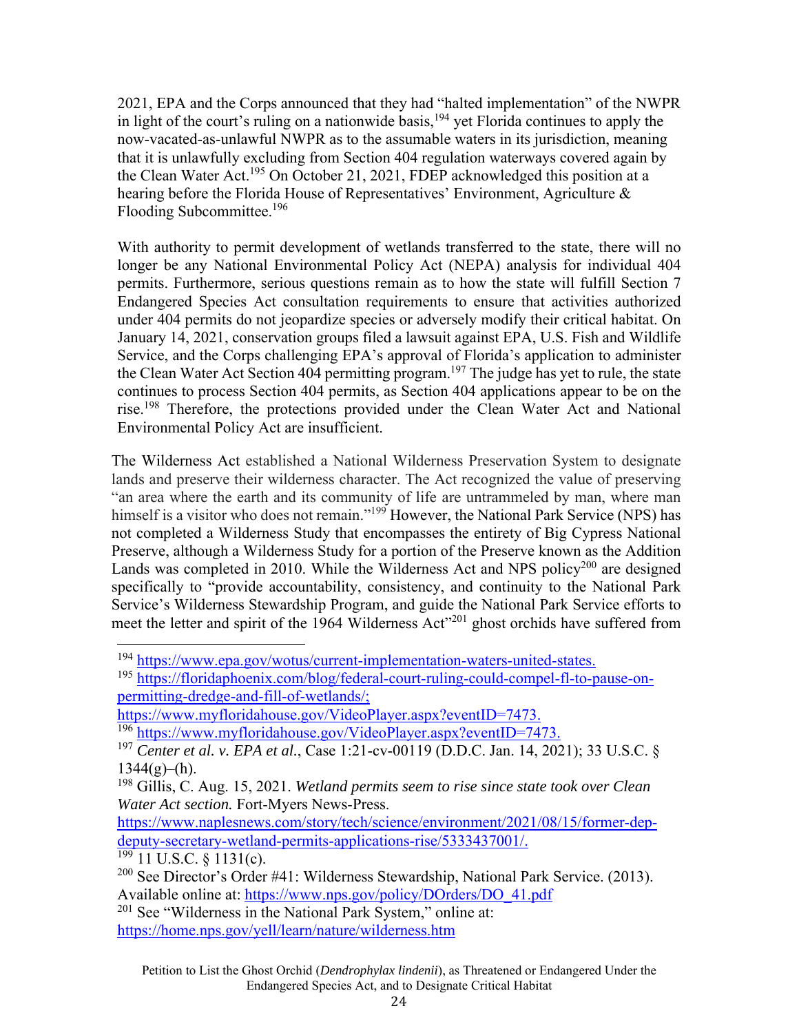2021, EPA and the Corps announced that they had "halted implementation" of the NWPR in light of the court's ruling on a nationwide basis,[194] yet Florida continues to apply the now-vacated-as-unlawful NWPR as to the assumable waters in its jurisdiction, meaning that it is unlawfully excluding from Section 404 regulation waterways covered again by the Clean Water Act.[195] On October 21, 2021, FDEP acknowledged this position at a hearing before the Florida House of Representatives' Environment, Agriculture & Flooding Subcommittee.[196]

With authority to permit development of wetlands transferred to the state, there will no longer be any National Environmental Policy Act (NEPA) analysis for individual 404 permits. Furthermore, serious questions remain as to how the state will fulfill Section 7 Endangered Species Act consultation requirements to ensure that activities authorized under 404 permits do not jeopardize species or adversely modify their critical habitat. On January 14, 2021, conservation groups filed a lawsuit against EPA, U.S. Fish and Wildlife Service, and the Corps challenging EPA's approval of Florida's application to administer the Clean Water Act Section 404 permitting program.[197] The judge has yet to rule, the state continues to process Section 404 permits, as Section 404 applications appear to be on the rise.[198] Therefore, the protections provided under the Clean Water Act and National Environmental Policy Act are insufficient.

The Wilderness Act established a National Wilderness Preservation System to designate lands and preserve their wilderness character. The Act recognized the value of preserving "an area where the earth and its community of life are untrammeled by man, where man himself is a visitor who does not remain."[199] However, the National Park Service (NPS) has not completed a Wilderness Study that encompasses the entirety of Big Cypress National Preserve, although a Wilderness Study for a portion of the Preserve known as the Addition Lands was completed in 2010. While the Wilderness Act and NPS policy[200] are designed specifically to "provide accountability, consistency, and continuity to the National Park Service's Wilderness Stewardship Program, and guide the National Park Service efforts to meet the letter and spirit of the 1964 Wilderness Act"[201] ghost orchids have suffered from

---

[194] https://www.epa.gov/wotus/current-implementation-waters-united-states.

[195] https://floridaphoenix.com/blog/federal-court-ruling-could-compel-fl-to-pause-on-permitting-dredge-and-fill-of-wetlands/; https://www.myfloridahouse.gov/VideoPlayer.aspx?eventID=7473.

[196] https://www.myfloridahouse.gov/VideoPlayer.aspx?eventID=7473.

[197] *Center et al. v. EPA et al.*, Case 1:21-cv-00119 (D.D.C. Jan. 14, 2021); 33 U.S.C. § 1344(g)–(h).

[198] Gillis, C. Aug. 15, 2021. *Wetland permits seem to rise since state took over Clean Water Act section.* Fort-Myers News-Press. https://www.naplesnews.com/story/tech/science/environment/2021/08/15/former-dep-deputy-secretary-wetland-permits-applications-rise/5333437001/.

[199] 11 U.S.C. § 1131(c).

[200] See Director's Order #41: Wilderness Stewardship, National Park Service. (2013). Available online at: https://www.nps.gov/policy/DOrders/DO_41.pdf

[201] See "Wilderness in the National Park System," online at: https://home.nps.gov/yell/learn/nature/wilderness.htm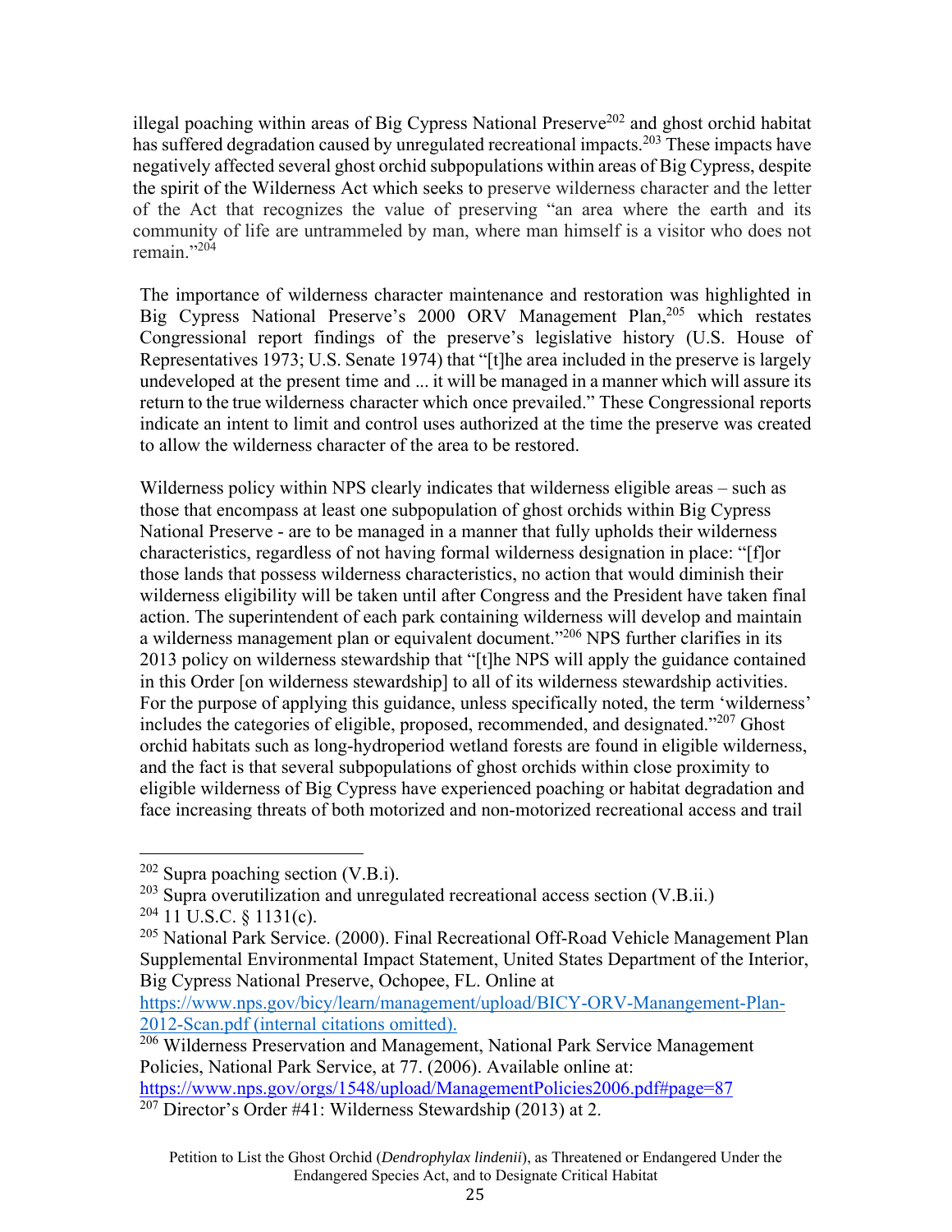illegal poaching within areas of Big Cypress National Preserve[202] and ghost orchid habitat has suffered degradation caused by unregulated recreational impacts.[203] These impacts have negatively affected several ghost orchid subpopulations within areas of Big Cypress, despite the spirit of the Wilderness Act which seeks to preserve wilderness character and the letter of the Act that recognizes the value of preserving "an area where the earth and its community of life are untrammeled by man, where man himself is a visitor who does not remain."[204]

The importance of wilderness character maintenance and restoration was highlighted in Big Cypress National Preserve's 2000 ORV Management Plan,[205] which restates Congressional report findings of the preserve's legislative history (U.S. House of Representatives 1973; U.S. Senate 1974) that "[t]he area included in the preserve is largely undeveloped at the present time and ... it will be managed in a manner which will assure its return to the true wilderness character which once prevailed." These Congressional reports indicate an intent to limit and control uses authorized at the time the preserve was created to allow the wilderness character of the area to be restored.

Wilderness policy within NPS clearly indicates that wilderness eligible areas – such as those that encompass at least one subpopulation of ghost orchids within Big Cypress National Preserve - are to be managed in a manner that fully upholds their wilderness characteristics, regardless of not having formal wilderness designation in place: "[f]or those lands that possess wilderness characteristics, no action that would diminish their wilderness eligibility will be taken until after Congress and the President have taken final action. The superintendent of each park containing wilderness will develop and maintain a wilderness management plan or equivalent document."[206] NPS further clarifies in its 2013 policy on wilderness stewardship that "[t]he NPS will apply the guidance contained in this Order [on wilderness stewardship] to all of its wilderness stewardship activities. For the purpose of applying this guidance, unless specifically noted, the term 'wilderness' includes the categories of eligible, proposed, recommended, and designated."[207] Ghost orchid habitats such as long-hydroperiod wetland forests are found in eligible wilderness, and the fact is that several subpopulations of ghost orchids within close proximity to eligible wilderness of Big Cypress have experienced poaching or habitat degradation and face increasing threats of both motorized and non-motorized recreational access and trail

---

[202] Supra poaching section (V.B.i).

[203] Supra overutilization and unregulated recreational access section (V.B.ii.)

[204] 11 U.S.C. § 1131(c).

[205] National Park Service. (2000). Final Recreational Off-Road Vehicle Management Plan Supplemental Environmental Impact Statement, United States Department of the Interior, Big Cypress National Preserve, Ochopee, FL. Online at https://www.nps.gov/bicy/learn/management/upload/BICY-ORV-Manangement-Plan-2012-Scan.pdf (internal citations omitted).

[206] Wilderness Preservation and Management, National Park Service Management Policies, National Park Service, at 77. (2006). Available online at: https://www.nps.gov/orgs/1548/upload/ManagementPolicies2006.pdf#page=87

[207] Director's Order #41: Wilderness Stewardship (2013) at 2.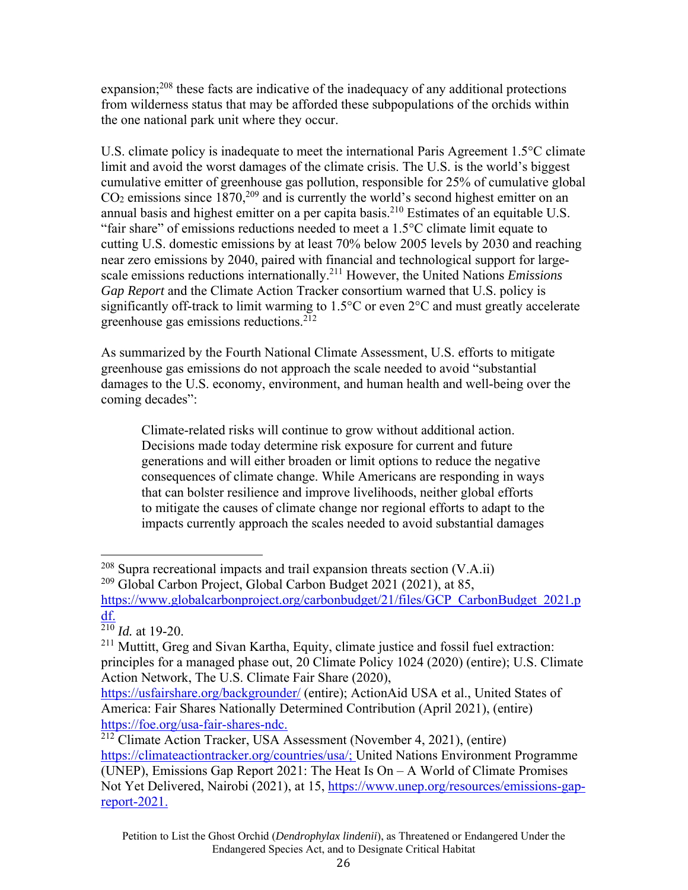expansion;[208] these facts are indicative of the inadequacy of any additional protections from wilderness status that may be afforded these subpopulations of the orchids within the one national park unit where they occur.

U.S. climate policy is inadequate to meet the international Paris Agreement 1.5°C climate limit and avoid the worst damages of the climate crisis. The U.S. is the world's biggest cumulative emitter of greenhouse gas pollution, responsible for 25% of cumulative global $CO_2$ emissions since 1870,[209] and is currently the world's second highest emitter on an annual basis and highest emitter on a per capita basis.[210] Estimates of an equitable U.S. "fair share" of emissions reductions needed to meet a 1.5°C climate limit equate to cutting U.S. domestic emissions by at least 70% below 2005 levels by 2030 and reaching near zero emissions by 2040, paired with financial and technological support for large-scale emissions reductions internationally.[211] However, the United Nations *Emissions Gap Report* and the Climate Action Tracker consortium warned that U.S. policy is significantly off-track to limit warming to 1.5°C or even 2°C and must greatly accelerate greenhouse gas emissions reductions.[212]

As summarized by the Fourth National Climate Assessment, U.S. efforts to mitigate greenhouse gas emissions do not approach the scale needed to avoid "substantial damages to the U.S. economy, environment, and human health and well-being over the coming decades":

> Climate-related risks will continue to grow without additional action. Decisions made today determine risk exposure for current and future generations and will either broaden or limit options to reduce the negative consequences of climate change. While Americans are responding in ways that can bolster resilience and improve livelihoods, neither global efforts to mitigate the causes of climate change nor regional efforts to adapt to the impacts currently approach the scales needed to avoid substantial damages

---

[208] Supra recreational impacts and trail expansion threats section (V.A.ii)

[209] Global Carbon Project, Global Carbon Budget 2021 (2021), at 85, https://www.globalcarbonproject.org/carbonbudget/21/files/GCP_CarbonBudget_2021.pdf.

[210] *Id.* at 19-20.

[211] Muttitt, Greg and Sivan Kartha, Equity, climate justice and fossil fuel extraction: principles for a managed phase out, 20 Climate Policy 1024 (2020) (entire); U.S. Climate Action Network, The U.S. Climate Fair Share (2020), https://usfairshare.org/backgrounder/ (entire); ActionAid USA et al., United States of America: Fair Shares Nationally Determined Contribution (April 2021), (entire) https://foe.org/usa-fair-shares-ndc.

[212] Climate Action Tracker, USA Assessment (November 4, 2021), (entire) https://climateactiontracker.org/countries/usa/; United Nations Environment Programme (UNEP), Emissions Gap Report 2021: The Heat Is On – A World of Climate Promises Not Yet Delivered, Nairobi (2021), at 15, https://www.unep.org/resources/emissions-gap-report-2021.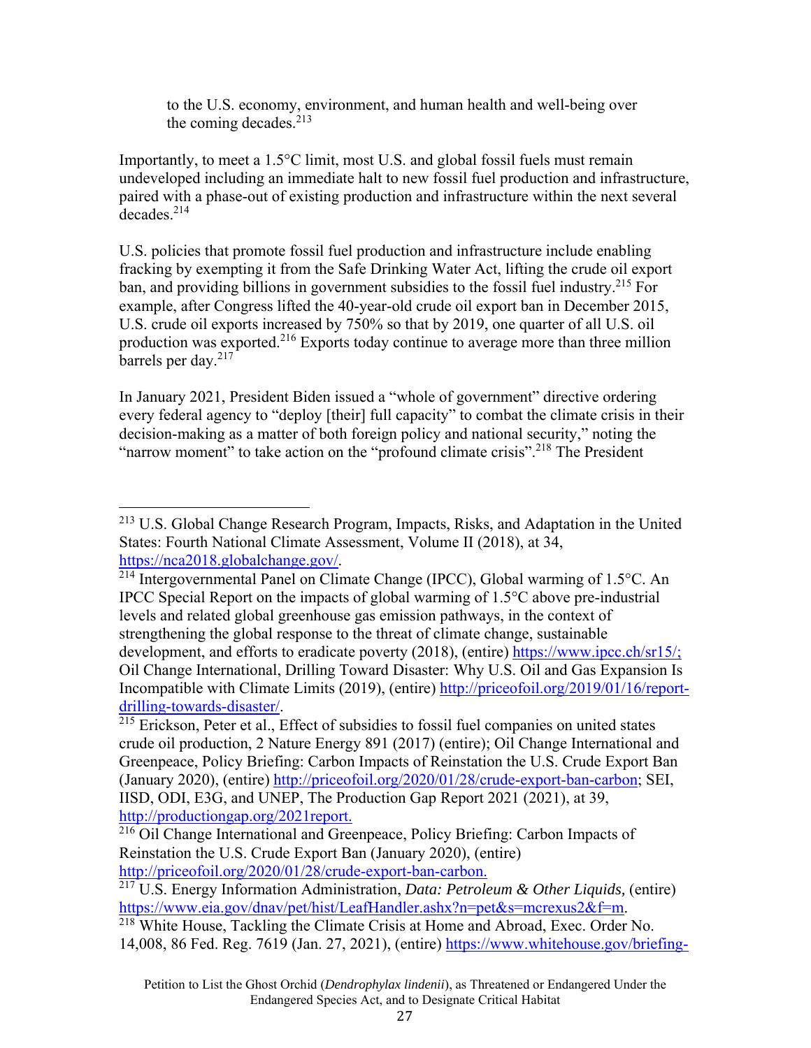> to the U.S. economy, environment, and human health and well-being over the coming decades.[213]

Importantly, to meet a 1.5°C limit, most U.S. and global fossil fuels must remain undeveloped including an immediate halt to new fossil fuel production and infrastructure, paired with a phase-out of existing production and infrastructure within the next several decades.[214]

U.S. policies that promote fossil fuel production and infrastructure include enabling fracking by exempting it from the Safe Drinking Water Act, lifting the crude oil export ban, and providing billions in government subsidies to the fossil fuel industry.[215] For example, after Congress lifted the 40-year-old crude oil export ban in December 2015, U.S. crude oil exports increased by 750% so that by 2019, one quarter of all U.S. oil production was exported.[216] Exports today continue to average more than three million barrels per day.[217]

In January 2021, President Biden issued a "whole of government" directive ordering every federal agency to "deploy [their] full capacity" to combat the climate crisis in their decision-making as a matter of both foreign policy and national security," noting the "narrow moment" to take action on the "profound climate crisis".[218] The President

---

[213] U.S. Global Change Research Program, Impacts, Risks, and Adaptation in the United States: Fourth National Climate Assessment, Volume II (2018), at 34, https://nca2018.globalchange.gov/.

[214] Intergovernmental Panel on Climate Change (IPCC), Global warming of 1.5°C. An IPCC Special Report on the impacts of global warming of 1.5°C above pre-industrial levels and related global greenhouse gas emission pathways, in the context of strengthening the global response to the threat of climate change, sustainable development, and efforts to eradicate poverty (2018), (entire) https://www.ipcc.ch/sr15/; Oil Change International, Drilling Toward Disaster: Why U.S. Oil and Gas Expansion Is Incompatible with Climate Limits (2019), (entire) http://priceofoil.org/2019/01/16/report-drilling-towards-disaster/.

[215] Erickson, Peter et al., Effect of subsidies to fossil fuel companies on united states crude oil production, 2 Nature Energy 891 (2017) (entire); Oil Change International and Greenpeace, Policy Briefing: Carbon Impacts of Reinstation the U.S. Crude Export Ban (January 2020), (entire) http://priceofoil.org/2020/01/28/crude-export-ban-carbon; SEI, IISD, ODI, E3G, and UNEP, The Production Gap Report 2021 (2021), at 39, http://productiongap.org/2021report.

[216] Oil Change International and Greenpeace, Policy Briefing: Carbon Impacts of Reinstation the U.S. Crude Export Ban (January 2020), (entire) http://priceofoil.org/2020/01/28/crude-export-ban-carbon.

[217] U.S. Energy Information Administration, *Data: Petroleum & Other Liquids,* (entire) https://www.eia.gov/dnav/pet/hist/LeafHandler.ashx?n=pet&s=mcrexus2&f=m.

[218] White House, Tackling the Climate Crisis at Home and Abroad, Exec. Order No. 14,008, 86 Fed. Reg. 7619 (Jan. 27, 2021), (entire) https://www.whitehouse.gov/briefing-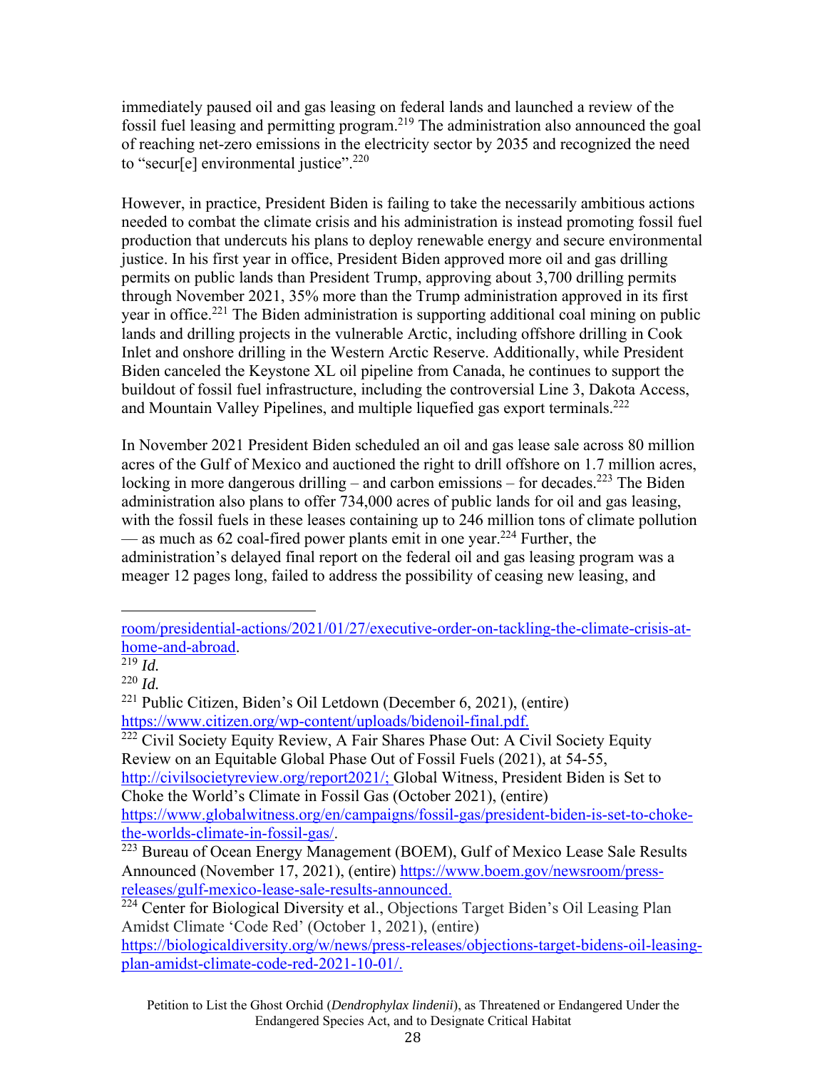immediately paused oil and gas leasing on federal lands and launched a review of the fossil fuel leasing and permitting program.[219] The administration also announced the goal of reaching net-zero emissions in the electricity sector by 2035 and recognized the need to "secur[e] environmental justice".[220]

However, in practice, President Biden is failing to take the necessarily ambitious actions needed to combat the climate crisis and his administration is instead promoting fossil fuel production that undercuts his plans to deploy renewable energy and secure environmental justice. In his first year in office, President Biden approved more oil and gas drilling permits on public lands than President Trump, approving about 3,700 drilling permits through November 2021, 35% more than the Trump administration approved in its first year in office.[221] The Biden administration is supporting additional coal mining on public lands and drilling projects in the vulnerable Arctic, including offshore drilling in Cook Inlet and onshore drilling in the Western Arctic Reserve. Additionally, while President Biden canceled the Keystone XL oil pipeline from Canada, he continues to support the buildout of fossil fuel infrastructure, including the controversial Line 3, Dakota Access, and Mountain Valley Pipelines, and multiple liquefied gas export terminals.[222]

In November 2021 President Biden scheduled an oil and gas lease sale across 80 million acres of the Gulf of Mexico and auctioned the right to drill offshore on 1.7 million acres, locking in more dangerous drilling – and carbon emissions – for decades.[223] The Biden administration also plans to offer 734,000 acres of public lands for oil and gas leasing, with the fossil fuels in these leases containing up to 246 million tons of climate pollution — as much as 62 coal-fired power plants emit in one year.[224] Further, the administration's delayed final report on the federal oil and gas leasing program was a meager 12 pages long, failed to address the possibility of ceasing new leasing, and

---

room/presidential-actions/2021/01/27/executive-order-on-tackling-the-climate-crisis-at-home-and-abroad.

[219] *Id.*

[220] *Id.*

[221] Public Citizen, Biden's Oil Letdown (December 6, 2021), (entire) https://www.citizen.org/wp-content/uploads/bidenoil-final.pdf.

[222] Civil Society Equity Review, A Fair Shares Phase Out: A Civil Society Equity Review on an Equitable Global Phase Out of Fossil Fuels (2021), at 54-55, http://civilsocietyreview.org/report2021/; Global Witness, President Biden is Set to Choke the World's Climate in Fossil Gas (October 2021), (entire) https://www.globalwitness.org/en/campaigns/fossil-gas/president-biden-is-set-to-choke-the-worlds-climate-in-fossil-gas/.

[223] Bureau of Ocean Energy Management (BOEM), Gulf of Mexico Lease Sale Results Announced (November 17, 2021), (entire) https://www.boem.gov/newsroom/press-releases/gulf-mexico-lease-sale-results-announced.

[224] Center for Biological Diversity et al., Objections Target Biden's Oil Leasing Plan Amidst Climate 'Code Red' (October 1, 2021), (entire) https://biologicaldiversity.org/w/news/press-releases/objections-target-bidens-oil-leasing-plan-amidst-climate-code-red-2021-10-01/.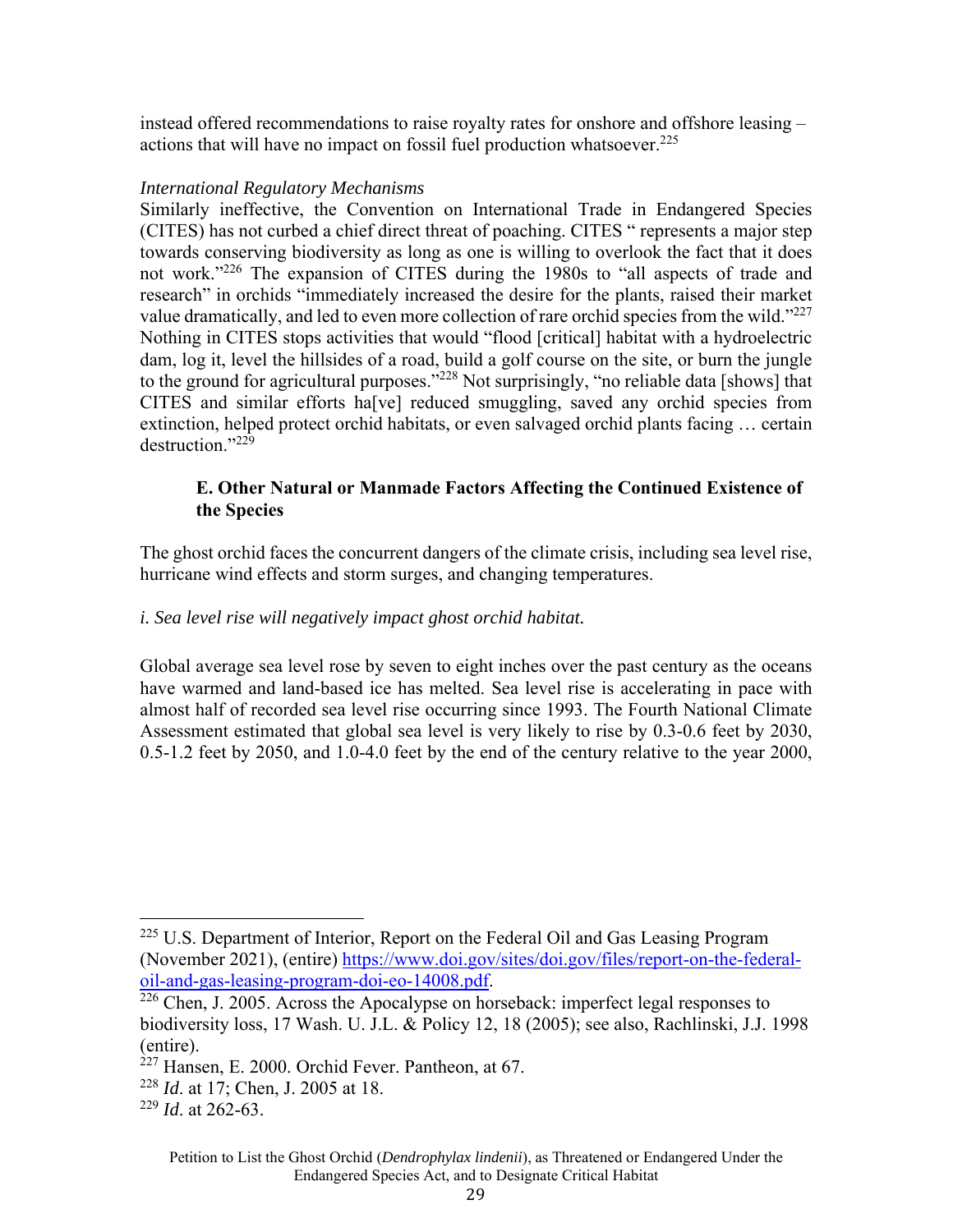instead offered recommendations to raise royalty rates for onshore and offshore leasing – actions that will have no impact on fossil fuel production whatsoever.[225]

*International Regulatory Mechanisms*

Similarly ineffective, the Convention on International Trade in Endangered Species (CITES) has not curbed a chief direct threat of poaching. CITES " represents a major step towards conserving biodiversity as long as one is willing to overlook the fact that it does not work."[226] The expansion of CITES during the 1980s to "all aspects of trade and research" in orchids "immediately increased the desire for the plants, raised their market value dramatically, and led to even more collection of rare orchid species from the wild."[227] Nothing in CITES stops activities that would "flood [critical] habitat with a hydroelectric dam, log it, level the hillsides of a road, build a golf course on the site, or burn the jungle to the ground for agricultural purposes."[228] Not surprisingly, "no reliable data [shows] that CITES and similar efforts ha[ve] reduced smuggling, saved any orchid species from extinction, helped protect orchid habitats, or even salvaged orchid plants facing … certain destruction."[229]

### E. Other Natural or Manmade Factors Affecting the Continued Existence of the Species

The ghost orchid faces the concurrent dangers of the climate crisis, including sea level rise, hurricane wind effects and storm surges, and changing temperatures.

*i. Sea level rise will negatively impact ghost orchid habitat.*

Global average sea level rose by seven to eight inches over the past century as the oceans have warmed and land-based ice has melted. Sea level rise is accelerating in pace with almost half of recorded sea level rise occurring since 1993. The Fourth National Climate Assessment estimated that global sea level is very likely to rise by 0.3-0.6 feet by 2030, 0.5-1.2 feet by 2050, and 1.0-4.0 feet by the end of the century relative to the year 2000,

---

[225] U.S. Department of Interior, Report on the Federal Oil and Gas Leasing Program (November 2021), (entire) https://www.doi.gov/sites/doi.gov/files/report-on-the-federal-oil-and-gas-leasing-program-doi-eo-14008.pdf.

[226] Chen, J. 2005. Across the Apocalypse on horseback: imperfect legal responses to biodiversity loss, 17 Wash. U. J.L. & Policy 12, 18 (2005); see also, Rachlinski, J.J. 1998 (entire).

[227] Hansen, E. 2000. Orchid Fever. Pantheon, at 67.

[228] *Id*. at 17; Chen, J. 2005 at 18.

[229] *Id*. at 262-63.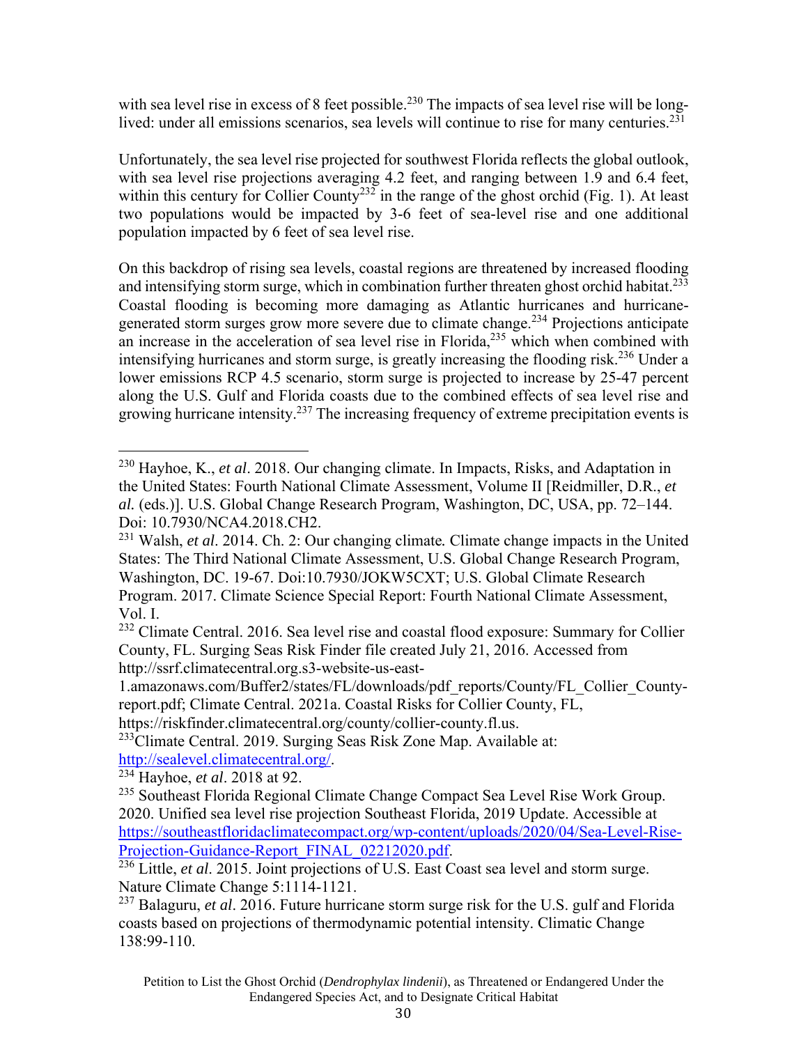with sea level rise in excess of 8 feet possible.[230] The impacts of sea level rise will be long-lived: under all emissions scenarios, sea levels will continue to rise for many centuries.[231]

Unfortunately, the sea level rise projected for southwest Florida reflects the global outlook, with sea level rise projections averaging 4.2 feet, and ranging between 1.9 and 6.4 feet, within this century for Collier County[232] in the range of the ghost orchid (Fig. 1). At least two populations would be impacted by 3-6 feet of sea-level rise and one additional population impacted by 6 feet of sea level rise.

On this backdrop of rising sea levels, coastal regions are threatened by increased flooding and intensifying storm surge, which in combination further threaten ghost orchid habitat.[233] Coastal flooding is becoming more damaging as Atlantic hurricanes and hurricane-generated storm surges grow more severe due to climate change.[234] Projections anticipate an increase in the acceleration of sea level rise in Florida,[235] which when combined with intensifying hurricanes and storm surge, is greatly increasing the flooding risk.[236] Under a lower emissions RCP 4.5 scenario, storm surge is projected to increase by 25-47 percent along the U.S. Gulf and Florida coasts due to the combined effects of sea level rise and growing hurricane intensity.[237] The increasing frequency of extreme precipitation events is

---

[230] Hayhoe, K., *et al*. 2018. Our changing climate. In Impacts, Risks, and Adaptation in the United States: Fourth National Climate Assessment, Volume II [Reidmiller, D.R., *et al.* (eds.)]. U.S. Global Change Research Program, Washington, DC, USA, pp. 72–144. Doi: 10.7930/NCA4.2018.CH2.

[231] Walsh, *et al*. 2014. Ch. 2: Our changing climate*.* Climate change impacts in the United States: The Third National Climate Assessment, U.S. Global Change Research Program, Washington, DC. 19-67. Doi:10.7930/JOKW5CXT; U.S. Global Climate Research Program. 2017. Climate Science Special Report: Fourth National Climate Assessment, Vol. I.

[232] Climate Central. 2016. Sea level rise and coastal flood exposure: Summary for Collier County, FL. Surging Seas Risk Finder file created July 21, 2016. Accessed from http://ssrf.climatecentral.org.s3-website-us-east-1.amazonaws.com/Buffer2/states/FL/downloads/pdf_reports/County/FL_Collier_County-report.pdf; Climate Central. 2021a. Coastal Risks for Collier County, FL, https://riskfinder.climatecentral.org/county/collier-county.fl.us.

[233] Climate Central. 2019. Surging Seas Risk Zone Map. Available at: http://sealevel.climatecentral.org/.

[234] Hayhoe, *et al*. 2018 at 92.

[235] Southeast Florida Regional Climate Change Compact Sea Level Rise Work Group. 2020. Unified sea level rise projection Southeast Florida, 2019 Update. Accessible at https://southeastfloridaclimatecompact.org/wp-content/uploads/2020/04/Sea-Level-Rise-Projection-Guidance-Report_FINAL_02212020.pdf.

[236] Little, *et al*. 2015. Joint projections of U.S. East Coast sea level and storm surge. Nature Climate Change 5:1114-1121.

[237] Balaguru, *et al*. 2016. Future hurricane storm surge risk for the U.S. gulf and Florida coasts based on projections of thermodynamic potential intensity. Climatic Change 138:99-110.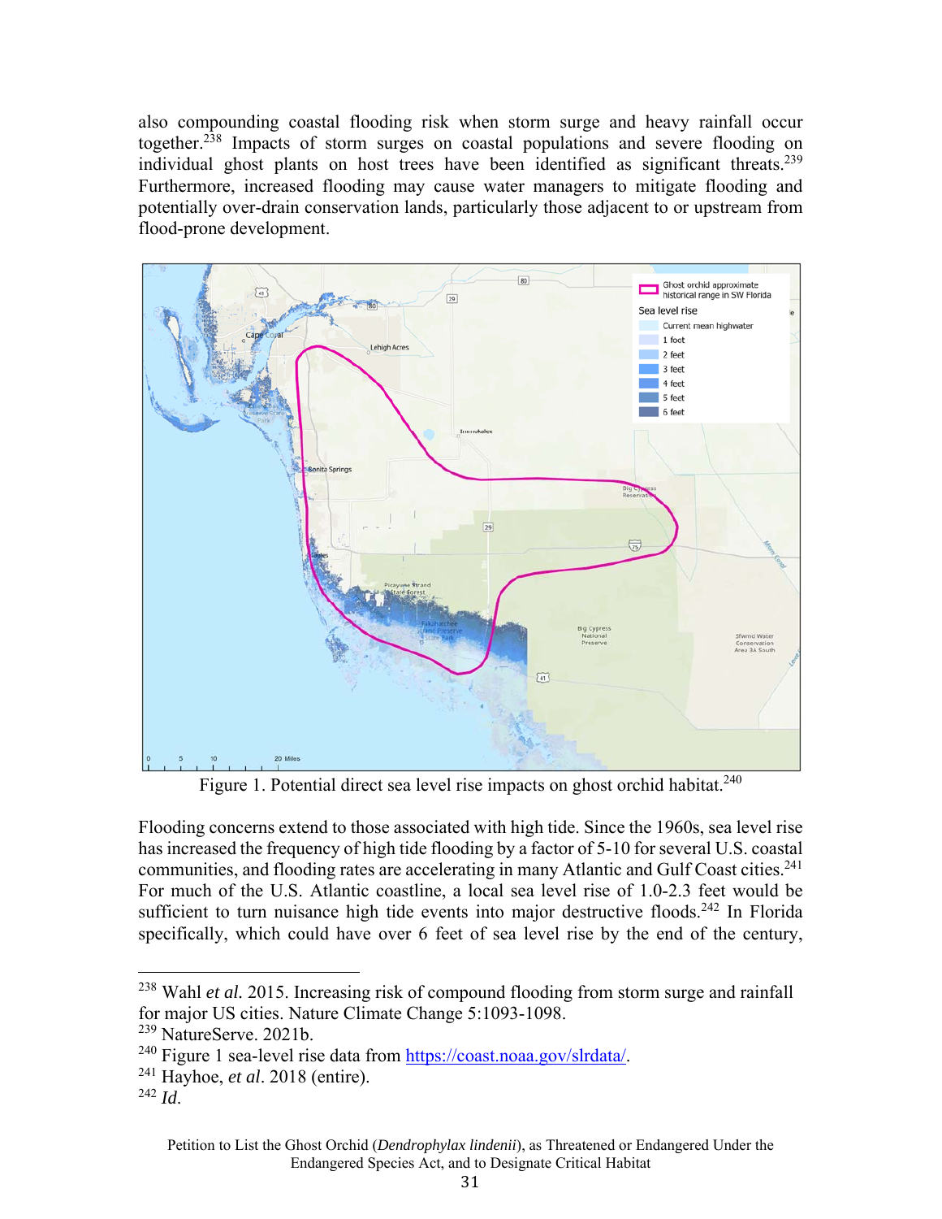also compounding coastal flooding risk when storm surge and heavy rainfall occur together.[238] Impacts of storm surges on coastal populations and severe flooding on individual ghost plants on host trees have been identified as significant threats.[239] Furthermore, increased flooding may cause water managers to mitigate flooding and potentially over-drain conservation lands, particularly those adjacent to or upstream from flood-prone development.

Figure 1. Potential direct sea level rise impacts on ghost orchid habitat.[240]

Flooding concerns extend to those associated with high tide. Since the 1960s, sea level rise has increased the frequency of high tide flooding by a factor of 5-10 for several U.S. coastal communities, and flooding rates are accelerating in many Atlantic and Gulf Coast cities.[241] For much of the U.S. Atlantic coastline, a local sea level rise of 1.0-2.3 feet would be sufficient to turn nuisance high tide events into major destructive floods.[242] In Florida specifically, which could have over 6 feet of sea level rise by the end of the century,

---

[238] Wahl *et al.* 2015. Increasing risk of compound flooding from storm surge and rainfall for major US cities. Nature Climate Change 5:1093-1098.

[239] NatureServe. 2021b.

[240] Figure 1 sea-level rise data from https://coast.noaa.gov/slrdata/.

[241] Hayhoe, *et al*. 2018 (entire).

[242] *Id*.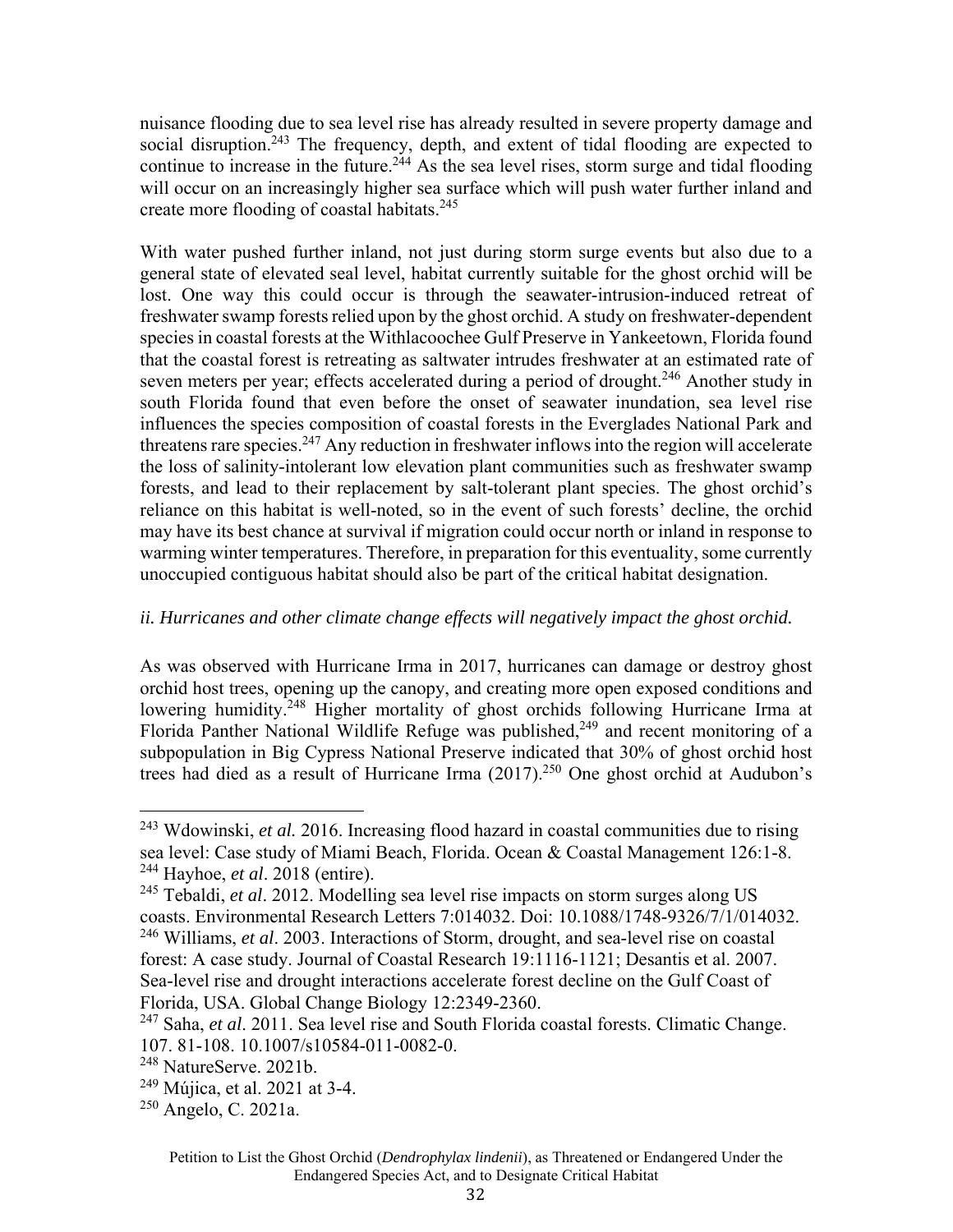nuisance flooding due to sea level rise has already resulted in severe property damage and social disruption.[243] The frequency, depth, and extent of tidal flooding are expected to continue to increase in the future.[244] As the sea level rises, storm surge and tidal flooding will occur on an increasingly higher sea surface which will push water further inland and create more flooding of coastal habitats.[245]

With water pushed further inland, not just during storm surge events but also due to a general state of elevated seal level, habitat currently suitable for the ghost orchid will be lost. One way this could occur is through the seawater-intrusion-induced retreat of freshwater swamp forests relied upon by the ghost orchid. A study on freshwater-dependent species in coastal forests at the Withlacoochee Gulf Preserve in Yankeetown, Florida found that the coastal forest is retreating as saltwater intrudes freshwater at an estimated rate of seven meters per year; effects accelerated during a period of drought.[246] Another study in south Florida found that even before the onset of seawater inundation, sea level rise influences the species composition of coastal forests in the Everglades National Park and threatens rare species.[247] Any reduction in freshwater inflows into the region will accelerate the loss of salinity-intolerant low elevation plant communities such as freshwater swamp forests, and lead to their replacement by salt-tolerant plant species. The ghost orchid's reliance on this habitat is well-noted, so in the event of such forests' decline, the orchid may have its best chance at survival if migration could occur north or inland in response to warming winter temperatures. Therefore, in preparation for this eventuality, some currently unoccupied contiguous habitat should also be part of the critical habitat designation.

*ii. Hurricanes and other climate change effects will negatively impact the ghost orchid.*

As was observed with Hurricane Irma in 2017, hurricanes can damage or destroy ghost orchid host trees, opening up the canopy, and creating more open exposed conditions and lowering humidity.[248] Higher mortality of ghost orchids following Hurricane Irma at Florida Panther National Wildlife Refuge was published,[249] and recent monitoring of a subpopulation in Big Cypress National Preserve indicated that 30% of ghost orchid host trees had died as a result of Hurricane Irma (2017).[250] One ghost orchid at Audubon's

---

[243] Wdowinski, *et al.* 2016. Increasing flood hazard in coastal communities due to rising sea level: Case study of Miami Beach, Florida. Ocean & Coastal Management 126:1-8.

[244] Hayhoe, *et al*. 2018 (entire).

[245] Tebaldi, *et al*. 2012. Modelling sea level rise impacts on storm surges along US coasts. Environmental Research Letters 7:014032. Doi: 10.1088/1748-9326/7/1/014032.

[246] Williams, *et al*. 2003. Interactions of Storm, drought, and sea-level rise on coastal forest: A case study. Journal of Coastal Research 19:1116-1121; Desantis et al. 2007. Sea-level rise and drought interactions accelerate forest decline on the Gulf Coast of Florida, USA. Global Change Biology 12:2349-2360.

[247] Saha, *et al*. 2011. Sea level rise and South Florida coastal forests. Climatic Change. 107. 81-108. 10.1007/s10584-011-0082-0.

[248] NatureServe. 2021b.

[249] Mújica, et al. 2021 at 3-4.

[250] Angelo, C. 2021a.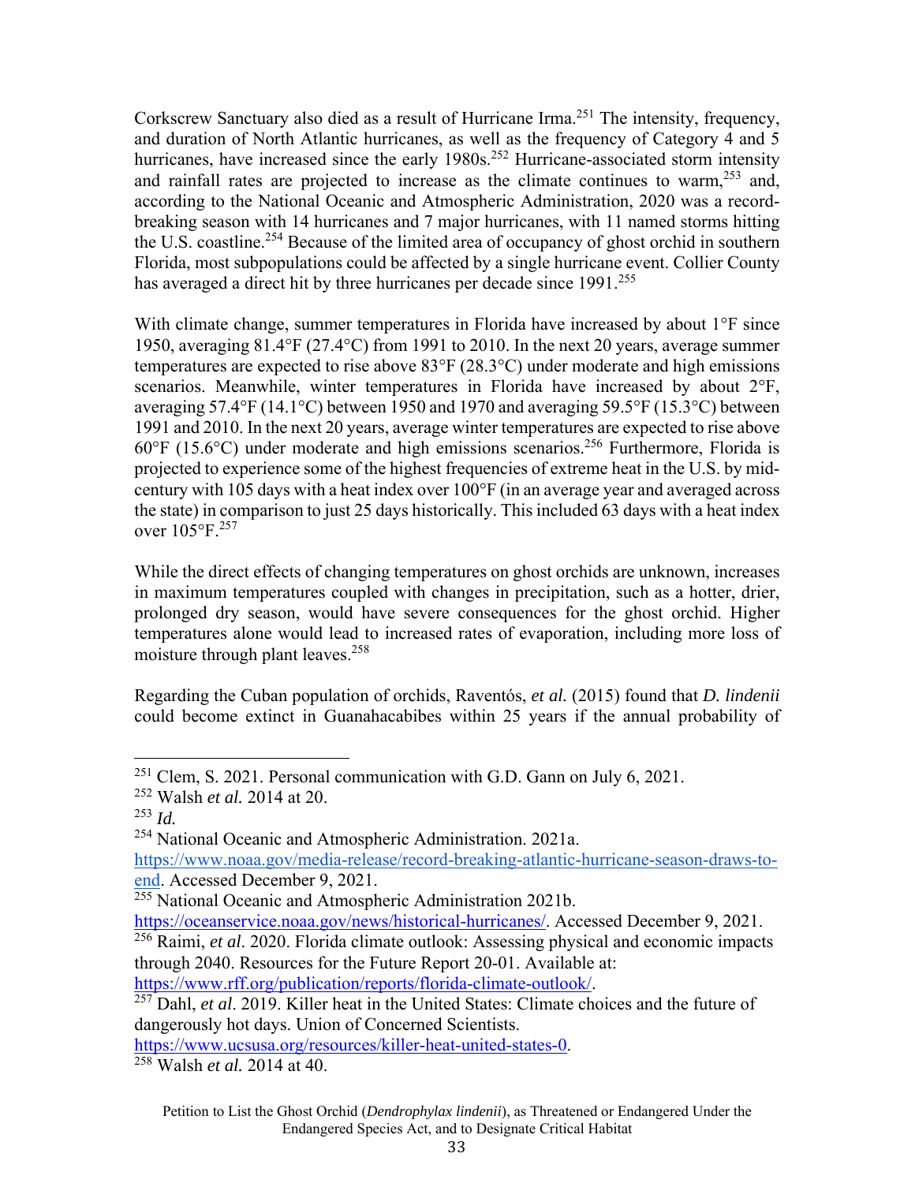Corkscrew Sanctuary also died as a result of Hurricane Irma.[251] The intensity, frequency, and duration of North Atlantic hurricanes, as well as the frequency of Category 4 and 5 hurricanes, have increased since the early 1980s.[252] Hurricane-associated storm intensity and rainfall rates are projected to increase as the climate continues to warm,[253] and, according to the National Oceanic and Atmospheric Administration, 2020 was a record-breaking season with 14 hurricanes and 7 major hurricanes, with 11 named storms hitting the U.S. coastline.[254] Because of the limited area of occupancy of ghost orchid in southern Florida, most subpopulations could be affected by a single hurricane event. Collier County has averaged a direct hit by three hurricanes per decade since 1991.[255]

With climate change, summer temperatures in Florida have increased by about 1°F since 1950, averaging 81.4°F (27.4°C) from 1991 to 2010. In the next 20 years, average summer temperatures are expected to rise above 83°F (28.3°C) under moderate and high emissions scenarios. Meanwhile, winter temperatures in Florida have increased by about 2°F, averaging 57.4°F (14.1°C) between 1950 and 1970 and averaging 59.5°F (15.3°C) between 1991 and 2010. In the next 20 years, average winter temperatures are expected to rise above 60°F (15.6°C) under moderate and high emissions scenarios.[256] Furthermore, Florida is projected to experience some of the highest frequencies of extreme heat in the U.S. by mid-century with 105 days with a heat index over 100°F (in an average year and averaged across the state) in comparison to just 25 days historically. This included 63 days with a heat index over 105°F.[257]

While the direct effects of changing temperatures on ghost orchids are unknown, increases in maximum temperatures coupled with changes in precipitation, such as a hotter, drier, prolonged dry season, would have severe consequences for the ghost orchid. Higher temperatures alone would lead to increased rates of evaporation, including more loss of moisture through plant leaves.[258]

Regarding the Cuban population of orchids, Raventós, *et al.* (2015) found that *D. lindenii* could become extinct in Guanahacabibes within 25 years if the annual probability of

---

[251] Clem, S. 2021. Personal communication with G.D. Gann on July 6, 2021.

[252] Walsh *et al.* 2014 at 20.

[253] *Id.*

[254] National Oceanic and Atmospheric Administration. 2021a. https://www.noaa.gov/media-release/record-breaking-atlantic-hurricane-season-draws-to-end. Accessed December 9, 2021.

[255] National Oceanic and Atmospheric Administration 2021b. https://oceanservice.noaa.gov/news/historical-hurricanes/. Accessed December 9, 2021.

[256] Raimi, *et al*. 2020. Florida climate outlook: Assessing physical and economic impacts through 2040. Resources for the Future Report 20-01. Available at: https://www.rff.org/publication/reports/florida-climate-outlook/.

[257] Dahl, *et al*. 2019. Killer heat in the United States: Climate choices and the future of dangerously hot days. Union of Concerned Scientists. https://www.ucsusa.org/resources/killer-heat-united-states-0.

[258] Walsh *et al.* 2014 at 40.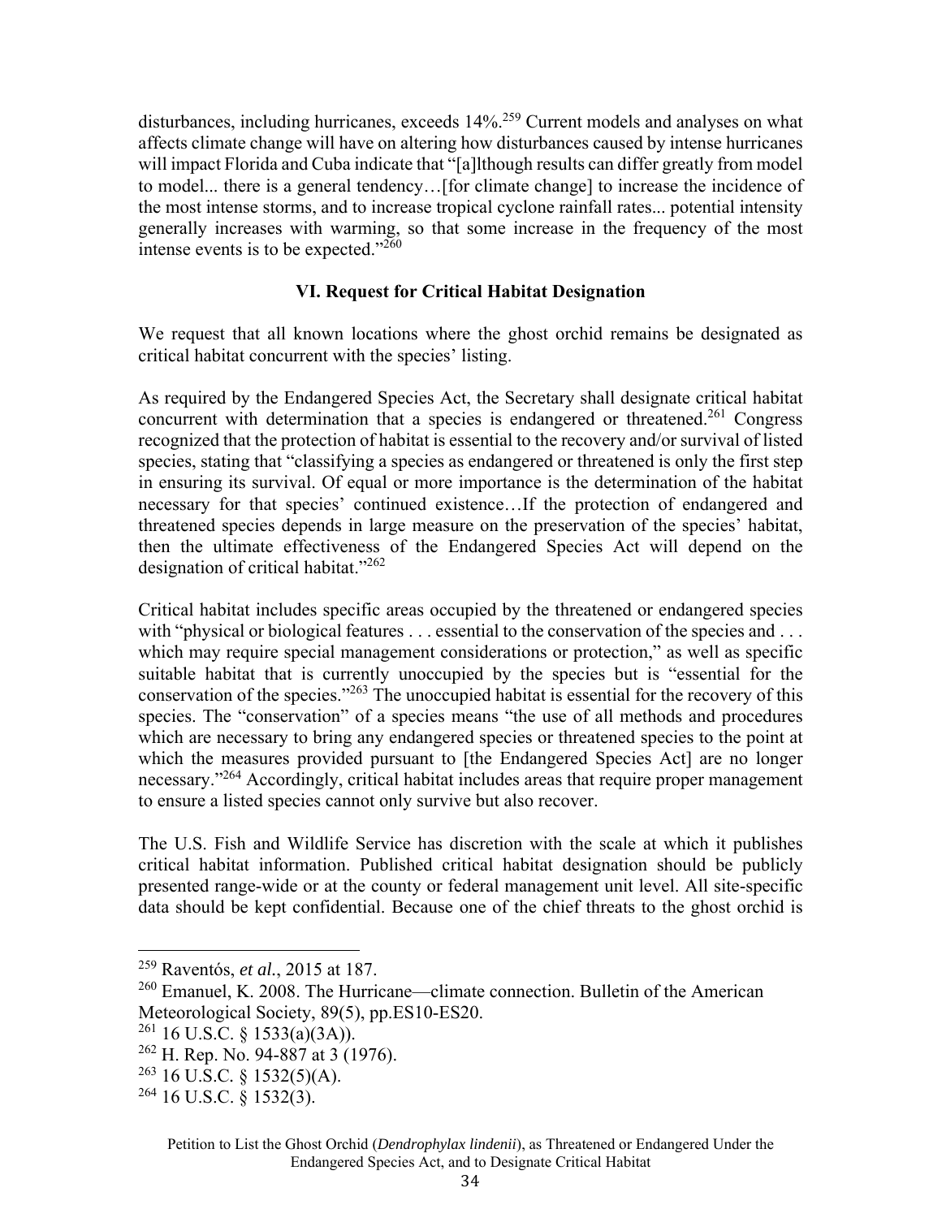disturbances, including hurricanes, exceeds 14%.[259] Current models and analyses on what affects climate change will have on altering how disturbances caused by intense hurricanes will impact Florida and Cuba indicate that "[a]lthough results can differ greatly from model to model... there is a general tendency…[for climate change] to increase the incidence of the most intense storms, and to increase tropical cyclone rainfall rates... potential intensity generally increases with warming, so that some increase in the frequency of the most intense events is to be expected."[260]

## VI. Request for Critical Habitat Designation

We request that all known locations where the ghost orchid remains be designated as critical habitat concurrent with the species' listing.

As required by the Endangered Species Act, the Secretary shall designate critical habitat concurrent with determination that a species is endangered or threatened.[261] Congress recognized that the protection of habitat is essential to the recovery and/or survival of listed species, stating that "classifying a species as endangered or threatened is only the first step in ensuring its survival. Of equal or more importance is the determination of the habitat necessary for that species' continued existence…If the protection of endangered and threatened species depends in large measure on the preservation of the species' habitat, then the ultimate effectiveness of the Endangered Species Act will depend on the designation of critical habitat."[262]

Critical habitat includes specific areas occupied by the threatened or endangered species with "physical or biological features . . . essential to the conservation of the species and . . . which may require special management considerations or protection," as well as specific suitable habitat that is currently unoccupied by the species but is "essential for the conservation of the species."[263] The unoccupied habitat is essential for the recovery of this species. The "conservation" of a species means "the use of all methods and procedures which are necessary to bring any endangered species or threatened species to the point at which the measures provided pursuant to [the Endangered Species Act] are no longer necessary."[264] Accordingly, critical habitat includes areas that require proper management to ensure a listed species cannot only survive but also recover.

The U.S. Fish and Wildlife Service has discretion with the scale at which it publishes critical habitat information. Published critical habitat designation should be publicly presented range-wide or at the county or federal management unit level. All site-specific data should be kept confidential. Because one of the chief threats to the ghost orchid is

---

[259] Raventós, *et al.*, 2015 at 187.

[260] Emanuel, K. 2008. The Hurricane—climate connection. Bulletin of the American Meteorological Society, 89(5), pp.ES10-ES20.

[261] 16 U.S.C. § 1533(a)(3A)).

[262] H. Rep. No. 94-887 at 3 (1976).

[263] 16 U.S.C. § 1532(5)(A).

[264] 16 U.S.C. § 1532(3).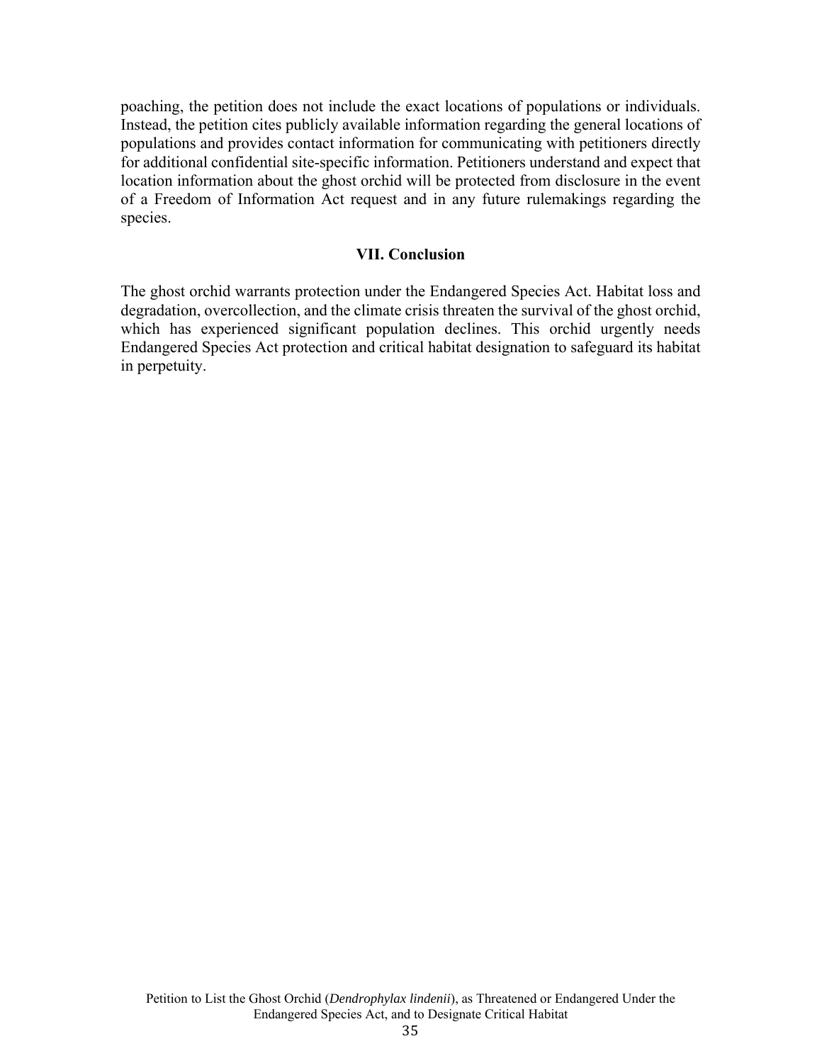poaching, the petition does not include the exact locations of populations or individuals. Instead, the petition cites publicly available information regarding the general locations of populations and provides contact information for communicating with petitioners directly for additional confidential site-specific information. Petitioners understand and expect that location information about the ghost orchid will be protected from disclosure in the event of a Freedom of Information Act request and in any future rulemakings regarding the species.

## VII. Conclusion

The ghost orchid warrants protection under the Endangered Species Act. Habitat loss and degradation, overcollection, and the climate crisis threaten the survival of the ghost orchid, which has experienced significant population declines. This orchid urgently needs Endangered Species Act protection and critical habitat designation to safeguard its habitat in perpetuity.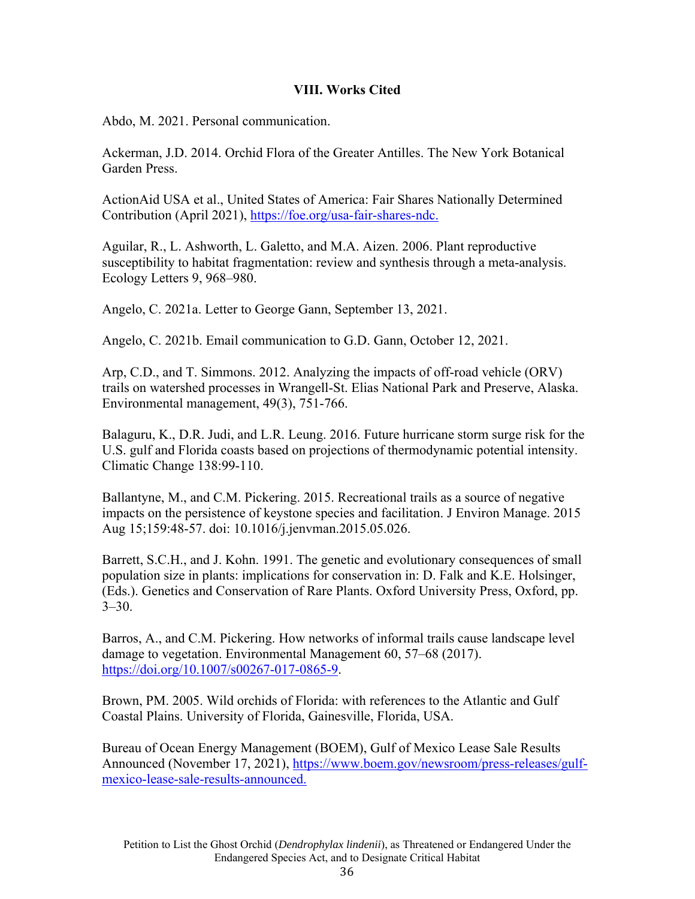## VIII. Works Cited

Abdo, M. 2021. Personal communication.

Ackerman, J.D. 2014. Orchid Flora of the Greater Antilles. The New York Botanical Garden Press.

ActionAid USA et al., United States of America: Fair Shares Nationally Determined Contribution (April 2021), https://foe.org/usa-fair-shares-ndc.

Aguilar, R., L. Ashworth, L. Galetto, and M.A. Aizen. 2006. Plant reproductive susceptibility to habitat fragmentation: review and synthesis through a meta-analysis. Ecology Letters 9, 968–980.

Angelo, C. 2021a. Letter to George Gann, September 13, 2021.

Angelo, C. 2021b. Email communication to G.D. Gann, October 12, 2021.

Arp, C.D., and T. Simmons. 2012. Analyzing the impacts of off-road vehicle (ORV) trails on watershed processes in Wrangell-St. Elias National Park and Preserve, Alaska. Environmental management, 49(3), 751-766.

Balaguru, K., D.R. Judi, and L.R. Leung. 2016. Future hurricane storm surge risk for the U.S. gulf and Florida coasts based on projections of thermodynamic potential intensity. Climatic Change 138:99-110.

Ballantyne, M., and C.M. Pickering. 2015. Recreational trails as a source of negative impacts on the persistence of keystone species and facilitation. J Environ Manage. 2015 Aug 15;159:48-57. doi: 10.1016/j.jenvman.2015.05.026.

Barrett, S.C.H., and J. Kohn. 1991. The genetic and evolutionary consequences of small population size in plants: implications for conservation in: D. Falk and K.E. Holsinger, (Eds.). Genetics and Conservation of Rare Plants. Oxford University Press, Oxford, pp. 3–30.

Barros, A., and C.M. Pickering. How networks of informal trails cause landscape level damage to vegetation. Environmental Management 60, 57–68 (2017). https://doi.org/10.1007/s00267-017-0865-9.

Brown, PM. 2005. Wild orchids of Florida: with references to the Atlantic and Gulf Coastal Plains. University of Florida, Gainesville, Florida, USA.

Bureau of Ocean Energy Management (BOEM), Gulf of Mexico Lease Sale Results Announced (November 17, 2021), https://www.boem.gov/newsroom/press-releases/gulf-mexico-lease-sale-results-announced.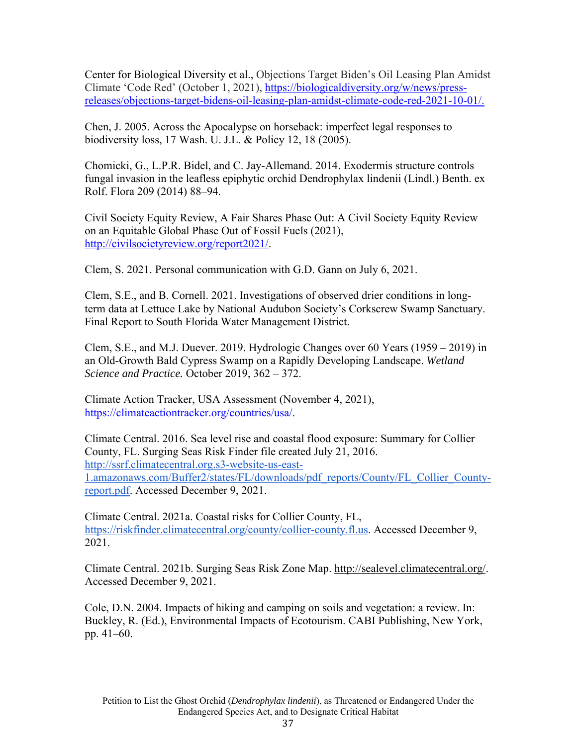Center for Biological Diversity et al., Objections Target Biden's Oil Leasing Plan Amidst Climate 'Code Red' (October 1, 2021), https://biologicaldiversity.org/w/news/press-releases/objections-target-bidens-oil-leasing-plan-amidst-climate-code-red-2021-10-01/.

Chen, J. 2005. Across the Apocalypse on horseback: imperfect legal responses to biodiversity loss, 17 Wash. U. J.L. & Policy 12, 18 (2005).

Chomicki, G., L.P.R. Bidel, and C. Jay-Allemand. 2014. Exodermis structure controls fungal invasion in the leafless epiphytic orchid Dendrophylax lindenii (Lindl.) Benth. ex Rolf. Flora 209 (2014) 88–94.

Civil Society Equity Review, A Fair Shares Phase Out: A Civil Society Equity Review on an Equitable Global Phase Out of Fossil Fuels (2021), http://civilsocietyreview.org/report2021/.

Clem, S. 2021. Personal communication with G.D. Gann on July 6, 2021.

Clem, S.E., and B. Cornell. 2021. Investigations of observed drier conditions in long-term data at Lettuce Lake by National Audubon Society's Corkscrew Swamp Sanctuary. Final Report to South Florida Water Management District.

Clem, S.E., and M.J. Duever. 2019. Hydrologic Changes over 60 Years (1959 – 2019) in an Old-Growth Bald Cypress Swamp on a Rapidly Developing Landscape. *Wetland Science and Practice.* October 2019, 362 – 372.

Climate Action Tracker, USA Assessment (November 4, 2021), https://climateactiontracker.org/countries/usa/.

Climate Central. 2016. Sea level rise and coastal flood exposure: Summary for Collier County, FL. Surging Seas Risk Finder file created July 21, 2016. http://ssrf.climatecentral.org.s3-website-us-east-1.amazonaws.com/Buffer2/states/FL/downloads/pdf_reports/County/FL_Collier_County-report.pdf. Accessed December 9, 2021.

Climate Central. 2021a. Coastal risks for Collier County, FL, https://riskfinder.climatecentral.org/county/collier-county.fl.us. Accessed December 9, 2021.

Climate Central. 2021b. Surging Seas Risk Zone Map. http://sealevel.climatecentral.org/. Accessed December 9, 2021.

Cole, D.N. 2004. Impacts of hiking and camping on soils and vegetation: a review. In: Buckley, R. (Ed.), Environmental Impacts of Ecotourism. CABI Publishing, New York, pp. 41–60.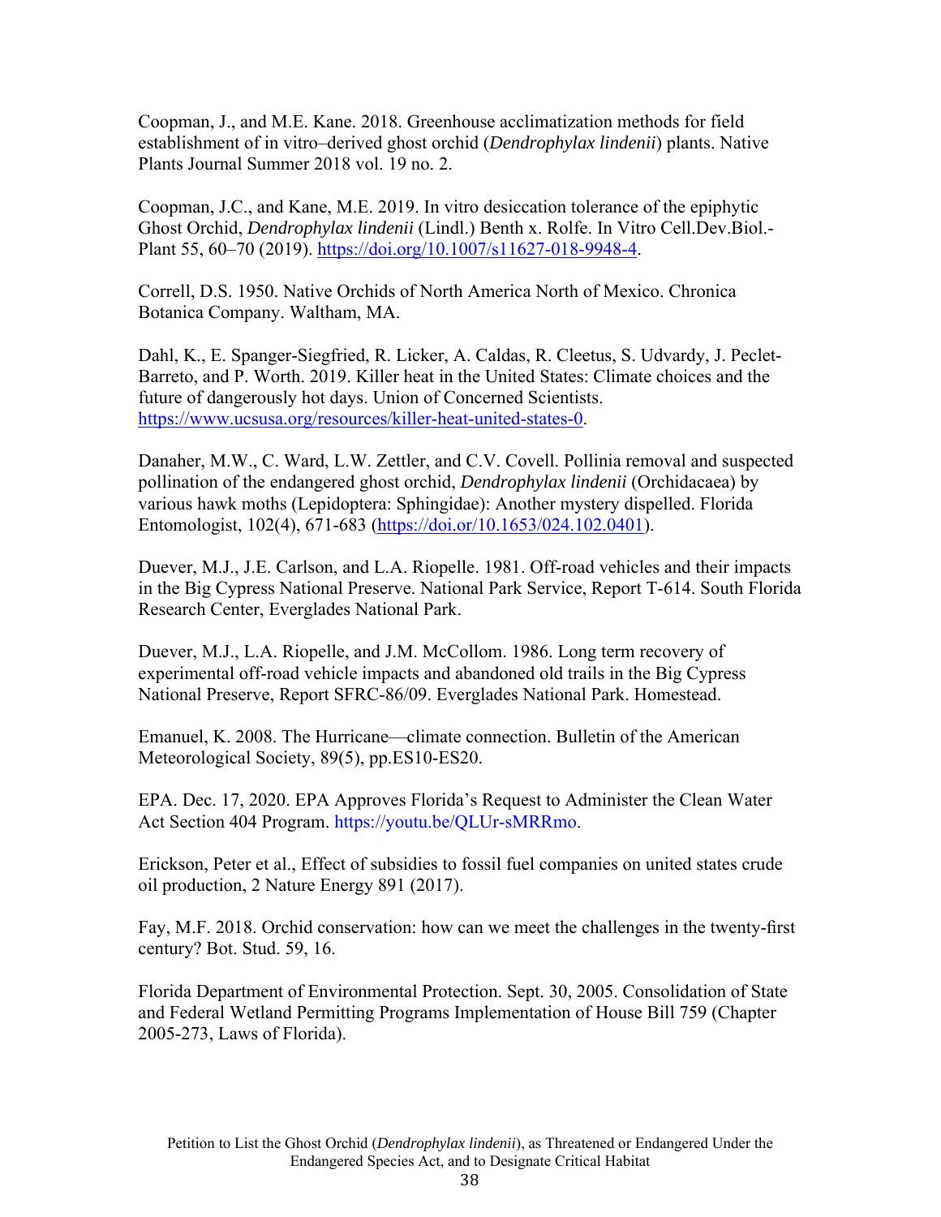Coopman, J., and M.E. Kane. 2018. Greenhouse acclimatization methods for field establishment of in vitro–derived ghost orchid (*Dendrophylax lindenii*) plants. Native Plants Journal Summer 2018 vol. 19 no. 2.

Coopman, J.C., and Kane, M.E. 2019. In vitro desiccation tolerance of the epiphytic Ghost Orchid, *Dendrophylax lindenii* (Lindl.) Benth x. Rolfe. In Vitro Cell.Dev.Biol.-Plant 55, 60–70 (2019). https://doi.org/10.1007/s11627-018-9948-4.

Correll, D.S. 1950. Native Orchids of North America North of Mexico. Chronica Botanica Company. Waltham, MA.

Dahl, K., E. Spanger-Siegfried, R. Licker, A. Caldas, R. Cleetus, S. Udvardy, J. Peclet-Barreto, and P. Worth. 2019. Killer heat in the United States: Climate choices and the future of dangerously hot days. Union of Concerned Scientists. https://www.ucsusa.org/resources/killer-heat-united-states-0.

Danaher, M.W., C. Ward, L.W. Zettler, and C.V. Covell. Pollinia removal and suspected pollination of the endangered ghost orchid, *Dendrophylax lindenii* (Orchidacaea) by various hawk moths (Lepidoptera: Sphingidae): Another mystery dispelled. Florida Entomologist, 102(4), 671-683 (https://doi.or/10.1653/024.102.0401).

Duever, M.J., J.E. Carlson, and L.A. Riopelle. 1981. Off-road vehicles and their impacts in the Big Cypress National Preserve. National Park Service, Report T-614. South Florida Research Center, Everglades National Park.

Duever, M.J., L.A. Riopelle, and J.M. McCollom. 1986. Long term recovery of experimental off-road vehicle impacts and abandoned old trails in the Big Cypress National Preserve, Report SFRC-86/09. Everglades National Park. Homestead.

Emanuel, K. 2008. The Hurricane—climate connection. Bulletin of the American Meteorological Society, 89(5), pp.ES10-ES20.

EPA. Dec. 17, 2020. EPA Approves Florida's Request to Administer the Clean Water Act Section 404 Program. https://youtu.be/QLUr-sMRRmo.

Erickson, Peter et al., Effect of subsidies to fossil fuel companies on united states crude oil production, 2 Nature Energy 891 (2017).

Fay, M.F. 2018. Orchid conservation: how can we meet the challenges in the twenty-first century? Bot. Stud. 59, 16.

Florida Department of Environmental Protection. Sept. 30, 2005. Consolidation of State and Federal Wetland Permitting Programs Implementation of House Bill 759 (Chapter 2005-273, Laws of Florida).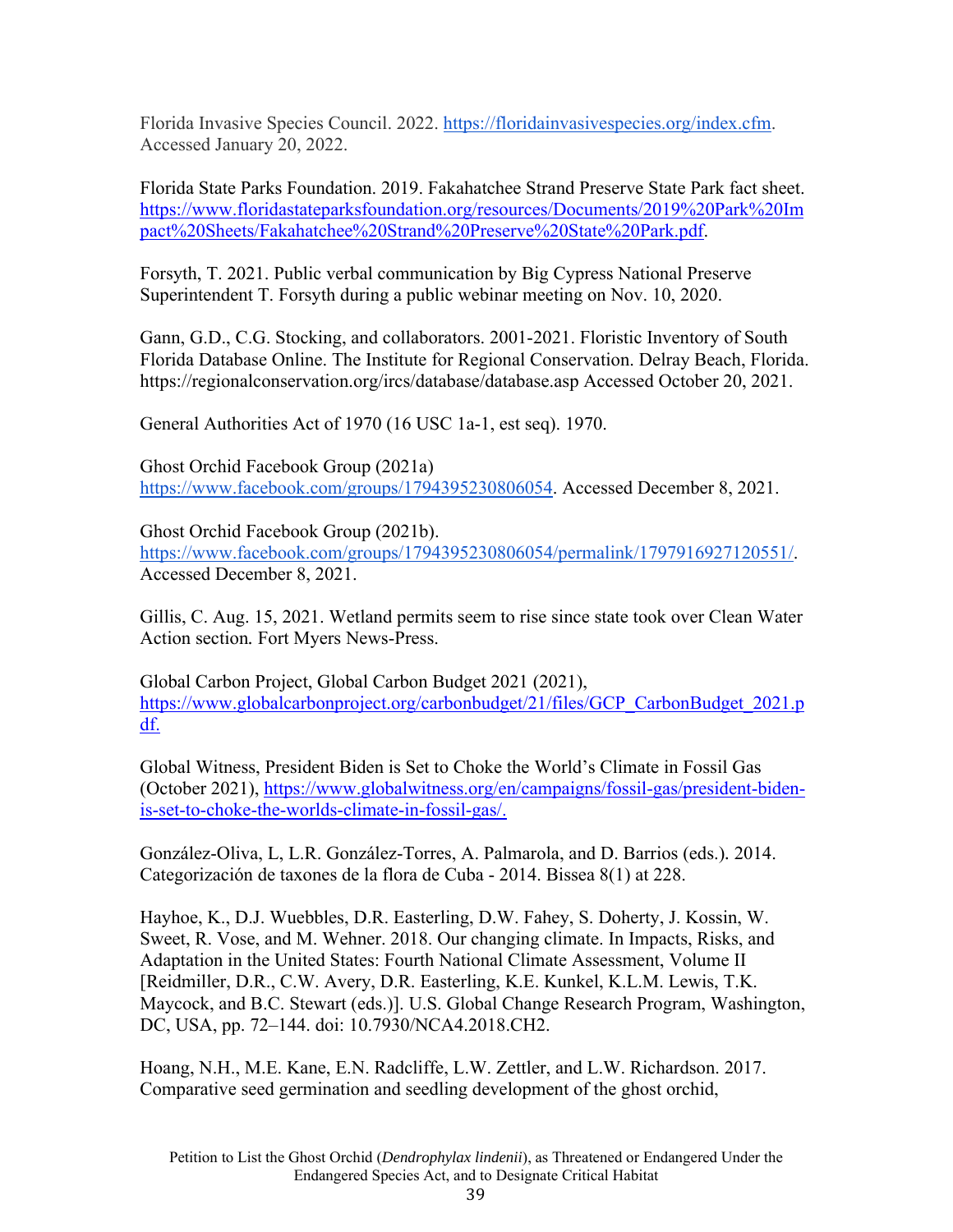Florida Invasive Species Council. 2022. https://floridainvasivespecies.org/index.cfm. Accessed January 20, 2022.

Florida State Parks Foundation. 2019. Fakahatchee Strand Preserve State Park fact sheet. https://www.floridastateparksfoundation.org/resources/Documents/2019%20Park%20Impact%20Sheets/Fakahatchee%20Strand%20Preserve%20State%20Park.pdf.

Forsyth, T. 2021. Public verbal communication by Big Cypress National Preserve Superintendent T. Forsyth during a public webinar meeting on Nov. 10, 2020.

Gann, G.D., C.G. Stocking, and collaborators. 2001-2021. Floristic Inventory of South Florida Database Online. The Institute for Regional Conservation. Delray Beach, Florida. https://regionalconservation.org/ircs/database/database.asp Accessed October 20, 2021.

General Authorities Act of 1970 (16 USC 1a-1, est seq). 1970.

Ghost Orchid Facebook Group (2021a) https://www.facebook.com/groups/1794395230806054. Accessed December 8, 2021.

Ghost Orchid Facebook Group (2021b). https://www.facebook.com/groups/1794395230806054/permalink/1797916927120551/. Accessed December 8, 2021.

Gillis, C. Aug. 15, 2021. Wetland permits seem to rise since state took over Clean Water Action section. Fort Myers News-Press.

Global Carbon Project, Global Carbon Budget 2021 (2021), https://www.globalcarbonproject.org/carbonbudget/21/files/GCP_CarbonBudget_2021.pdf.

Global Witness, President Biden is Set to Choke the World's Climate in Fossil Gas (October 2021), https://www.globalwitness.org/en/campaigns/fossil-gas/president-biden-is-set-to-choke-the-worlds-climate-in-fossil-gas/.

González-Oliva, L, L.R. González-Torres, A. Palmarola, and D. Barrios (eds.). 2014. Categorización de taxones de la flora de Cuba - 2014. Bissea 8(1) at 228.

Hayhoe, K., D.J. Wuebbles, D.R. Easterling, D.W. Fahey, S. Doherty, J. Kossin, W. Sweet, R. Vose, and M. Wehner. 2018. Our changing climate. In Impacts, Risks, and Adaptation in the United States: Fourth National Climate Assessment, Volume II [Reidmiller, D.R., C.W. Avery, D.R. Easterling, K.E. Kunkel, K.L.M. Lewis, T.K. Maycock, and B.C. Stewart (eds.)]. U.S. Global Change Research Program, Washington, DC, USA, pp. 72–144. doi: 10.7930/NCA4.2018.CH2.

Hoang, N.H., M.E. Kane, E.N. Radcliffe, L.W. Zettler, and L.W. Richardson. 2017. Comparative seed germination and seedling development of the ghost orchid,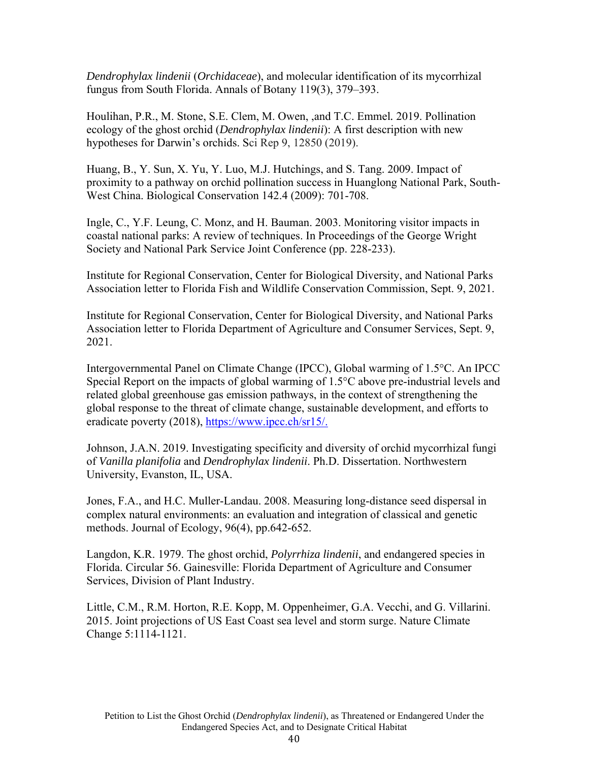*Dendrophylax lindenii* (*Orchidaceae*), and molecular identification of its mycorrhizal fungus from South Florida. Annals of Botany 119(3), 379–393.

Houlihan, P.R., M. Stone, S.E. Clem, M. Owen, ,and T.C. Emmel. 2019. Pollination ecology of the ghost orchid (*Dendrophylax lindenii*): A first description with new hypotheses for Darwin's orchids. Sci Rep 9, 12850 (2019).

Huang, B., Y. Sun, X. Yu, Y. Luo, M.J. Hutchings, and S. Tang. 2009. Impact of proximity to a pathway on orchid pollination success in Huanglong National Park, South-West China. Biological Conservation 142.4 (2009): 701-708.

Ingle, C., Y.F. Leung, C. Monz, and H. Bauman. 2003. Monitoring visitor impacts in coastal national parks: A review of techniques. In Proceedings of the George Wright Society and National Park Service Joint Conference (pp. 228-233).

Institute for Regional Conservation, Center for Biological Diversity, and National Parks Association letter to Florida Fish and Wildlife Conservation Commission, Sept. 9, 2021.

Institute for Regional Conservation, Center for Biological Diversity, and National Parks Association letter to Florida Department of Agriculture and Consumer Services, Sept. 9, 2021.

Intergovernmental Panel on Climate Change (IPCC), Global warming of 1.5°C. An IPCC Special Report on the impacts of global warming of 1.5°C above pre-industrial levels and related global greenhouse gas emission pathways, in the context of strengthening the global response to the threat of climate change, sustainable development, and efforts to eradicate poverty (2018), https://www.ipcc.ch/sr15/.

Johnson, J.A.N. 2019. Investigating specificity and diversity of orchid mycorrhizal fungi of *Vanilla planifolia* and *Dendrophylax lindenii*. Ph.D. Dissertation. Northwestern University, Evanston, IL, USA.

Jones, F.A., and H.C. Muller-Landau. 2008. Measuring long-distance seed dispersal in complex natural environments: an evaluation and integration of classical and genetic methods. Journal of Ecology, 96(4), pp.642-652.

Langdon, K.R. 1979. The ghost orchid, *Polyrrhiza lindenii*, and endangered species in Florida. Circular 56. Gainesville: Florida Department of Agriculture and Consumer Services, Division of Plant Industry.

Little, C.M., R.M. Horton, R.E. Kopp, M. Oppenheimer, G.A. Vecchi, and G. Villarini. 2015. Joint projections of US East Coast sea level and storm surge. Nature Climate Change 5:1114-1121.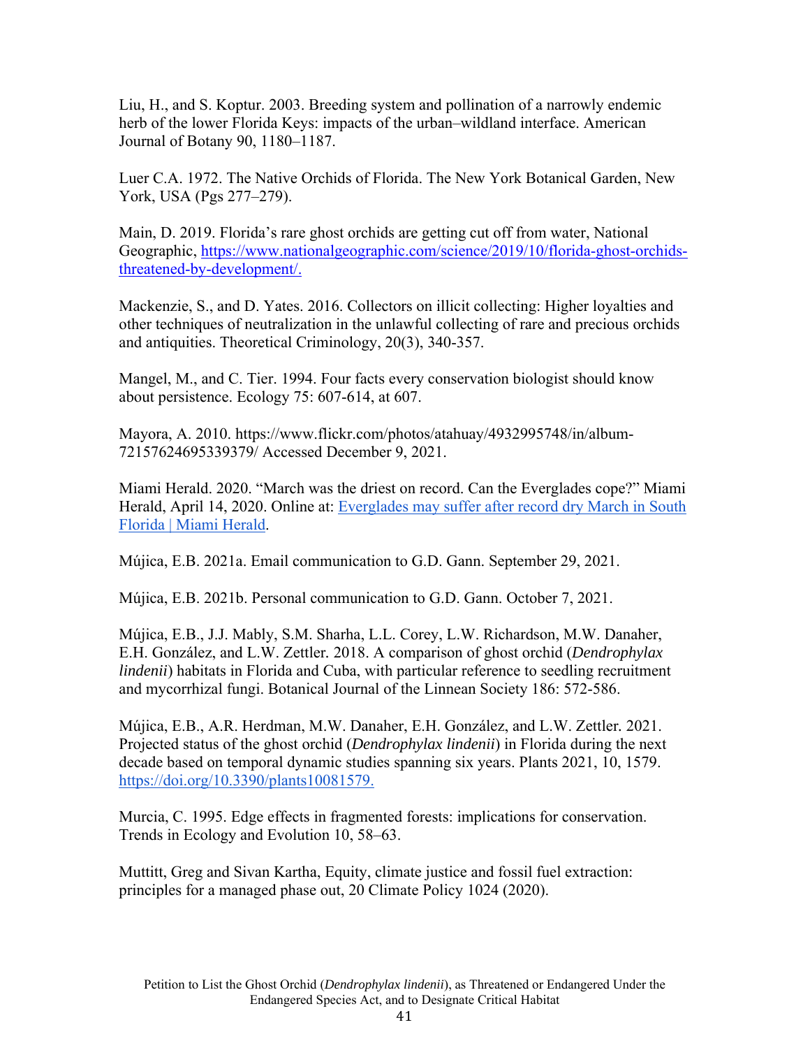Liu, H., and S. Koptur. 2003. Breeding system and pollination of a narrowly endemic herb of the lower Florida Keys: impacts of the urban–wildland interface. American Journal of Botany 90, 1180–1187.

Luer C.A. 1972. The Native Orchids of Florida. The New York Botanical Garden, New York, USA (Pgs 277–279).

Main, D. 2019. Florida's rare ghost orchids are getting cut off from water, National Geographic, [https://www.nationalgeographic.com/science/2019/10/florida-ghost-orchids-threatened-by-development/.](https://www.nationalgeographic.com/science/2019/10/florida-ghost-orchids-threatened-by-development/)

Mackenzie, S., and D. Yates. 2016. Collectors on illicit collecting: Higher loyalties and other techniques of neutralization in the unlawful collecting of rare and precious orchids and antiquities. Theoretical Criminology, 20(3), 340-357.

Mangel, M., and C. Tier. 1994. Four facts every conservation biologist should know about persistence. Ecology 75: 607-614, at 607.

Mayora, A. 2010. https://www.flickr.com/photos/atahuay/4932995748/in/album-72157624695339379/ Accessed December 9, 2021.

Miami Herald. 2020. "March was the driest on record. Can the Everglades cope?" Miami Herald, April 14, 2020. Online at: Everglades may suffer after record dry March in South Florida | Miami Herald.

Mújica, E.B. 2021a. Email communication to G.D. Gann. September 29, 2021.

Mújica, E.B. 2021b. Personal communication to G.D. Gann. October 7, 2021.

Mújica, E.B., J.J. Mably, S.M. Sharha, L.L. Corey, L.W. Richardson, M.W. Danaher, E.H. González, and L.W. Zettler. 2018. A comparison of ghost orchid (*Dendrophylax lindenii*) habitats in Florida and Cuba, with particular reference to seedling recruitment and mycorrhizal fungi. Botanical Journal of the Linnean Society 186: 572-586.

Mújica, E.B., A.R. Herdman, M.W. Danaher, E.H. González, and L.W. Zettler. 2021. Projected status of the ghost orchid (*Dendrophylax lindenii*) in Florida during the next decade based on temporal dynamic studies spanning six years. Plants 2021, 10, 1579. [https://doi.org/10.3390/plants10081579.](https://doi.org/10.3390/plants10081579)

Murcia, C. 1995. Edge effects in fragmented forests: implications for conservation. Trends in Ecology and Evolution 10, 58–63.

Muttitt, Greg and Sivan Kartha, Equity, climate justice and fossil fuel extraction: principles for a managed phase out, 20 Climate Policy 1024 (2020).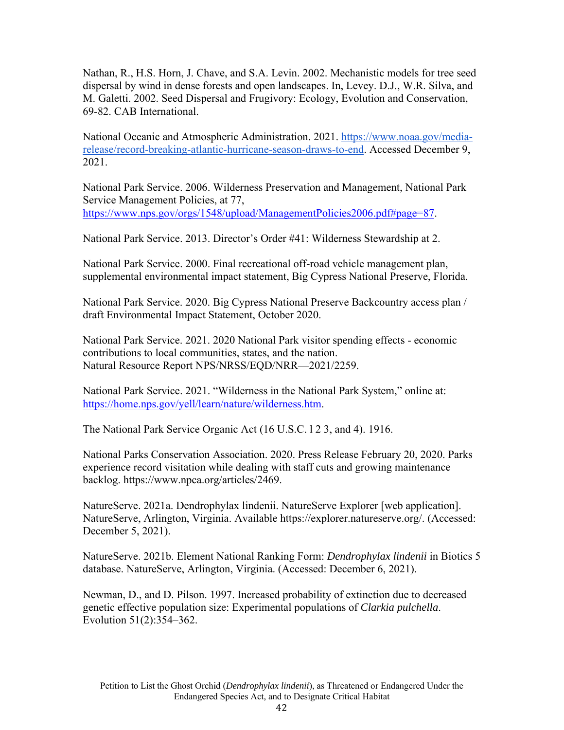Nathan, R., H.S. Horn, J. Chave, and S.A. Levin. 2002. Mechanistic models for tree seed dispersal by wind in dense forests and open landscapes. In, Levey. D.J., W.R. Silva, and M. Galetti. 2002. Seed Dispersal and Frugivory: Ecology, Evolution and Conservation, 69-82. CAB International.

National Oceanic and Atmospheric Administration. 2021. https://www.noaa.gov/media-release/record-breaking-atlantic-hurricane-season-draws-to-end. Accessed December 9, 2021.

National Park Service. 2006. Wilderness Preservation and Management, National Park Service Management Policies, at 77, https://www.nps.gov/orgs/1548/upload/ManagementPolicies2006.pdf#page=87.

National Park Service. 2013. Director's Order #41: Wilderness Stewardship at 2.

National Park Service. 2000. Final recreational off-road vehicle management plan, supplemental environmental impact statement, Big Cypress National Preserve, Florida.

National Park Service. 2020. Big Cypress National Preserve Backcountry access plan / draft Environmental Impact Statement, October 2020.

National Park Service. 2021. 2020 National Park visitor spending effects - economic contributions to local communities, states, and the nation. Natural Resource Report NPS/NRSS/EQD/NRR—2021/2259.

National Park Service. 2021. "Wilderness in the National Park System," online at: https://home.nps.gov/yell/learn/nature/wilderness.htm.

The National Park Service Organic Act (16 U.S.C. l 2 3, and 4). 1916.

National Parks Conservation Association. 2020. Press Release February 20, 2020. Parks experience record visitation while dealing with staff cuts and growing maintenance backlog. https://www.npca.org/articles/2469.

NatureServe. 2021a. Dendrophylax lindenii. NatureServe Explorer [web application]. NatureServe, Arlington, Virginia. Available https://explorer.natureserve.org/. (Accessed: December 5, 2021).

NatureServe. 2021b. Element National Ranking Form: *Dendrophylax lindenii* in Biotics 5 database. NatureServe, Arlington, Virginia. (Accessed: December 6, 2021).

Newman, D., and D. Pilson. 1997. Increased probability of extinction due to decreased genetic effective population size: Experimental populations of *Clarkia pulchella*. Evolution 51(2):354–362.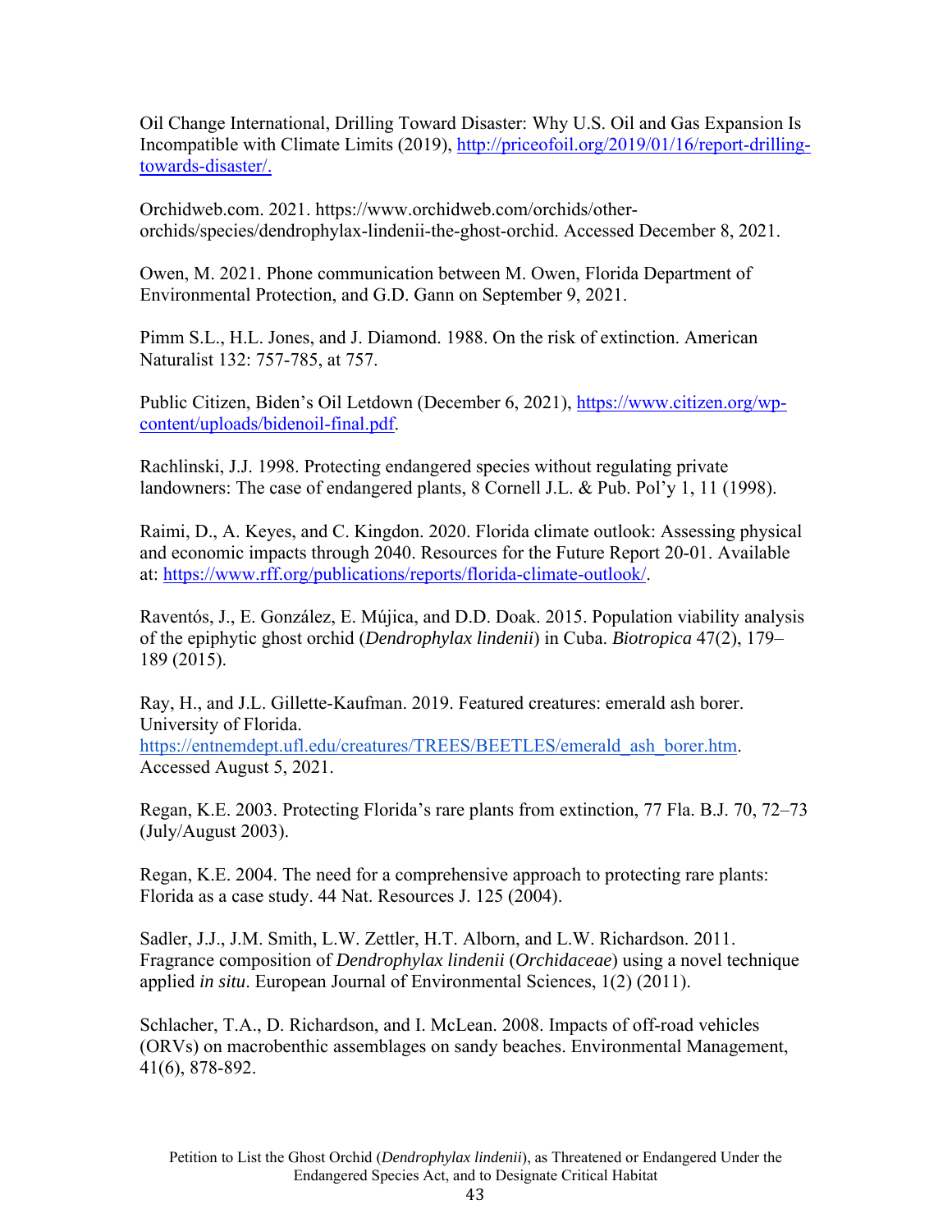Oil Change International, Drilling Toward Disaster: Why U.S. Oil and Gas Expansion Is Incompatible with Climate Limits (2019), http://priceofoil.org/2019/01/16/report-drilling-towards-disaster/.

Orchidweb.com. 2021. https://www.orchidweb.com/orchids/other-orchids/species/dendrophylax-lindenii-the-ghost-orchid. Accessed December 8, 2021.

Owen, M. 2021. Phone communication between M. Owen, Florida Department of Environmental Protection, and G.D. Gann on September 9, 2021.

Pimm S.L., H.L. Jones, and J. Diamond. 1988. On the risk of extinction. American Naturalist 132: 757-785, at 757.

Public Citizen, Biden's Oil Letdown (December 6, 2021), https://www.citizen.org/wp-content/uploads/bidenoil-final.pdf.

Rachlinski, J.J. 1998. Protecting endangered species without regulating private landowners: The case of endangered plants, 8 Cornell J.L. & Pub. Pol'y 1, 11 (1998).

Raimi, D., A. Keyes, and C. Kingdon. 2020. Florida climate outlook: Assessing physical and economic impacts through 2040. Resources for the Future Report 20-01. Available at: https://www.rff.org/publications/reports/florida-climate-outlook/.

Raventós, J., E. González, E. Mújica, and D.D. Doak. 2015. Population viability analysis of the epiphytic ghost orchid (*Dendrophylax lindenii*) in Cuba. *Biotropica* 47(2), 179–189 (2015).

Ray, H., and J.L. Gillette-Kaufman. 2019. Featured creatures: emerald ash borer. University of Florida. https://entnemdept.ufl.edu/creatures/TREES/BEETLES/emerald_ash_borer.htm. Accessed August 5, 2021.

Regan, K.E. 2003. Protecting Florida's rare plants from extinction, 77 Fla. B.J. 70, 72–73 (July/August 2003).

Regan, K.E. 2004. The need for a comprehensive approach to protecting rare plants: Florida as a case study. 44 Nat. Resources J. 125 (2004).

Sadler, J.J., J.M. Smith, L.W. Zettler, H.T. Alborn, and L.W. Richardson. 2011. Fragrance composition of *Dendrophylax lindenii* (*Orchidaceae*) using a novel technique applied *in situ*. European Journal of Environmental Sciences, 1(2) (2011).

Schlacher, T.A., D. Richardson, and I. McLean. 2008. Impacts of off-road vehicles (ORVs) on macrobenthic assemblages on sandy beaches. Environmental Management, 41(6), 878-892.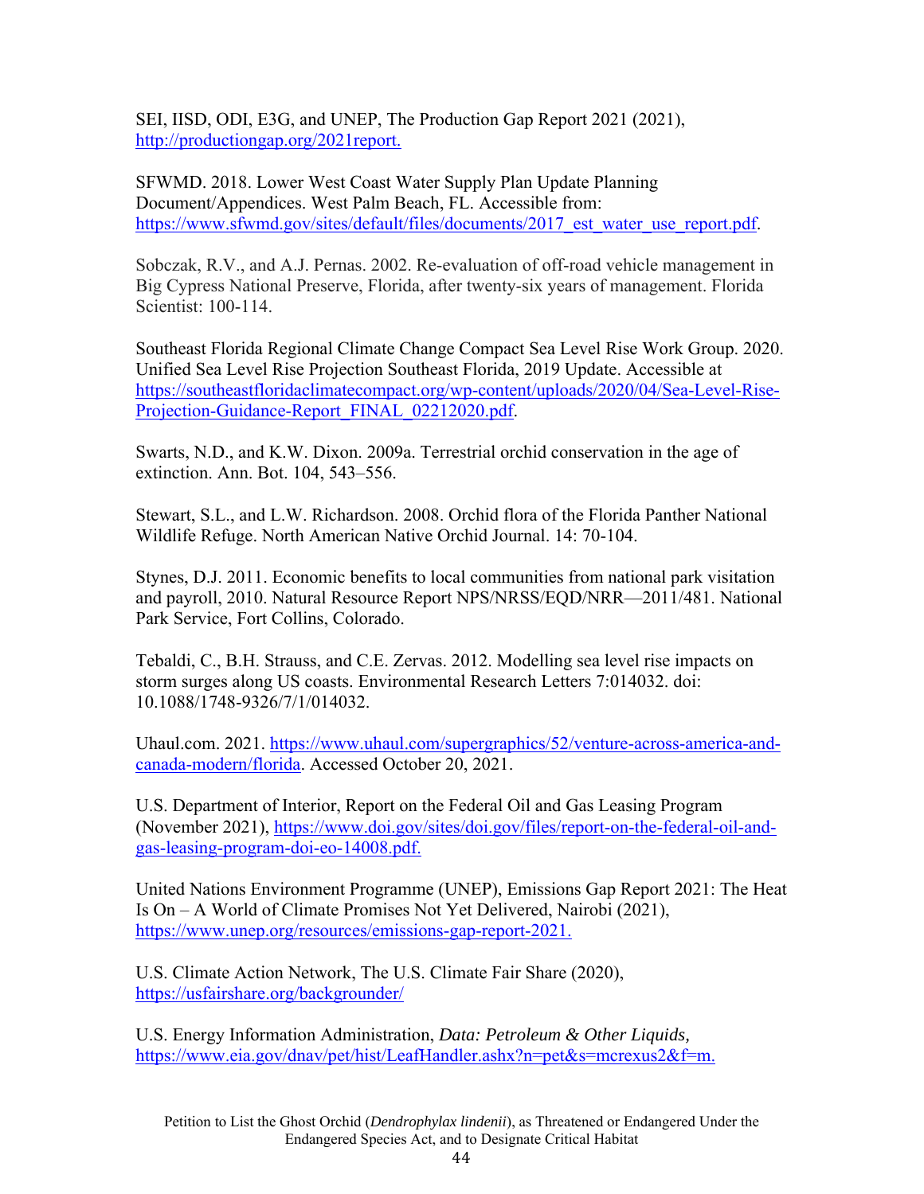SEI, IISD, ODI, E3G, and UNEP, The Production Gap Report 2021 (2021), http://productiongap.org/2021report.

SFWMD. 2018. Lower West Coast Water Supply Plan Update Planning Document/Appendices. West Palm Beach, FL. Accessible from: https://www.sfwmd.gov/sites/default/files/documents/2017_est_water_use_report.pdf.

Sobczak, R.V., and A.J. Pernas. 2002. Re-evaluation of off-road vehicle management in Big Cypress National Preserve, Florida, after twenty-six years of management. Florida Scientist: 100-114.

Southeast Florida Regional Climate Change Compact Sea Level Rise Work Group. 2020. Unified Sea Level Rise Projection Southeast Florida, 2019 Update. Accessible at https://southeastfloridaclimatecompact.org/wp-content/uploads/2020/04/Sea-Level-Rise-Projection-Guidance-Report_FINAL_02212020.pdf.

Swarts, N.D., and K.W. Dixon. 2009a. Terrestrial orchid conservation in the age of extinction. Ann. Bot. 104, 543–556.

Stewart, S.L., and L.W. Richardson. 2008. Orchid flora of the Florida Panther National Wildlife Refuge. North American Native Orchid Journal. 14: 70-104.

Stynes, D.J. 2011. Economic benefits to local communities from national park visitation and payroll, 2010. Natural Resource Report NPS/NRSS/EQD/NRR—2011/481. National Park Service, Fort Collins, Colorado.

Tebaldi, C., B.H. Strauss, and C.E. Zervas. 2012. Modelling sea level rise impacts on storm surges along US coasts. Environmental Research Letters 7:014032. doi: 10.1088/1748-9326/7/1/014032.

Uhaul.com. 2021. https://www.uhaul.com/supergraphics/52/venture-across-america-and-canada-modern/florida. Accessed October 20, 2021.

U.S. Department of Interior, Report on the Federal Oil and Gas Leasing Program (November 2021), https://www.doi.gov/sites/doi.gov/files/report-on-the-federal-oil-and-gas-leasing-program-doi-eo-14008.pdf.

United Nations Environment Programme (UNEP), Emissions Gap Report 2021: The Heat Is On – A World of Climate Promises Not Yet Delivered, Nairobi (2021), https://www.unep.org/resources/emissions-gap-report-2021.

U.S. Climate Action Network, The U.S. Climate Fair Share (2020), https://usfairshare.org/backgrounder/

U.S. Energy Information Administration, *Data: Petroleum & Other Liquids,* https://www.eia.gov/dnav/pet/hist/LeafHandler.ashx?n=pet&s=mcrexus2&f=m.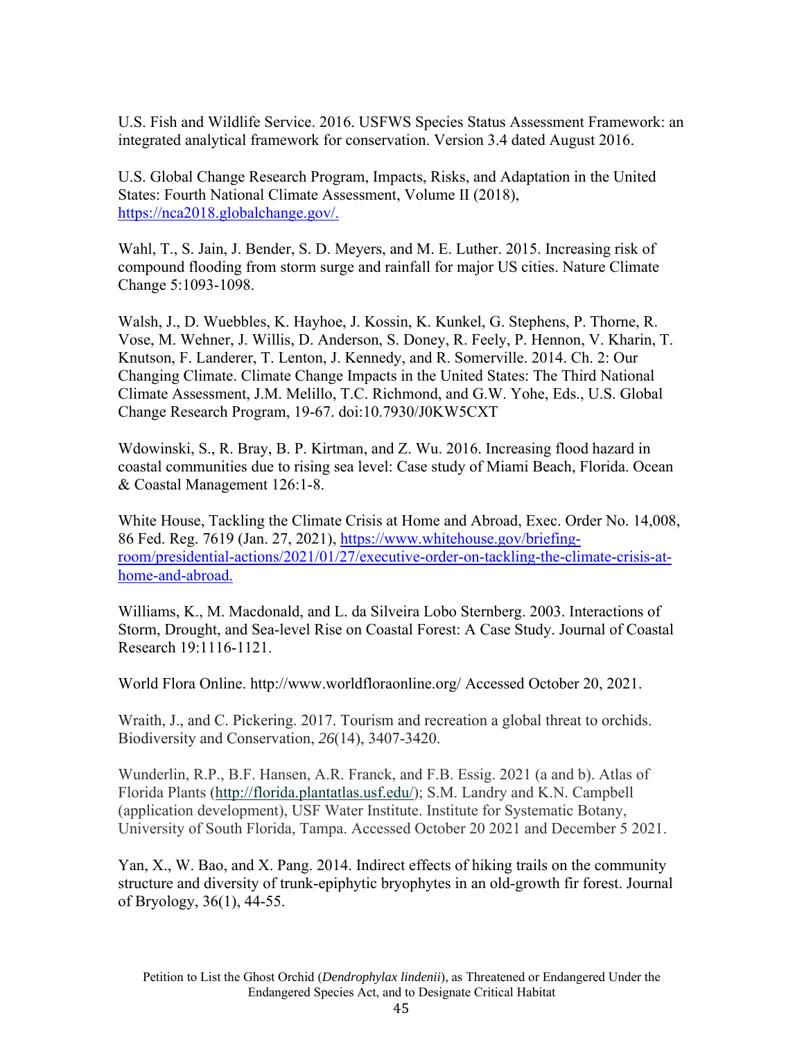U.S. Fish and Wildlife Service. 2016. USFWS Species Status Assessment Framework: an integrated analytical framework for conservation. Version 3.4 dated August 2016.

U.S. Global Change Research Program, Impacts, Risks, and Adaptation in the United States: Fourth National Climate Assessment, Volume II (2018), https://nca2018.globalchange.gov/.

Wahl, T., S. Jain, J. Bender, S. D. Meyers, and M. E. Luther. 2015. Increasing risk of compound flooding from storm surge and rainfall for major US cities. Nature Climate Change 5:1093-1098.

Walsh, J., D. Wuebbles, K. Hayhoe, J. Kossin, K. Kunkel, G. Stephens, P. Thorne, R. Vose, M. Wehner, J. Willis, D. Anderson, S. Doney, R. Feely, P. Hennon, V. Kharin, T. Knutson, F. Landerer, T. Lenton, J. Kennedy, and R. Somerville. 2014. Ch. 2: Our Changing Climate. Climate Change Impacts in the United States: The Third National Climate Assessment, J.M. Melillo, T.C. Richmond, and G.W. Yohe, Eds., U.S. Global Change Research Program, 19-67. doi:10.7930/J0KW5CXT

Wdowinski, S., R. Bray, B. P. Kirtman, and Z. Wu. 2016. Increasing flood hazard in coastal communities due to rising sea level: Case study of Miami Beach, Florida. Ocean & Coastal Management 126:1-8.

White House, Tackling the Climate Crisis at Home and Abroad, Exec. Order No. 14,008, 86 Fed. Reg. 7619 (Jan. 27, 2021), https://www.whitehouse.gov/briefing-room/presidential-actions/2021/01/27/executive-order-on-tackling-the-climate-crisis-at-home-and-abroad.

Williams, K., M. Macdonald, and L. da Silveira Lobo Sternberg. 2003. Interactions of Storm, Drought, and Sea-level Rise on Coastal Forest: A Case Study. Journal of Coastal Research 19:1116-1121.

World Flora Online. http://www.worldfloraonline.org/ Accessed October 20, 2021.

Wraith, J., and C. Pickering. 2017. Tourism and recreation a global threat to orchids. Biodiversity and Conservation, *26*(14), 3407-3420.

Wunderlin, R.P., B.F. Hansen, A.R. Franck, and F.B. Essig. 2021 (a and b). Atlas of Florida Plants (http://florida.plantatlas.usf.edu/); S.M. Landry and K.N. Campbell (application development), USF Water Institute. Institute for Systematic Botany, University of South Florida, Tampa. Accessed October 20 2021 and December 5 2021.

Yan, X., W. Bao, and X. Pang. 2014. Indirect effects of hiking trails on the community structure and diversity of trunk-epiphytic bryophytes in an old-growth fir forest. Journal of Bryology, 36(1), 44-55.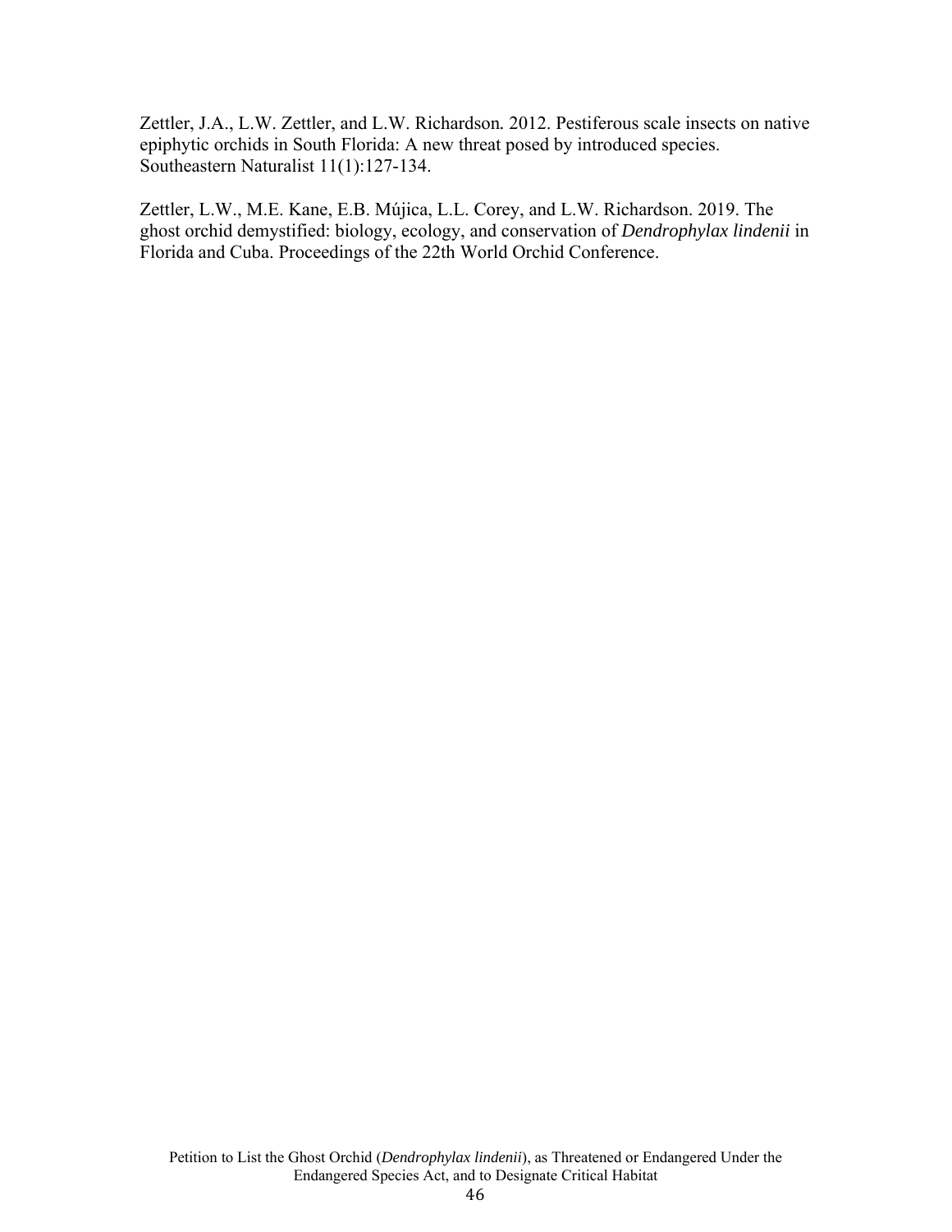Zettler, J.A., L.W. Zettler, and L.W. Richardson. 2012. Pestiferous scale insects on native epiphytic orchids in South Florida: A new threat posed by introduced species. Southeastern Naturalist 11(1):127-134.

Zettler, L.W., M.E. Kane, E.B. Mújica, L.L. Corey, and L.W. Richardson. 2019. The ghost orchid demystified: biology, ecology, and conservation of *Dendrophylax lindenii* in Florida and Cuba. Proceedings of the 22th World Orchid Conference.